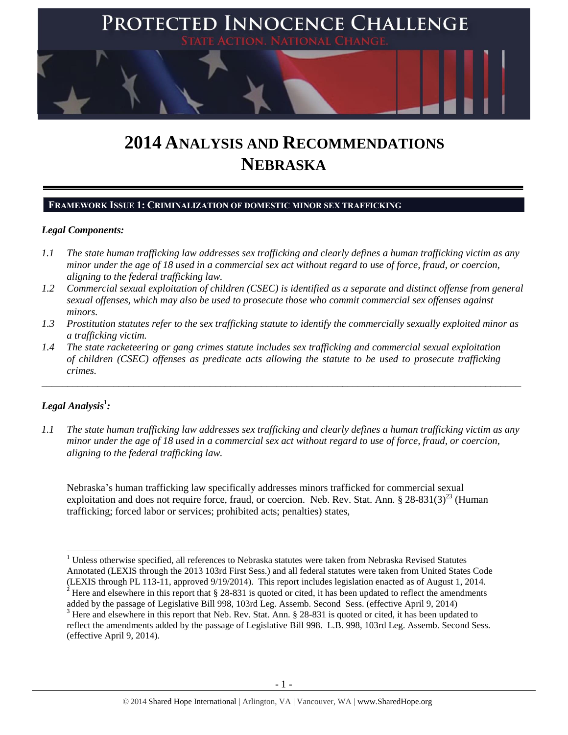# PROTECTED INNOCENCE CHALLENGE

STATE ACTION. NATIONAL CHANGE.

# 2014 ANALYSIS AND RECOMMENDATIONS NEBRASKA

## FRAMEWORK ISSUE 1: CRIMINALIZATION OF DOMESTIC MINOR SEX TRAFFICKING

### *Legal Components:*

*1.1 The state human trafficking law addresses sex trafficking and clearly defines a human trafficking victim as any minor under the age of 18 used in a commercial sex act without regard to use of force, fraud, or coercion, aligning to the federal trafficking law.*

*1.2 Commercial sexual exploitation of children (CSEC) is identified as a separate and distinct offense from general sexual offenses, which may also be used to prosecute those who commit commercial sex offenses against minors.*

*1.3 Prostitution statutes refer to the sex trafficking statute to identify the commercially sexually exploited minor as a trafficking victim.*

*1.4 The state racketeering or gang crimes statute includes sex trafficking and commercial sexual exploitation of children (CSEC) offenses as predicate acts allowing the statute to be used to prosecute trafficking crimes.*

---

### *Legal Analysis*[1]*:*

*1.1 The state human trafficking law addresses sex trafficking and clearly defines a human trafficking victim as any minor under the age of 18 used in a commercial sex act without regard to use of force, fraud, or coercion, aligning to the federal trafficking law.*

Nebraska's human trafficking law specifically addresses minors trafficked for commercial sexual exploitation and does not require force, fraud, or coercion. Neb. Rev. Stat. Ann. § 28-831(3)[23] (Human trafficking; forced labor or services; prohibited acts; penalties) states,

---

[1] Unless otherwise specified, all references to Nebraska statutes were taken from Nebraska Revised Statutes Annotated (LEXIS through the 2013 103rd First Sess.) and all federal statutes were taken from United States Code (LEXIS through PL 113-11, approved 9/19/2014). This report includes legislation enacted as of August 1, 2014.

[2] Here and elsewhere in this report that § 28-831 is quoted or cited, it has been updated to reflect the amendments added by the passage of Legislative Bill 998, 103rd Leg. Assemb. Second Sess. (effective April 9, 2014)

[3] Here and elsewhere in this report that Neb. Rev. Stat. Ann. § 28-831 is quoted or cited, it has been updated to reflect the amendments added by the passage of Legislative Bill 998. L.B. 998, 103rd Leg. Assemb. Second Sess. (effective April 9, 2014).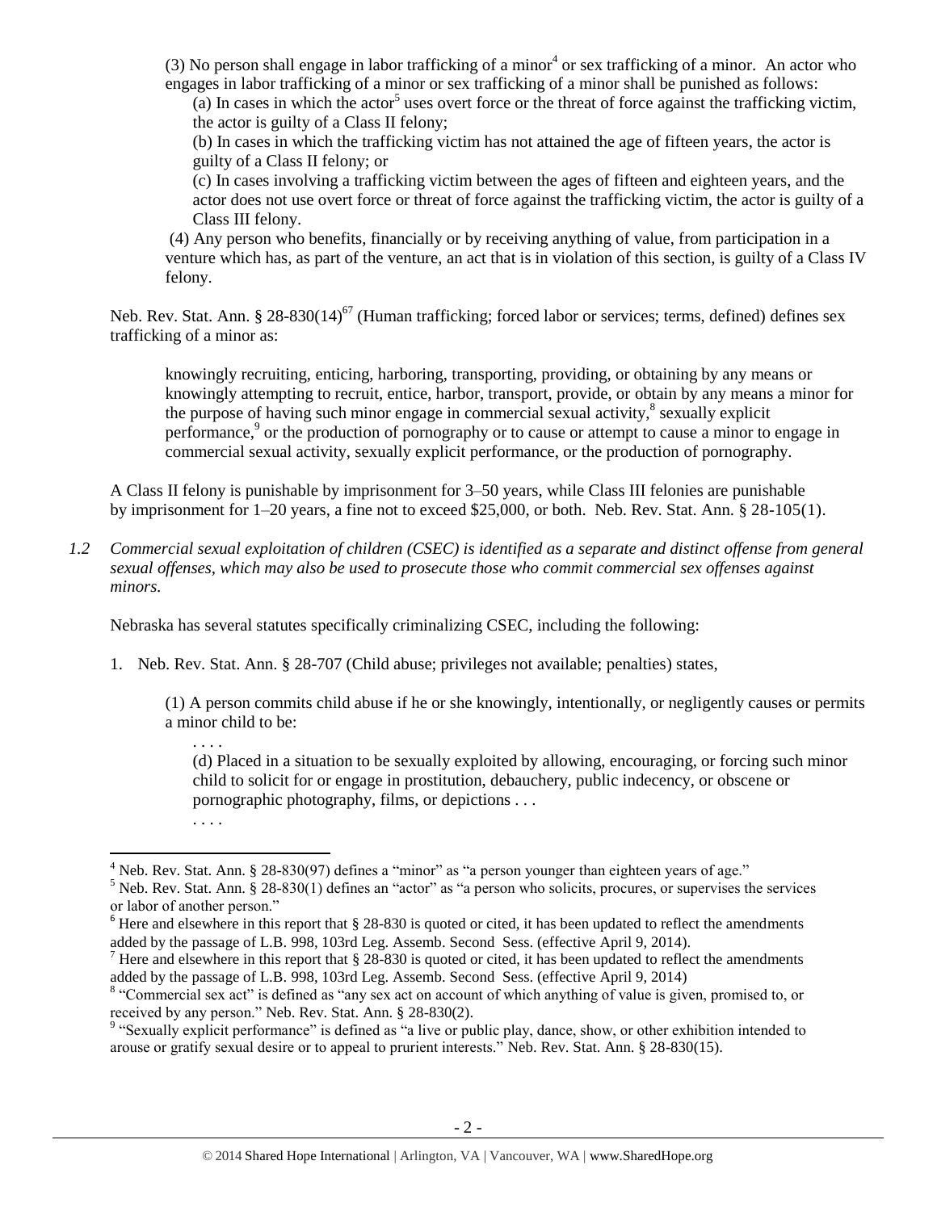(3) No person shall engage in labor trafficking of a minor[4] or sex trafficking of a minor. An actor who engages in labor trafficking of a minor or sex trafficking of a minor shall be punished as follows:

(a) In cases in which the actor[5] uses overt force or the threat of force against the trafficking victim, the actor is guilty of a Class II felony;

(b) In cases in which the trafficking victim has not attained the age of fifteen years, the actor is guilty of a Class II felony; or

(c) In cases involving a trafficking victim between the ages of fifteen and eighteen years, and the actor does not use overt force or threat of force against the trafficking victim, the actor is guilty of a Class III felony.

(4) Any person who benefits, financially or by receiving anything of value, from participation in a venture which has, as part of the venture, an act that is in violation of this section, is guilty of a Class IV felony.

Neb. Rev. Stat. Ann. § 28-830(14)[67] (Human trafficking; forced labor or services; terms, defined) defines sex trafficking of a minor as:

> knowingly recruiting, enticing, harboring, transporting, providing, or obtaining by any means or knowingly attempting to recruit, entice, harbor, transport, provide, or obtain by any means a minor for the purpose of having such minor engage in commercial sexual activity,[8] sexually explicit performance,[9] or the production of pornography or to cause or attempt to cause a minor to engage in commercial sexual activity, sexually explicit performance, or the production of pornography.

A Class II felony is punishable by imprisonment for 3–50 years, while Class III felonies are punishable by imprisonment for 1–20 years, a fine not to exceed $25,000, or both. Neb. Rev. Stat. Ann. § 28-105(1).

*1.2 Commercial sexual exploitation of children (CSEC) is identified as a separate and distinct offense from general sexual offenses, which may also be used to prosecute those who commit commercial sex offenses against minors.*

Nebraska has several statutes specifically criminalizing CSEC, including the following:

1. Neb. Rev. Stat. Ann. § 28-707 (Child abuse; privileges not available; penalties) states,

   (1) A person commits child abuse if he or she knowingly, intentionally, or negligently causes or permits a minor child to be:

   . . . .

   (d) Placed in a situation to be sexually exploited by allowing, encouraging, or forcing such minor child to solicit for or engage in prostitution, debauchery, public indecency, or obscene or pornographic photography, films, or depictions . . .

   . . . .

---

[4] Neb. Rev. Stat. Ann. § 28-830(97) defines a "minor" as "a person younger than eighteen years of age."

[5] Neb. Rev. Stat. Ann. § 28-830(1) defines an "actor" as "a person who solicits, procures, or supervises the services or labor of another person."

[6] Here and elsewhere in this report that § 28-830 is quoted or cited, it has been updated to reflect the amendments added by the passage of L.B. 998, 103rd Leg. Assemb. Second Sess. (effective April 9, 2014).

[7] Here and elsewhere in this report that § 28-830 is quoted or cited, it has been updated to reflect the amendments added by the passage of L.B. 998, 103rd Leg. Assemb. Second Sess. (effective April 9, 2014)

[8] "Commercial sex act" is defined as "any sex act on account of which anything of value is given, promised to, or received by any person." Neb. Rev. Stat. Ann. § 28-830(2).

[9] "Sexually explicit performance" is defined as "a live or public play, dance, show, or other exhibition intended to arouse or gratify sexual desire or to appeal to prurient interests." Neb. Rev. Stat. Ann. § 28-830(15).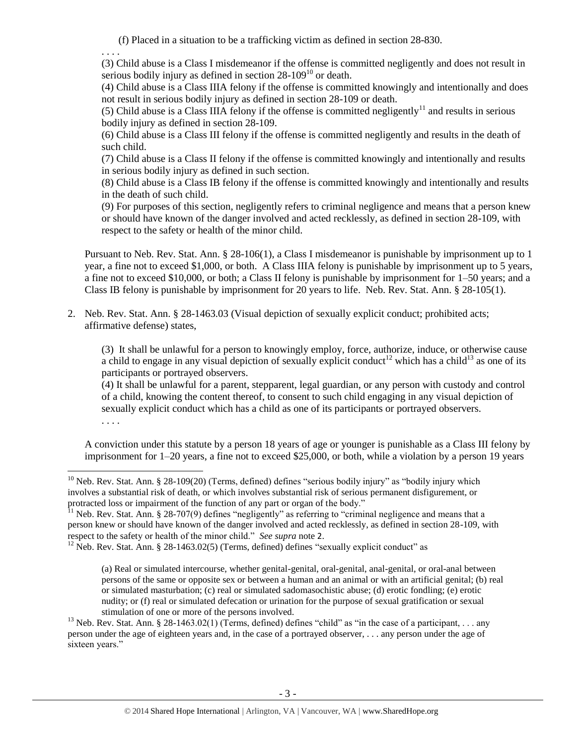(f) Placed in a situation to be a trafficking victim as defined in section 28-830.

. . . .

(3) Child abuse is a Class I misdemeanor if the offense is committed negligently and does not result in serious bodily injury as defined in section 28-109[10] or death.

(4) Child abuse is a Class IIIA felony if the offense is committed knowingly and intentionally and does not result in serious bodily injury as defined in section 28-109 or death.

(5) Child abuse is a Class IIIA felony if the offense is committed negligently[11] and results in serious bodily injury as defined in section 28-109.

(6) Child abuse is a Class III felony if the offense is committed negligently and results in the death of such child.

(7) Child abuse is a Class II felony if the offense is committed knowingly and intentionally and results in serious bodily injury as defined in such section.

(8) Child abuse is a Class IB felony if the offense is committed knowingly and intentionally and results in the death of such child.

(9) For purposes of this section, negligently refers to criminal negligence and means that a person knew or should have known of the danger involved and acted recklessly, as defined in section 28-109, with respect to the safety or health of the minor child.

Pursuant to Neb. Rev. Stat. Ann. § 28-106(1), a Class I misdemeanor is punishable by imprisonment up to 1 year, a fine not to exceed $1,000, or both. A Class IIIA felony is punishable by imprisonment up to 5 years, a fine not to exceed $10,000, or both; a Class II felony is punishable by imprisonment for 1–50 years; and a Class IB felony is punishable by imprisonment for 20 years to life. Neb. Rev. Stat. Ann. § 28-105(1).

2. Neb. Rev. Stat. Ann. § 28-1463.03 (Visual depiction of sexually explicit conduct; prohibited acts; affirmative defense) states,

(3) It shall be unlawful for a person to knowingly employ, force, authorize, induce, or otherwise cause a child to engage in any visual depiction of sexually explicit conduct[12] which has a child[13] as one of its participants or portrayed observers.

(4) It shall be unlawful for a parent, stepparent, legal guardian, or any person with custody and control of a child, knowing the content thereof, to consent to such child engaging in any visual depiction of sexually explicit conduct which has a child as one of its participants or portrayed observers.

. . . .

A conviction under this statute by a person 18 years of age or younger is punishable as a Class III felony by imprisonment for 1–20 years, a fine not to exceed $25,000, or both, while a violation by a person 19 years

---

[10] Neb. Rev. Stat. Ann. § 28-109(20) (Terms, defined) defines "serious bodily injury" as "bodily injury which involves a substantial risk of death, or which involves substantial risk of serious permanent disfigurement, or protracted loss or impairment of the function of any part or organ of the body."

[11] Neb. Rev. Stat. Ann. § 28-707(9) defines "negligently" as referring to "criminal negligence and means that a person knew or should have known of the danger involved and acted recklessly, as defined in section 28-109, with respect to the safety or health of the minor child." *See supra* note 2.

[12] Neb. Rev. Stat. Ann. § 28-1463.02(5) (Terms, defined) defines "sexually explicit conduct" as

> (a) Real or simulated intercourse, whether genital-genital, oral-genital, anal-genital, or oral-anal between persons of the same or opposite sex or between a human and an animal or with an artificial genital; (b) real or simulated masturbation; (c) real or simulated sadomasochistic abuse; (d) erotic fondling; (e) erotic nudity; or (f) real or simulated defecation or urination for the purpose of sexual gratification or sexual stimulation of one or more of the persons involved.

[13] Neb. Rev. Stat. Ann. § 28-1463.02(1) (Terms, defined) defines "child" as "in the case of a participant, . . . any person under the age of eighteen years and, in the case of a portrayed observer, . . . any person under the age of sixteen years."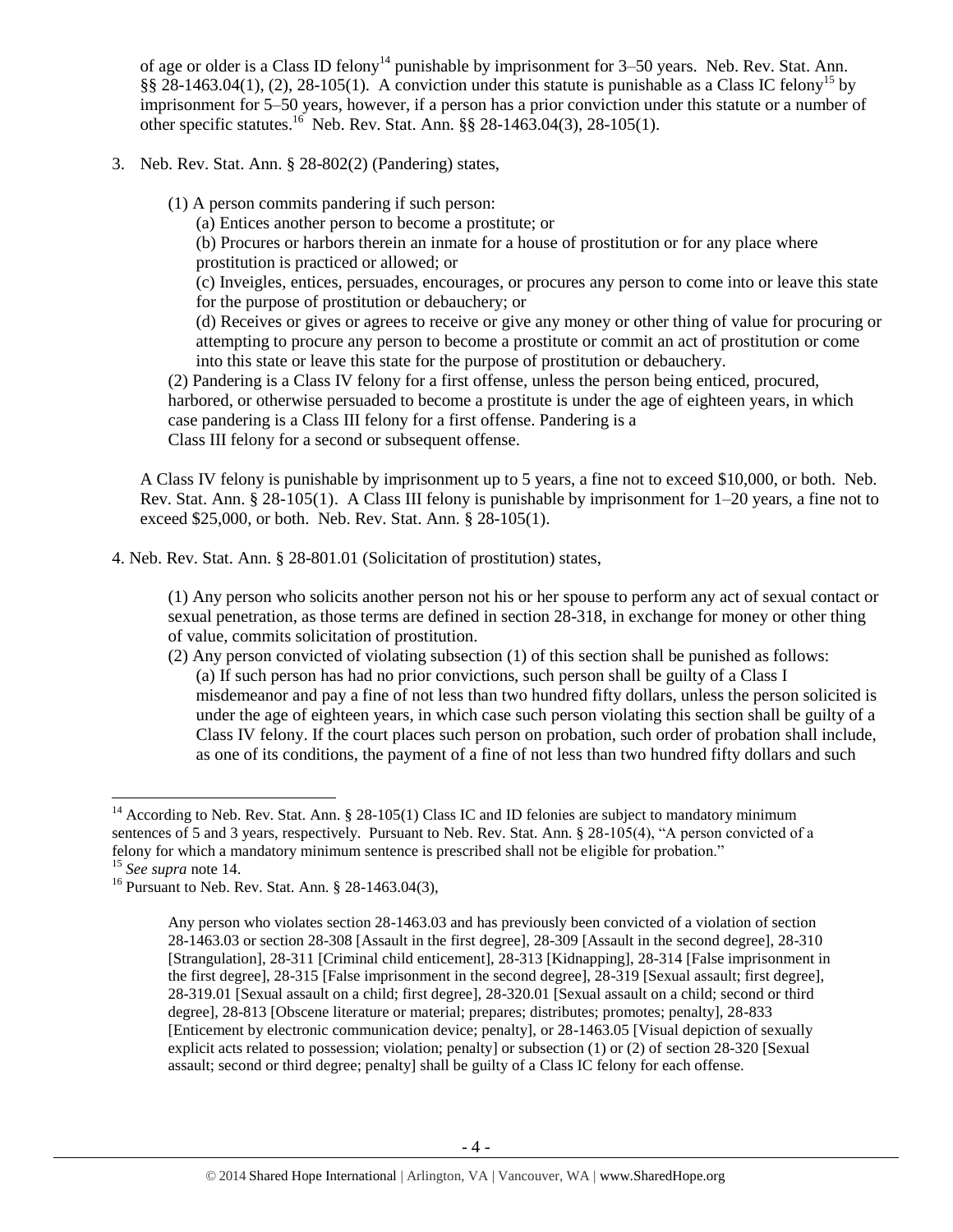of age or older is a Class ID felony[14] punishable by imprisonment for 3–50 years. Neb. Rev. Stat. Ann. §§ 28-1463.04(1), (2), 28-105(1). A conviction under this statute is punishable as a Class IC felony[15] by imprisonment for 5–50 years, however, if a person has a prior conviction under this statute or a number of other specific statutes.[16] Neb. Rev. Stat. Ann. §§ 28-1463.04(3), 28-105(1).

3. Neb. Rev. Stat. Ann. § 28-802(2) (Pandering) states,

   (1) A person commits pandering if such person:

   (a) Entices another person to become a prostitute; or

   (b) Procures or harbors therein an inmate for a house of prostitution or for any place where prostitution is practiced or allowed; or

   (c) Inveigles, entices, persuades, encourages, or procures any person to come into or leave this state for the purpose of prostitution or debauchery; or

   (d) Receives or gives or agrees to receive or give any money or other thing of value for procuring or attempting to procure any person to become a prostitute or commit an act of prostitution or come into this state or leave this state for the purpose of prostitution or debauchery.

   (2) Pandering is a Class IV felony for a first offense, unless the person being enticed, procured, harbored, or otherwise persuaded to become a prostitute is under the age of eighteen years, in which case pandering is a Class III felony for a first offense. Pandering is a Class III felony for a second or subsequent offense.

A Class IV felony is punishable by imprisonment up to 5 years, a fine not to exceed $10,000, or both. Neb. Rev. Stat. Ann. § 28-105(1). A Class III felony is punishable by imprisonment for 1–20 years, a fine not to exceed $25,000, or both. Neb. Rev. Stat. Ann. § 28-105(1).

4. Neb. Rev. Stat. Ann. § 28-801.01 (Solicitation of prostitution) states,

   (1) Any person who solicits another person not his or her spouse to perform any act of sexual contact or sexual penetration, as those terms are defined in section 28-318, in exchange for money or other thing of value, commits solicitation of prostitution.

   (2) Any person convicted of violating subsection (1) of this section shall be punished as follows:

   (a) If such person has had no prior convictions, such person shall be guilty of a Class I misdemeanor and pay a fine of not less than two hundred fifty dollars, unless the person solicited is under the age of eighteen years, in which case such person violating this section shall be guilty of a Class IV felony. If the court places such person on probation, such order of probation shall include, as one of its conditions, the payment of a fine of not less than two hundred fifty dollars and such

---

[14] According to Neb. Rev. Stat. Ann. § 28-105(1) Class IC and ID felonies are subject to mandatory minimum sentences of 5 and 3 years, respectively. Pursuant to Neb. Rev. Stat. Ann. § 28-105(4), "A person convicted of a felony for which a mandatory minimum sentence is prescribed shall not be eligible for probation."

[15] *See supra* note 14.

[16] Pursuant to Neb. Rev. Stat. Ann. § 28-1463.04(3),

> Any person who violates section 28-1463.03 and has previously been convicted of a violation of section 28-1463.03 or section 28-308 [Assault in the first degree], 28-309 [Assault in the second degree], 28-310 [Strangulation], 28-311 [Criminal child enticement], 28-313 [Kidnapping], 28-314 [False imprisonment in the first degree], 28-315 [False imprisonment in the second degree], 28-319 [Sexual assault; first degree], 28-319.01 [Sexual assault on a child; first degree], 28-320.01 [Sexual assault on a child; second or third degree], 28-813 [Obscene literature or material; prepares; distributes; promotes; penalty], 28-833 [Enticement by electronic communication device; penalty], or 28-1463.05 [Visual depiction of sexually explicit acts related to possession; violation; penalty] or subsection (1) or (2) of section 28-320 [Sexual assault; second or third degree; penalty] shall be guilty of a Class IC felony for each offense.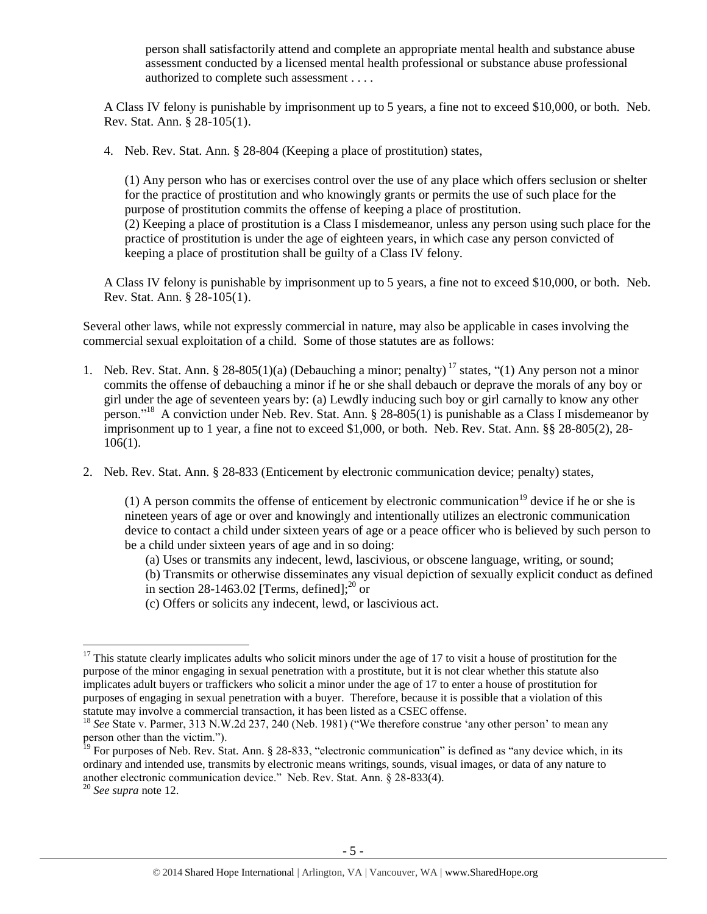person shall satisfactorily attend and complete an appropriate mental health and substance abuse assessment conducted by a licensed mental health professional or substance abuse professional authorized to complete such assessment . . . .

A Class IV felony is punishable by imprisonment up to 5 years, a fine not to exceed $10,000, or both. Neb. Rev. Stat. Ann. § 28-105(1).

4. Neb. Rev. Stat. Ann. § 28-804 (Keeping a place of prostitution) states,

   (1) Any person who has or exercises control over the use of any place which offers seclusion or shelter for the practice of prostitution and who knowingly grants or permits the use of such place for the purpose of prostitution commits the offense of keeping a place of prostitution.
   (2) Keeping a place of prostitution is a Class I misdemeanor, unless any person using such place for the practice of prostitution is under the age of eighteen years, in which case any person convicted of keeping a place of prostitution shall be guilty of a Class IV felony.

A Class IV felony is punishable by imprisonment up to 5 years, a fine not to exceed $10,000, or both. Neb. Rev. Stat. Ann. § 28-105(1).

Several other laws, while not expressly commercial in nature, may also be applicable in cases involving the commercial sexual exploitation of a child. Some of those statutes are as follows:

1. Neb. Rev. Stat. Ann. § 28-805(1)(a) (Debauching a minor; penalty) [17] states, "(1) Any person not a minor commits the offense of debauching a minor if he or she shall debauch or deprave the morals of any boy or girl under the age of seventeen years by: (a) Lewdly inducing such boy or girl carnally to know any other person."[18] A conviction under Neb. Rev. Stat. Ann. § 28-805(1) is punishable as a Class I misdemeanor by imprisonment up to 1 year, a fine not to exceed $1,000, or both. Neb. Rev. Stat. Ann. §§ 28-805(2), 28-106(1).

2. Neb. Rev. Stat. Ann. § 28-833 (Enticement by electronic communication device; penalty) states,

   (1) A person commits the offense of enticement by electronic communication[19] device if he or she is nineteen years of age or over and knowingly and intentionally utilizes an electronic communication device to contact a child under sixteen years of age or a peace officer who is believed by such person to be a child under sixteen years of age and in so doing:
      (a) Uses or transmits any indecent, lewd, lascivious, or obscene language, writing, or sound;
      (b) Transmits or otherwise disseminates any visual depiction of sexually explicit conduct as defined in section 28-1463.02 [Terms, defined];[20] or
      (c) Offers or solicits any indecent, lewd, or lascivious act.

---

[17] This statute clearly implicates adults who solicit minors under the age of 17 to visit a house of prostitution for the purpose of the minor engaging in sexual penetration with a prostitute, but it is not clear whether this statute also implicates adult buyers or traffickers who solicit a minor under the age of 17 to enter a house of prostitution for purposes of engaging in sexual penetration with a buyer. Therefore, because it is possible that a violation of this statute may involve a commercial transaction, it has been listed as a CSEC offense.

[18] *See* State v. Parmer, 313 N.W.2d 237, 240 (Neb. 1981) ("We therefore construe 'any other person' to mean any person other than the victim.").

[19] For purposes of Neb. Rev. Stat. Ann. § 28-833, "electronic communication" is defined as "any device which, in its ordinary and intended use, transmits by electronic means writings, sounds, visual images, or data of any nature to another electronic communication device." Neb. Rev. Stat. Ann. § 28-833(4).

[20] *See supra* note 12.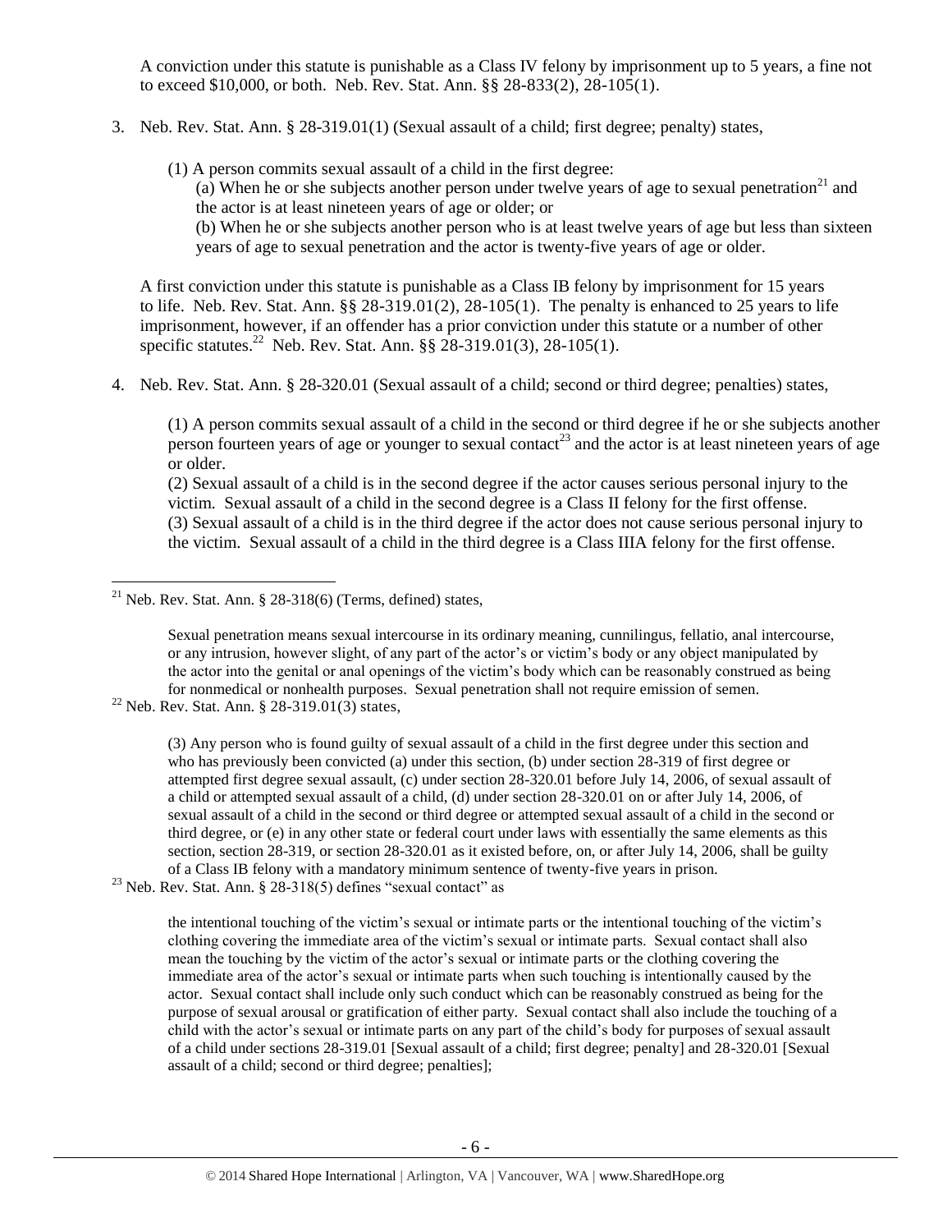A conviction under this statute is punishable as a Class IV felony by imprisonment up to 5 years, a fine not to exceed $10,000, or both. Neb. Rev. Stat. Ann. §§ 28-833(2), 28-105(1).

3. Neb. Rev. Stat. Ann. § 28-319.01(1) (Sexual assault of a child; first degree; penalty) states,

   (1) A person commits sexual assault of a child in the first degree:
   (a) When he or she subjects another person under twelve years of age to sexual penetration[21] and the actor is at least nineteen years of age or older; or
   (b) When he or she subjects another person who is at least twelve years of age but less than sixteen years of age to sexual penetration and the actor is twenty-five years of age or older.

   A first conviction under this statute is punishable as a Class IB felony by imprisonment for 15 years to life. Neb. Rev. Stat. Ann. §§ 28-319.01(2), 28-105(1). The penalty is enhanced to 25 years to life imprisonment, however, if an offender has a prior conviction under this statute or a number of other specific statutes.[22] Neb. Rev. Stat. Ann. §§ 28-319.01(3), 28-105(1).

4. Neb. Rev. Stat. Ann. § 28-320.01 (Sexual assault of a child; second or third degree; penalties) states,

   (1) A person commits sexual assault of a child in the second or third degree if he or she subjects another person fourteen years of age or younger to sexual contact[23] and the actor is at least nineteen years of age or older.
   (2) Sexual assault of a child is in the second degree if the actor causes serious personal injury to the victim. Sexual assault of a child in the second degree is a Class II felony for the first offense.
   (3) Sexual assault of a child is in the third degree if the actor does not cause serious personal injury to the victim. Sexual assault of a child in the third degree is a Class IIIA felony for the first offense.

---

[21] Neb. Rev. Stat. Ann. § 28-318(6) (Terms, defined) states,

> Sexual penetration means sexual intercourse in its ordinary meaning, cunnilingus, fellatio, anal intercourse, or any intrusion, however slight, of any part of the actor's or victim's body or any object manipulated by the actor into the genital or anal openings of the victim's body which can be reasonably construed as being for nonmedical or nonhealth purposes. Sexual penetration shall not require emission of semen.

[22] Neb. Rev. Stat. Ann. § 28-319.01(3) states,

> (3) Any person who is found guilty of sexual assault of a child in the first degree under this section and who has previously been convicted (a) under this section, (b) under section 28-319 of first degree or attempted first degree sexual assault, (c) under section 28-320.01 before July 14, 2006, of sexual assault of a child or attempted sexual assault of a child, (d) under section 28-320.01 on or after July 14, 2006, of sexual assault of a child in the second or third degree or attempted sexual assault of a child in the second or third degree, or (e) in any other state or federal court under laws with essentially the same elements as this section, section 28-319, or section 28-320.01 as it existed before, on, or after July 14, 2006, shall be guilty of a Class IB felony with a mandatory minimum sentence of twenty-five years in prison.

[23] Neb. Rev. Stat. Ann. § 28-318(5) defines "sexual contact" as

> the intentional touching of the victim's sexual or intimate parts or the intentional touching of the victim's clothing covering the immediate area of the victim's sexual or intimate parts. Sexual contact shall also mean the touching by the victim of the actor's sexual or intimate parts or the clothing covering the immediate area of the actor's sexual or intimate parts when such touching is intentionally caused by the actor. Sexual contact shall include only such conduct which can be reasonably construed as being for the purpose of sexual arousal or gratification of either party. Sexual contact shall also include the touching of a child with the actor's sexual or intimate parts on any part of the child's body for purposes of sexual assault of a child under sections 28-319.01 [Sexual assault of a child; first degree; penalty] and 28-320.01 [Sexual assault of a child; second or third degree; penalties];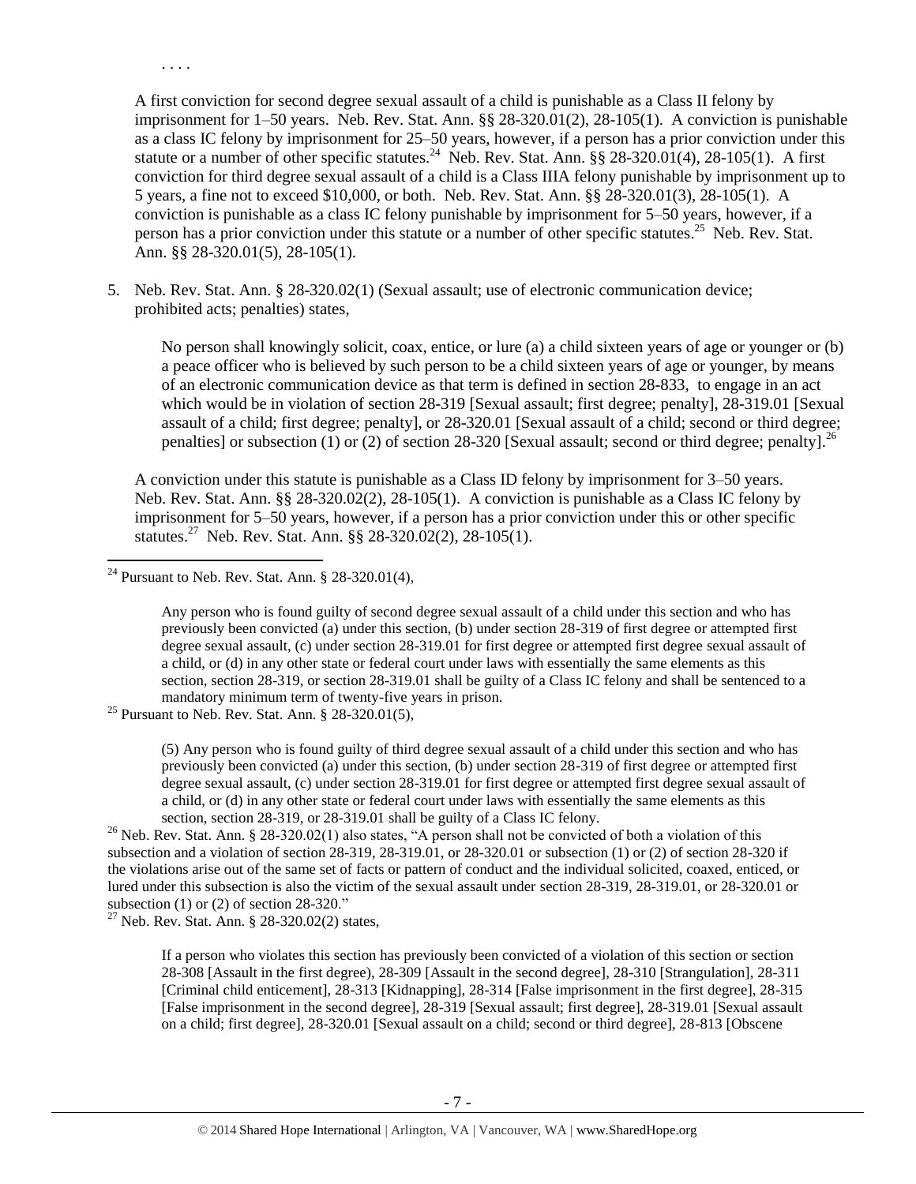. . . .

A first conviction for second degree sexual assault of a child is punishable as a Class II felony by imprisonment for 1–50 years. Neb. Rev. Stat. Ann. §§ 28-320.01(2), 28-105(1). A conviction is punishable as a class IC felony by imprisonment for 25–50 years, however, if a person has a prior conviction under this statute or a number of other specific statutes.[24] Neb. Rev. Stat. Ann. §§ 28-320.01(4), 28-105(1). A first conviction for third degree sexual assault of a child is a Class IIIA felony punishable by imprisonment up to 5 years, a fine not to exceed $10,000, or both. Neb. Rev. Stat. Ann. §§ 28-320.01(3), 28-105(1). A conviction is punishable as a class IC felony punishable by imprisonment for 5–50 years, however, if a person has a prior conviction under this statute or a number of other specific statutes.[25] Neb. Rev. Stat. Ann. §§ 28-320.01(5), 28-105(1).

5. Neb. Rev. Stat. Ann. § 28-320.02(1) (Sexual assault; use of electronic communication device; prohibited acts; penalties) states,

   No person shall knowingly solicit, coax, entice, or lure (a) a child sixteen years of age or younger or (b) a peace officer who is believed by such person to be a child sixteen years of age or younger, by means of an electronic communication device as that term is defined in section 28-833, to engage in an act which would be in violation of section 28-319 [Sexual assault; first degree; penalty], 28-319.01 [Sexual assault of a child; first degree; penalty], or 28-320.01 [Sexual assault of a child; second or third degree; penalties] or subsection (1) or (2) of section 28-320 [Sexual assault; second or third degree; penalty].[26]

   A conviction under this statute is punishable as a Class ID felony by imprisonment for 3–50 years. Neb. Rev. Stat. Ann. §§ 28-320.02(2), 28-105(1). A conviction is punishable as a Class IC felony by imprisonment for 5–50 years, however, if a person has a prior conviction under this or other specific statutes.[27] Neb. Rev. Stat. Ann. §§ 28-320.02(2), 28-105(1).

---

[24] Pursuant to Neb. Rev. Stat. Ann. § 28-320.01(4),

> Any person who is found guilty of second degree sexual assault of a child under this section and who has previously been convicted (a) under this section, (b) under section 28-319 of first degree or attempted first degree sexual assault, (c) under section 28-319.01 for first degree or attempted first degree sexual assault of a child, or (d) in any other state or federal court under laws with essentially the same elements as this section, section 28-319, or section 28-319.01 shall be guilty of a Class IC felony and shall be sentenced to a mandatory minimum term of twenty-five years in prison.

[25] Pursuant to Neb. Rev. Stat. Ann. § 28-320.01(5),

> (5) Any person who is found guilty of third degree sexual assault of a child under this section and who has previously been convicted (a) under this section, (b) under section 28-319 of first degree or attempted first degree sexual assault, (c) under section 28-319.01 for first degree or attempted first degree sexual assault of a child, or (d) in any other state or federal court under laws with essentially the same elements as this section, section 28-319, or 28-319.01 shall be guilty of a Class IC felony.

[26] Neb. Rev. Stat. Ann. § 28-320.02(1) also states, "A person shall not be convicted of both a violation of this subsection and a violation of section 28-319, 28-319.01, or 28-320.01 or subsection (1) or (2) of section 28-320 if the violations arise out of the same set of facts or pattern of conduct and the individual solicited, coaxed, enticed, or lured under this subsection is also the victim of the sexual assault under section 28-319, 28-319.01, or 28-320.01 or subsection (1) or (2) of section 28-320."

[27] Neb. Rev. Stat. Ann. § 28-320.02(2) states,

> If a person who violates this section has previously been convicted of a violation of this section or section 28-308 [Assault in the first degree), 28-309 [Assault in the second degree], 28-310 [Strangulation], 28-311 [Criminal child enticement], 28-313 [Kidnapping], 28-314 [False imprisonment in the first degree], 28-315 [False imprisonment in the second degree], 28-319 [Sexual assault; first degree], 28-319.01 [Sexual assault on a child; first degree], 28-320.01 [Sexual assault on a child; second or third degree], 28-813 [Obscene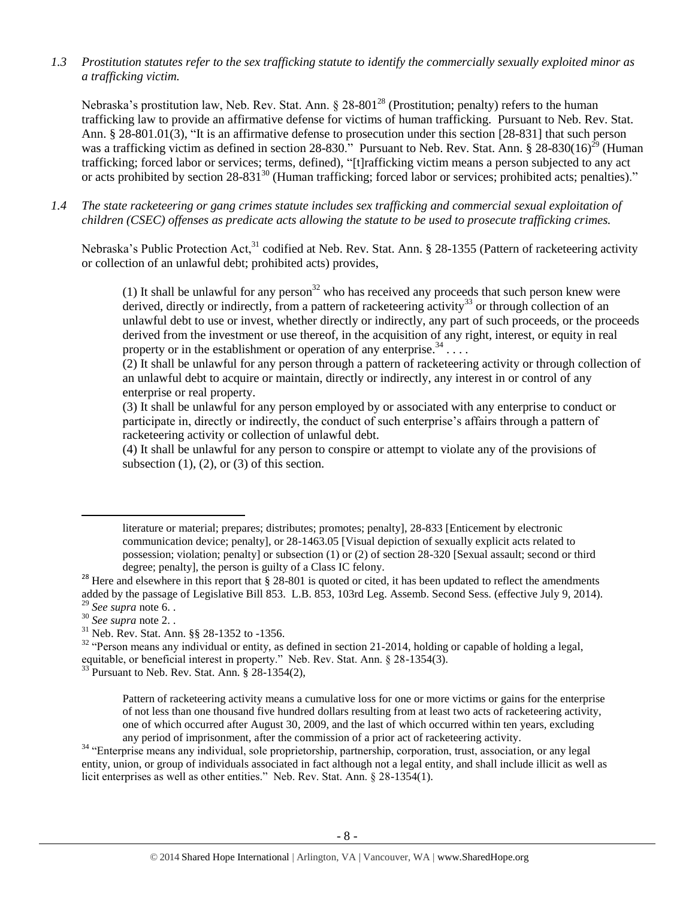*1.3 Prostitution statutes refer to the sex trafficking statute to identify the commercially sexually exploited minor as a trafficking victim.*

Nebraska's prostitution law, Neb. Rev. Stat. Ann. § 28-801[28] (Prostitution; penalty) refers to the human trafficking law to provide an affirmative defense for victims of human trafficking. Pursuant to Neb. Rev. Stat. Ann. § 28-801.01(3), "It is an affirmative defense to prosecution under this section [28-831] that such person was a trafficking victim as defined in section 28-830." Pursuant to Neb. Rev. Stat. Ann. § 28-830(16)[29] (Human trafficking; forced labor or services; terms, defined), "[t]rafficking victim means a person subjected to any act or acts prohibited by section 28-831[30] (Human trafficking; forced labor or services; prohibited acts; penalties)."

*1.4 The state racketeering or gang crimes statute includes sex trafficking and commercial sexual exploitation of children (CSEC) offenses as predicate acts allowing the statute to be used to prosecute trafficking crimes.*

Nebraska's Public Protection Act,[31] codified at Neb. Rev. Stat. Ann. § 28-1355 (Pattern of racketeering activity or collection of an unlawful debt; prohibited acts) provides,

> (1) It shall be unlawful for any person[32] who has received any proceeds that such person knew were derived, directly or indirectly, from a pattern of racketeering activity[33] or through collection of an unlawful debt to use or invest, whether directly or indirectly, any part of such proceeds, or the proceeds derived from the investment or use thereof, in the acquisition of any right, interest, or equity in real property or in the establishment or operation of any enterprise.[34] . . . .
>
> (2) It shall be unlawful for any person through a pattern of racketeering activity or through collection of an unlawful debt to acquire or maintain, directly or indirectly, any interest in or control of any enterprise or real property.
>
> (3) It shall be unlawful for any person employed by or associated with any enterprise to conduct or participate in, directly or indirectly, the conduct of such enterprise's affairs through a pattern of racketeering activity or collection of unlawful debt.
>
> (4) It shall be unlawful for any person to conspire or attempt to violate any of the provisions of subsection (1), (2), or (3) of this section.

---

literature or material; prepares; distributes; promotes; penalty], 28-833 [Enticement by electronic communication device; penalty], or 28-1463.05 [Visual depiction of sexually explicit acts related to possession; violation; penalty] or subsection (1) or (2) of section 28-320 [Sexual assault; second or third degree; penalty], the person is guilty of a Class IC felony.

[28] Here and elsewhere in this report that § 28-801 is quoted or cited, it has been updated to reflect the amendments added by the passage of Legislative Bill 853. L.B. 853, 103rd Leg. Assemb. Second Sess. (effective July 9, 2014).

[29] *See supra* note 6. .

[30] *See supra* note 2. .

[31] Neb. Rev. Stat. Ann. §§ 28-1352 to -1356.

[32] "Person means any individual or entity, as defined in section 21-2014, holding or capable of holding a legal, equitable, or beneficial interest in property." Neb. Rev. Stat. Ann. § 28-1354(3).

[33] Pursuant to Neb. Rev. Stat. Ann. § 28-1354(2),

> Pattern of racketeering activity means a cumulative loss for one or more victims or gains for the enterprise of not less than one thousand five hundred dollars resulting from at least two acts of racketeering activity, one of which occurred after August 30, 2009, and the last of which occurred within ten years, excluding any period of imprisonment, after the commission of a prior act of racketeering activity.

[34] "Enterprise means any individual, sole proprietorship, partnership, corporation, trust, association, or any legal entity, union, or group of individuals associated in fact although not a legal entity, and shall include illicit as well as licit enterprises as well as other entities." Neb. Rev. Stat. Ann. § 28-1354(1).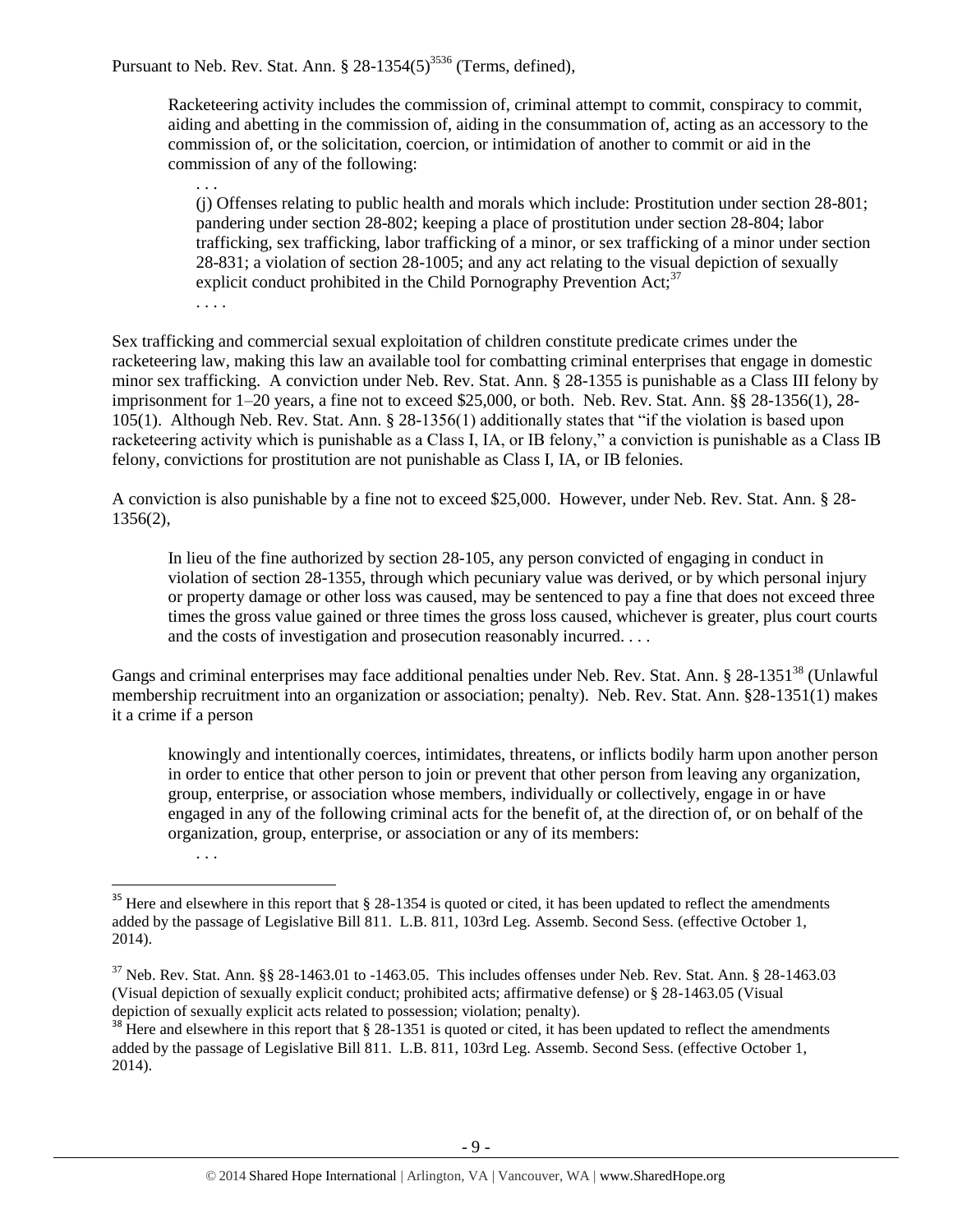Pursuant to Neb. Rev. Stat. Ann. § 28-1354(5)[35][36] (Terms, defined),

> Racketeering activity includes the commission of, criminal attempt to commit, conspiracy to commit, aiding and abetting in the commission of, aiding in the consummation of, acting as an accessory to the commission of, or the solicitation, coercion, or intimidation of another to commit or aid in the commission of any of the following:
>
> . . .
>
> (j) Offenses relating to public health and morals which include: Prostitution under section 28-801; pandering under section 28-802; keeping a place of prostitution under section 28-804; labor trafficking, sex trafficking, labor trafficking of a minor, or sex trafficking of a minor under section 28-831; a violation of section 28-1005; and any act relating to the visual depiction of sexually explicit conduct prohibited in the Child Pornography Prevention Act;[37]
>
> . . . .

Sex trafficking and commercial sexual exploitation of children constitute predicate crimes under the racketeering law, making this law an available tool for combatting criminal enterprises that engage in domestic minor sex trafficking. A conviction under Neb. Rev. Stat. Ann. § 28-1355 is punishable as a Class III felony by imprisonment for 1–20 years, a fine not to exceed $25,000, or both. Neb. Rev. Stat. Ann. §§ 28-1356(1), 28-105(1). Although Neb. Rev. Stat. Ann. § 28-1356(1) additionally states that "if the violation is based upon racketeering activity which is punishable as a Class I, IA, or IB felony," a conviction is punishable as a Class IB felony, convictions for prostitution are not punishable as Class I, IA, or IB felonies.

A conviction is also punishable by a fine not to exceed $25,000. However, under Neb. Rev. Stat. Ann. § 28-1356(2),

> In lieu of the fine authorized by section 28-105, any person convicted of engaging in conduct in violation of section 28-1355, through which pecuniary value was derived, or by which personal injury or property damage or other loss was caused, may be sentenced to pay a fine that does not exceed three times the gross value gained or three times the gross loss caused, whichever is greater, plus court courts and the costs of investigation and prosecution reasonably incurred. . . .

Gangs and criminal enterprises may face additional penalties under Neb. Rev. Stat. Ann. § 28-1351[38] (Unlawful membership recruitment into an organization or association; penalty). Neb. Rev. Stat. Ann. §28-1351(1) makes it a crime if a person

> knowingly and intentionally coerces, intimidates, threatens, or inflicts bodily harm upon another person in order to entice that other person to join or prevent that other person from leaving any organization, group, enterprise, or association whose members, individually or collectively, engage in or have engaged in any of the following criminal acts for the benefit of, at the direction of, or on behalf of the organization, group, enterprise, or association or any of its members:
>
> . . .

---

[35] Here and elsewhere in this report that § 28-1354 is quoted or cited, it has been updated to reflect the amendments added by the passage of Legislative Bill 811. L.B. 811, 103rd Leg. Assemb. Second Sess. (effective October 1, 2014).

[37] Neb. Rev. Stat. Ann. §§ 28-1463.01 to -1463.05. This includes offenses under Neb. Rev. Stat. Ann. § 28-1463.03 (Visual depiction of sexually explicit conduct; prohibited acts; affirmative defense) or § 28-1463.05 (Visual depiction of sexually explicit acts related to possession; violation; penalty).

[38] Here and elsewhere in this report that § 28-1351 is quoted or cited, it has been updated to reflect the amendments added by the passage of Legislative Bill 811. L.B. 811, 103rd Leg. Assemb. Second Sess. (effective October 1, 2014).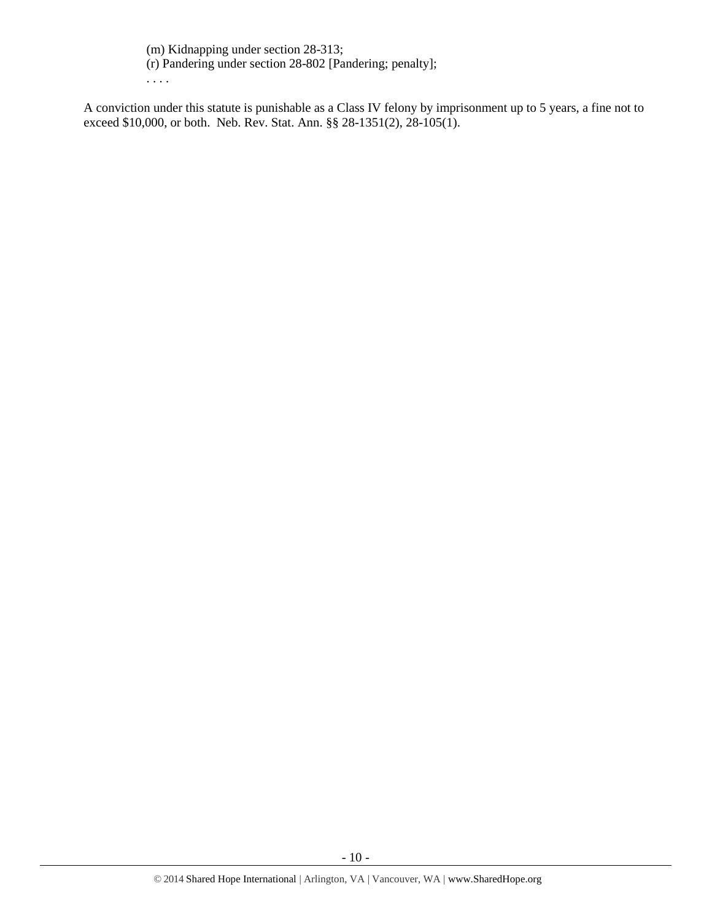(m) Kidnapping under section 28-313;
(r) Pandering under section 28-802 [Pandering; penalty];
. . . .

A conviction under this statute is punishable as a Class IV felony by imprisonment up to 5 years, a fine not to exceed $10,000, or both. Neb. Rev. Stat. Ann. §§ 28-1351(2), 28-105(1).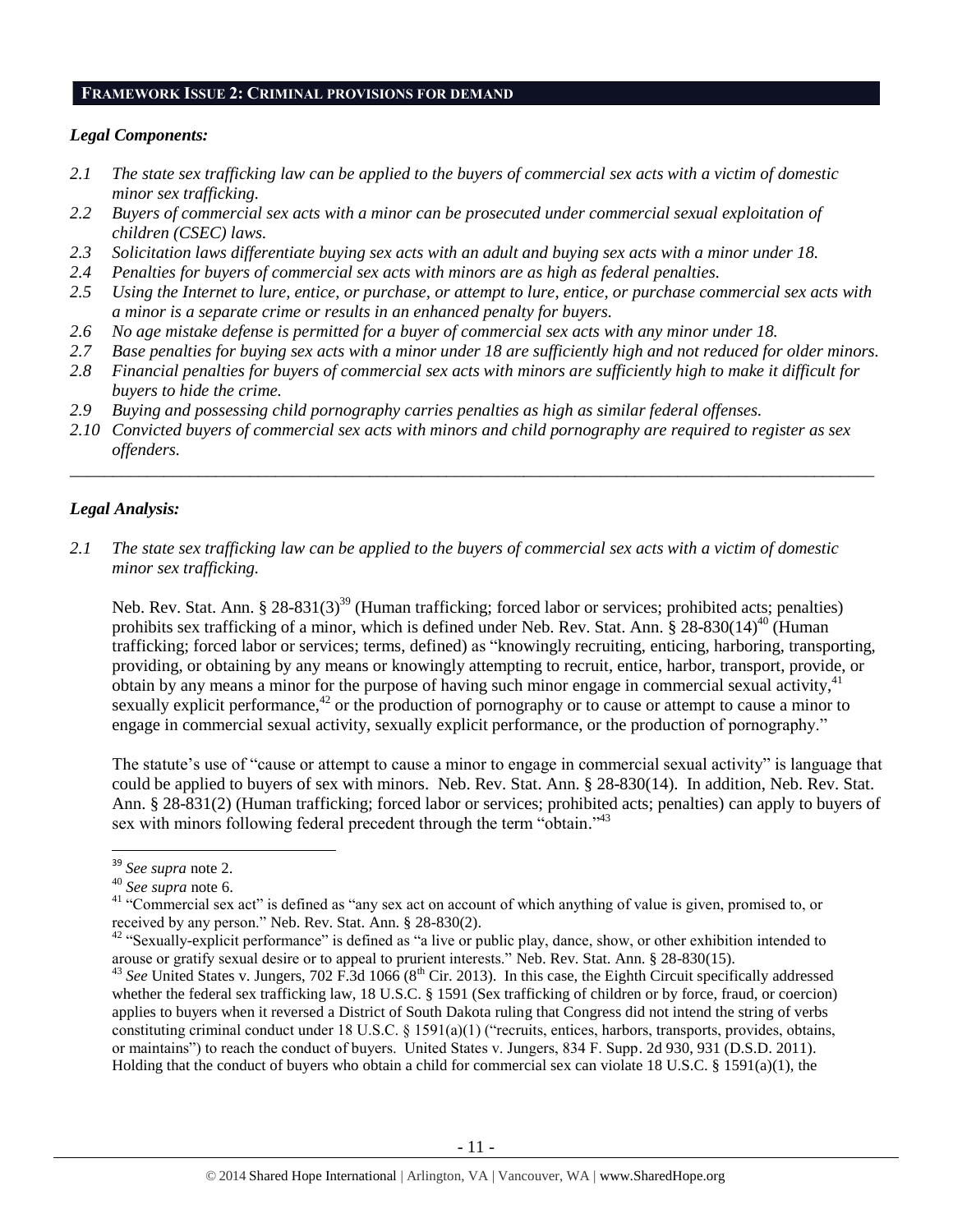## FRAMEWORK ISSUE 2: CRIMINAL PROVISIONS FOR DEMAND

### *Legal Components:*

*2.1 The state sex trafficking law can be applied to the buyers of commercial sex acts with a victim of domestic minor sex trafficking.*

*2.2 Buyers of commercial sex acts with a minor can be prosecuted under commercial sexual exploitation of children (CSEC) laws.*

*2.3 Solicitation laws differentiate buying sex acts with an adult and buying sex acts with a minor under 18.*

*2.4 Penalties for buyers of commercial sex acts with minors are as high as federal penalties.*

*2.5 Using the Internet to lure, entice, or purchase, or attempt to lure, entice, or purchase commercial sex acts with a minor is a separate crime or results in an enhanced penalty for buyers.*

*2.6 No age mistake defense is permitted for a buyer of commercial sex acts with any minor under 18.*

*2.7 Base penalties for buying sex acts with a minor under 18 are sufficiently high and not reduced for older minors.*

*2.8 Financial penalties for buyers of commercial sex acts with minors are sufficiently high to make it difficult for buyers to hide the crime.*

*2.9 Buying and possessing child pornography carries penalties as high as similar federal offenses.*

*2.10 Convicted buyers of commercial sex acts with minors and child pornography are required to register as sex offenders.*

---

### *Legal Analysis:*

*2.1 The state sex trafficking law can be applied to the buyers of commercial sex acts with a victim of domestic minor sex trafficking.*

Neb. Rev. Stat. Ann. § 28-831(3)[39] (Human trafficking; forced labor or services; prohibited acts; penalties) prohibits sex trafficking of a minor, which is defined under Neb. Rev. Stat. Ann. § 28-830(14)[40] (Human trafficking; forced labor or services; terms, defined) as "knowingly recruiting, enticing, harboring, transporting, providing, or obtaining by any means or knowingly attempting to recruit, entice, harbor, transport, provide, or obtain by any means a minor for the purpose of having such minor engage in commercial sexual activity,[41] sexually explicit performance,[42] or the production of pornography or to cause or attempt to cause a minor to engage in commercial sexual activity, sexually explicit performance, or the production of pornography."

The statute's use of "cause or attempt to cause a minor to engage in commercial sexual activity" is language that could be applied to buyers of sex with minors. Neb. Rev. Stat. Ann. § 28-830(14). In addition, Neb. Rev. Stat. Ann. § 28-831(2) (Human trafficking; forced labor or services; prohibited acts; penalties) can apply to buyers of sex with minors following federal precedent through the term "obtain."[43]

---

[39] *See supra* note 2.

[40] *See supra* note 6.

[41] "Commercial sex act" is defined as "any sex act on account of which anything of value is given, promised to, or received by any person." Neb. Rev. Stat. Ann. § 28-830(2).

[42] "Sexually-explicit performance" is defined as "a live or public play, dance, show, or other exhibition intended to arouse or gratify sexual desire or to appeal to prurient interests." Neb. Rev. Stat. Ann. § 28-830(15).

[43] *See* United States v. Jungers, 702 F.3d 1066 (8th Cir. 2013). In this case, the Eighth Circuit specifically addressed whether the federal sex trafficking law, 18 U.S.C. § 1591 (Sex trafficking of children or by force, fraud, or coercion) applies to buyers when it reversed a District of South Dakota ruling that Congress did not intend the string of verbs constituting criminal conduct under 18 U.S.C. § 1591(a)(1) ("recruits, entices, harbors, transports, provides, obtains, or maintains") to reach the conduct of buyers. United States v. Jungers, 834 F. Supp. 2d 930, 931 (D.S.D. 2011). Holding that the conduct of buyers who obtain a child for commercial sex can violate 18 U.S.C. § 1591(a)(1), the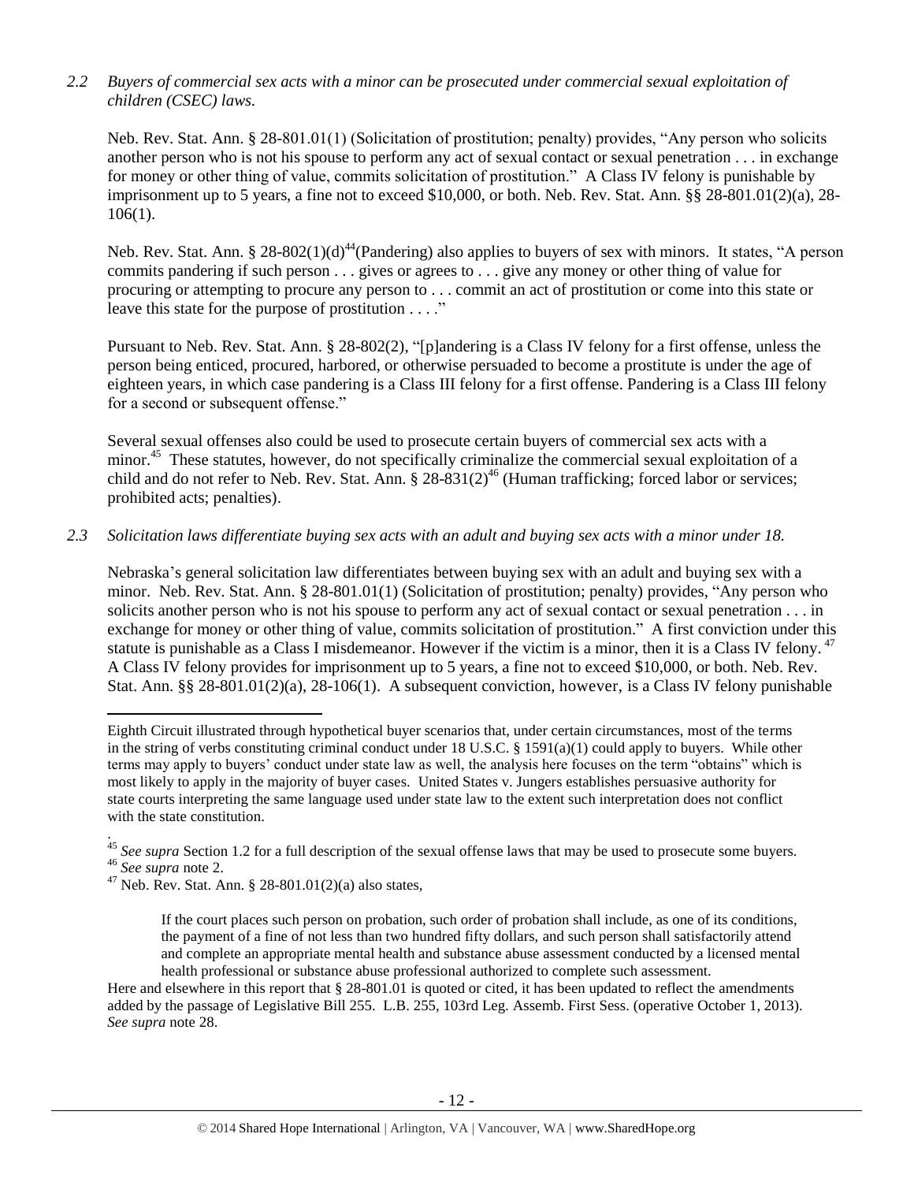*2.2 Buyers of commercial sex acts with a minor can be prosecuted under commercial sexual exploitation of children (CSEC) laws.*

Neb. Rev. Stat. Ann. § 28-801.01(1) (Solicitation of prostitution; penalty) provides, "Any person who solicits another person who is not his spouse to perform any act of sexual contact or sexual penetration . . . in exchange for money or other thing of value, commits solicitation of prostitution." A Class IV felony is punishable by imprisonment up to 5 years, a fine not to exceed $10,000, or both. Neb. Rev. Stat. Ann. §§ 28-801.01(2)(a), 28-106(1).

Neb. Rev. Stat. Ann. § 28-802(1)(d)[44](Pandering) also applies to buyers of sex with minors. It states, "A person commits pandering if such person . . . gives or agrees to . . . give any money or other thing of value for procuring or attempting to procure any person to . . . commit an act of prostitution or come into this state or leave this state for the purpose of prostitution . . . ."

Pursuant to Neb. Rev. Stat. Ann. § 28-802(2), "[p]andering is a Class IV felony for a first offense, unless the person being enticed, procured, harbored, or otherwise persuaded to become a prostitute is under the age of eighteen years, in which case pandering is a Class III felony for a first offense. Pandering is a Class III felony for a second or subsequent offense."

Several sexual offenses also could be used to prosecute certain buyers of commercial sex acts with a minor.[45] These statutes, however, do not specifically criminalize the commercial sexual exploitation of a child and do not refer to Neb. Rev. Stat. Ann. § 28-831(2)[46] (Human trafficking; forced labor or services; prohibited acts; penalties).

*2.3 Solicitation laws differentiate buying sex acts with an adult and buying sex acts with a minor under 18.*

Nebraska's general solicitation law differentiates between buying sex with an adult and buying sex with a minor. Neb. Rev. Stat. Ann. § 28-801.01(1) (Solicitation of prostitution; penalty) provides, "Any person who solicits another person who is not his spouse to perform any act of sexual contact or sexual penetration . . . in exchange for money or other thing of value, commits solicitation of prostitution." A first conviction under this statute is punishable as a Class I misdemeanor. However if the victim is a minor, then it is a Class IV felony.[47] A Class IV felony provides for imprisonment up to 5 years, a fine not to exceed $10,000, or both. Neb. Rev. Stat. Ann. §§ 28-801.01(2)(a), 28-106(1). A subsequent conviction, however, is a Class IV felony punishable

---

Eighth Circuit illustrated through hypothetical buyer scenarios that, under certain circumstances, most of the terms in the string of verbs constituting criminal conduct under 18 U.S.C. § 1591(a)(1) could apply to buyers. While other terms may apply to buyers' conduct under state law as well, the analysis here focuses on the term "obtains" which is most likely to apply in the majority of buyer cases. United States v. Jungers establishes persuasive authority for state courts interpreting the same language used under state law to the extent such interpretation does not conflict with the state constitution.

[45] *See supra* Section 1.2 for a full description of the sexual offense laws that may be used to prosecute some buyers.

[46] *See supra* note 2.

[47] Neb. Rev. Stat. Ann. § 28-801.01(2)(a) also states,

> If the court places such person on probation, such order of probation shall include, as one of its conditions, the payment of a fine of not less than two hundred fifty dollars, and such person shall satisfactorily attend and complete an appropriate mental health and substance abuse assessment conducted by a licensed mental health professional or substance abuse professional authorized to complete such assessment.

Here and elsewhere in this report that § 28-801.01 is quoted or cited, it has been updated to reflect the amendments added by the passage of Legislative Bill 255. L.B. 255, 103rd Leg. Assemb. First Sess. (operative October 1, 2013). *See supra* note 28.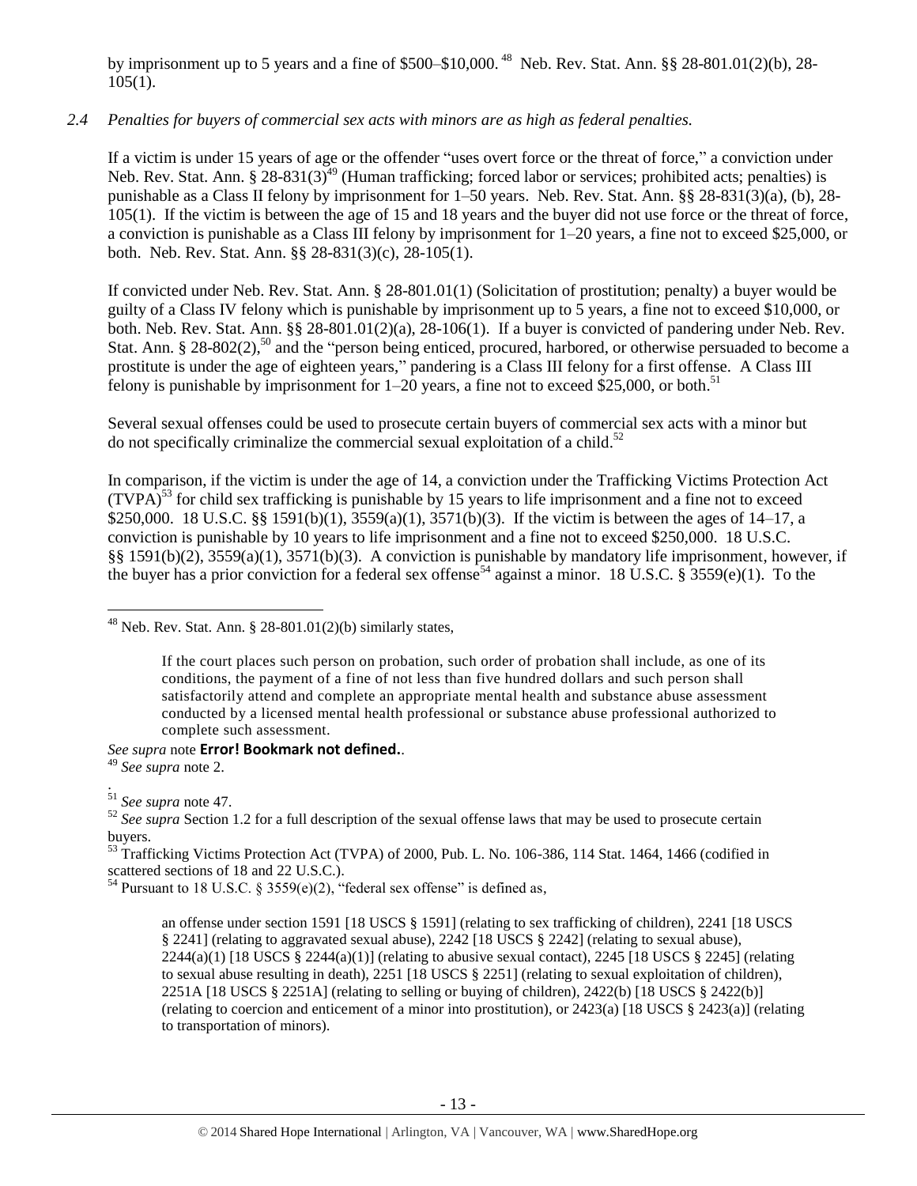by imprisonment up to 5 years and a fine of $500–$10,000.[48] Neb. Rev. Stat. Ann. §§ 28-801.01(2)(b), 28-105(1).

*2.4 Penalties for buyers of commercial sex acts with minors are as high as federal penalties.*

If a victim is under 15 years of age or the offender "uses overt force or the threat of force," a conviction under Neb. Rev. Stat. Ann. § 28-831(3)[49] (Human trafficking; forced labor or services; prohibited acts; penalties) is punishable as a Class II felony by imprisonment for 1–50 years. Neb. Rev. Stat. Ann. §§ 28-831(3)(a), (b), 28-105(1). If the victim is between the age of 15 and 18 years and the buyer did not use force or the threat of force, a conviction is punishable as a Class III felony by imprisonment for 1–20 years, a fine not to exceed $25,000, or both. Neb. Rev. Stat. Ann. §§ 28-831(3)(c), 28-105(1).

If convicted under Neb. Rev. Stat. Ann. § 28-801.01(1) (Solicitation of prostitution; penalty) a buyer would be guilty of a Class IV felony which is punishable by imprisonment up to 5 years, a fine not to exceed $10,000, or both. Neb. Rev. Stat. Ann. §§ 28-801.01(2)(a), 28-106(1). If a buyer is convicted of pandering under Neb. Rev. Stat. Ann. § 28-802(2),[50] and the "person being enticed, procured, harbored, or otherwise persuaded to become a prostitute is under the age of eighteen years," pandering is a Class III felony for a first offense. A Class III felony is punishable by imprisonment for 1–20 years, a fine not to exceed $25,000, or both.[51]

Several sexual offenses could be used to prosecute certain buyers of commercial sex acts with a minor but do not specifically criminalize the commercial sexual exploitation of a child.[52]

In comparison, if the victim is under the age of 14, a conviction under the Trafficking Victims Protection Act (TVPA)[53] for child sex trafficking is punishable by 15 years to life imprisonment and a fine not to exceed $250,000. 18 U.S.C. §§ 1591(b)(1), 3559(a)(1), 3571(b)(3). If the victim is between the ages of 14–17, a conviction is punishable by 10 years to life imprisonment and a fine not to exceed $250,000. 18 U.S.C. §§ 1591(b)(2), 3559(a)(1), 3571(b)(3). A conviction is punishable by mandatory life imprisonment, however, if the buyer has a prior conviction for a federal sex offense[54] against a minor. 18 U.S.C. § 3559(e)(1). To the

---

[48] Neb. Rev. Stat. Ann. § 28-801.01(2)(b) similarly states,

> If the court places such person on probation, such order of probation shall include, as one of its conditions, the payment of a fine of not less than five hundred dollars and such person shall satisfactorily attend and complete an appropriate mental health and substance abuse assessment conducted by a licensed mental health professional or substance abuse professional authorized to complete such assessment.

*See supra* note **Error! Bookmark not defined.**.

[49] *See supra* note 2.

.

[51] *See supra* note 47.

[52] *See supra* Section 1.2 for a full description of the sexual offense laws that may be used to prosecute certain buyers.

[53] Trafficking Victims Protection Act (TVPA) of 2000, Pub. L. No. 106-386, 114 Stat. 1464, 1466 (codified in scattered sections of 18 and 22 U.S.C.).

[54] Pursuant to 18 U.S.C. § 3559(e)(2), "federal sex offense" is defined as,

> an offense under section 1591 [18 USCS § 1591] (relating to sex trafficking of children), 2241 [18 USCS § 2241] (relating to aggravated sexual abuse), 2242 [18 USCS § 2242] (relating to sexual abuse), 2244(a)(1) [18 USCS § 2244(a)(1)] (relating to abusive sexual contact), 2245 [18 USCS § 2245] (relating to sexual abuse resulting in death), 2251 [18 USCS § 2251] (relating to sexual exploitation of children), 2251A [18 USCS § 2251A] (relating to selling or buying of children), 2422(b) [18 USCS § 2422(b)] (relating to coercion and enticement of a minor into prostitution), or 2423(a) [18 USCS § 2423(a)] (relating to transportation of minors).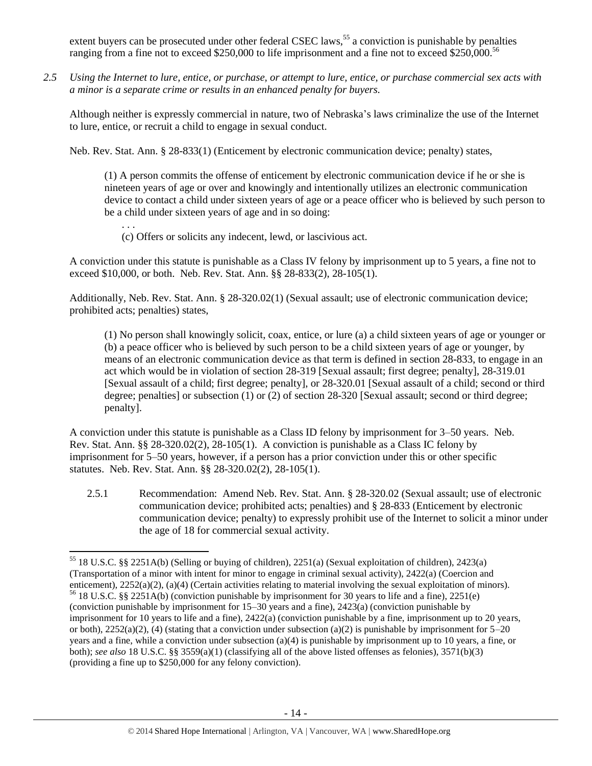extent buyers can be prosecuted under other federal CSEC laws,[55] a conviction is punishable by penalties ranging from a fine not to exceed $250,000 to life imprisonment and a fine not to exceed $250,000.[56]

*2.5 Using the Internet to lure, entice, or purchase, or attempt to lure, entice, or purchase commercial sex acts with a minor is a separate crime or results in an enhanced penalty for buyers.*

Although neither is expressly commercial in nature, two of Nebraska's laws criminalize the use of the Internet to lure, entice, or recruit a child to engage in sexual conduct.

Neb. Rev. Stat. Ann. § 28-833(1) (Enticement by electronic communication device; penalty) states,

> (1) A person commits the offense of enticement by electronic communication device if he or she is nineteen years of age or over and knowingly and intentionally utilizes an electronic communication device to contact a child under sixteen years of age or a peace officer who is believed by such person to be a child under sixteen years of age and in so doing:
>
> . . .
>
> (c) Offers or solicits any indecent, lewd, or lascivious act.

A conviction under this statute is punishable as a Class IV felony by imprisonment up to 5 years, a fine not to exceed $10,000, or both. Neb. Rev. Stat. Ann. §§ 28-833(2), 28-105(1).

Additionally, Neb. Rev. Stat. Ann. § 28-320.02(1) (Sexual assault; use of electronic communication device; prohibited acts; penalties) states,

> (1) No person shall knowingly solicit, coax, entice, or lure (a) a child sixteen years of age or younger or (b) a peace officer who is believed by such person to be a child sixteen years of age or younger, by means of an electronic communication device as that term is defined in section 28-833, to engage in an act which would be in violation of section 28-319 [Sexual assault; first degree; penalty], 28-319.01 [Sexual assault of a child; first degree; penalty], or 28-320.01 [Sexual assault of a child; second or third degree; penalties] or subsection (1) or (2) of section 28-320 [Sexual assault; second or third degree; penalty].

A conviction under this statute is punishable as a Class ID felony by imprisonment for 3–50 years. Neb. Rev. Stat. Ann. §§ 28-320.02(2), 28-105(1). A conviction is punishable as a Class IC felony by imprisonment for 5–50 years, however, if a person has a prior conviction under this or other specific statutes. Neb. Rev. Stat. Ann. §§ 28-320.02(2), 28-105(1).

2.5.1 Recommendation: Amend Neb. Rev. Stat. Ann. § 28-320.02 (Sexual assault; use of electronic communication device; prohibited acts; penalties) and § 28-833 (Enticement by electronic communication device; penalty) to expressly prohibit use of the Internet to solicit a minor under the age of 18 for commercial sexual activity.

---

[55] 18 U.S.C. §§ 2251A(b) (Selling or buying of children), 2251(a) (Sexual exploitation of children), 2423(a) (Transportation of a minor with intent for minor to engage in criminal sexual activity), 2422(a) (Coercion and enticement), 2252(a)(2), (a)(4) (Certain activities relating to material involving the sexual exploitation of minors).

[56] 18 U.S.C. §§ 2251A(b) (conviction punishable by imprisonment for 30 years to life and a fine), 2251(e) (conviction punishable by imprisonment for 15–30 years and a fine), 2423(a) (conviction punishable by imprisonment for 10 years to life and a fine), 2422(a) (conviction punishable by a fine, imprisonment up to 20 years, or both), 2252(a)(2), (4) (stating that a conviction under subsection (a)(2) is punishable by imprisonment for 5–20 years and a fine, while a conviction under subsection (a)(4) is punishable by imprisonment up to 10 years, a fine, or both); *see also* 18 U.S.C. §§ 3559(a)(1) (classifying all of the above listed offenses as felonies), 3571(b)(3) (providing a fine up to $250,000 for any felony conviction).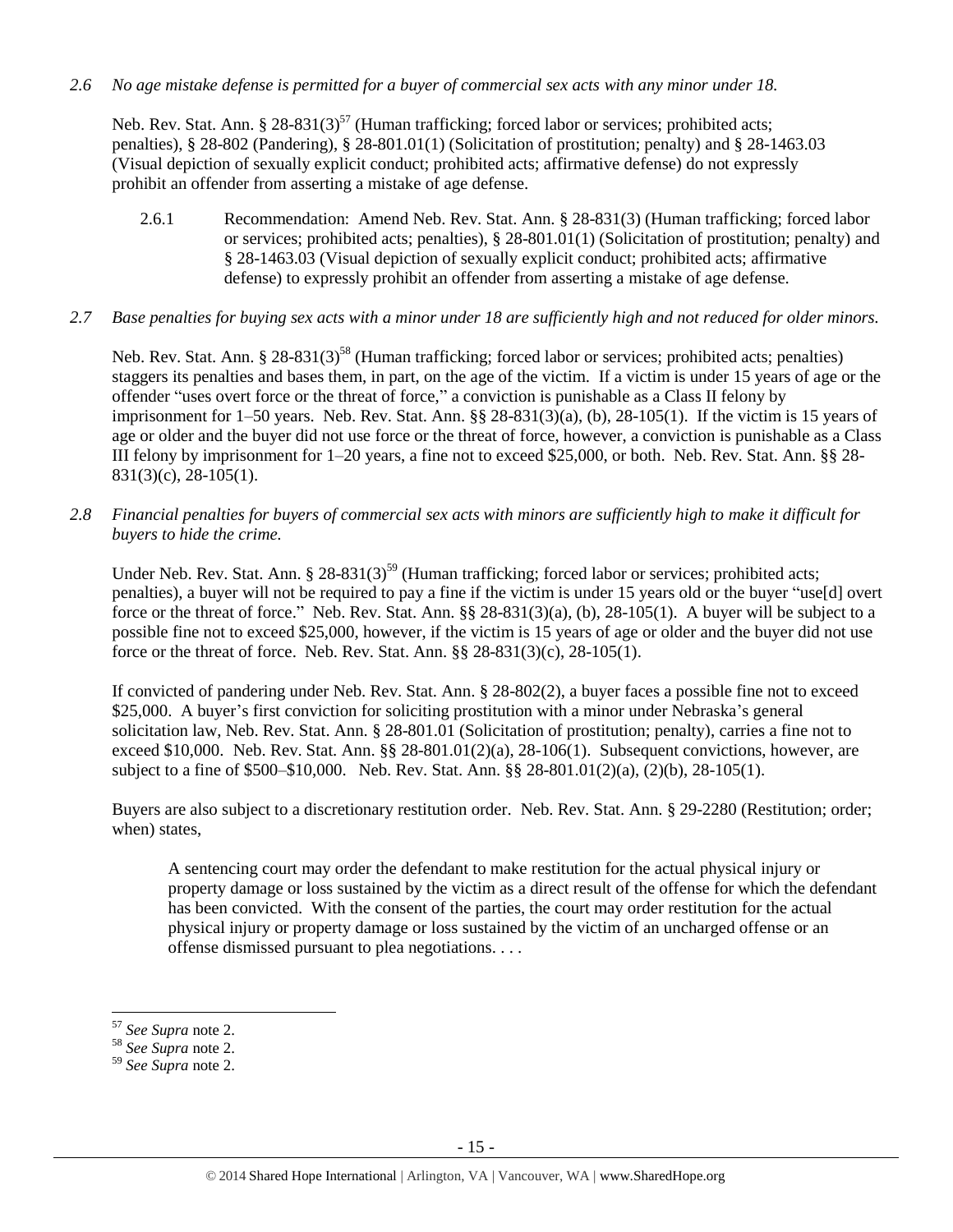*2.6 No age mistake defense is permitted for a buyer of commercial sex acts with any minor under 18.*

Neb. Rev. Stat. Ann. § 28-831(3)[57] (Human trafficking; forced labor or services; prohibited acts; penalties), § 28-802 (Pandering), § 28-801.01(1) (Solicitation of prostitution; penalty) and § 28-1463.03 (Visual depiction of sexually explicit conduct; prohibited acts; affirmative defense) do not expressly prohibit an offender from asserting a mistake of age defense.

2.6.1 Recommendation: Amend Neb. Rev. Stat. Ann. § 28-831(3) (Human trafficking; forced labor or services; prohibited acts; penalties), § 28-801.01(1) (Solicitation of prostitution; penalty) and § 28-1463.03 (Visual depiction of sexually explicit conduct; prohibited acts; affirmative defense) to expressly prohibit an offender from asserting a mistake of age defense.

*2.7 Base penalties for buying sex acts with a minor under 18 are sufficiently high and not reduced for older minors.*

Neb. Rev. Stat. Ann. § 28-831(3)[58] (Human trafficking; forced labor or services; prohibited acts; penalties) staggers its penalties and bases them, in part, on the age of the victim. If a victim is under 15 years of age or the offender "uses overt force or the threat of force," a conviction is punishable as a Class II felony by imprisonment for 1–50 years. Neb. Rev. Stat. Ann. §§ 28-831(3)(a), (b), 28-105(1). If the victim is 15 years of age or older and the buyer did not use force or the threat of force, however, a conviction is punishable as a Class III felony by imprisonment for 1–20 years, a fine not to exceed $25,000, or both. Neb. Rev. Stat. Ann. §§ 28-831(3)(c), 28-105(1).

*2.8 Financial penalties for buyers of commercial sex acts with minors are sufficiently high to make it difficult for buyers to hide the crime.*

Under Neb. Rev. Stat. Ann. § 28-831(3)[59] (Human trafficking; forced labor or services; prohibited acts; penalties), a buyer will not be required to pay a fine if the victim is under 15 years old or the buyer "use[d] overt force or the threat of force." Neb. Rev. Stat. Ann. §§ 28-831(3)(a), (b), 28-105(1). A buyer will be subject to a possible fine not to exceed $25,000, however, if the victim is 15 years of age or older and the buyer did not use force or the threat of force. Neb. Rev. Stat. Ann. §§ 28-831(3)(c), 28-105(1).

If convicted of pandering under Neb. Rev. Stat. Ann. § 28-802(2), a buyer faces a possible fine not to exceed $25,000. A buyer's first conviction for soliciting prostitution with a minor under Nebraska's general solicitation law, Neb. Rev. Stat. Ann. § 28-801.01 (Solicitation of prostitution; penalty), carries a fine not to exceed $10,000. Neb. Rev. Stat. Ann. §§ 28-801.01(2)(a), 28-106(1). Subsequent convictions, however, are subject to a fine of $500–$10,000. Neb. Rev. Stat. Ann. §§ 28-801.01(2)(a), (2)(b), 28-105(1).

Buyers are also subject to a discretionary restitution order. Neb. Rev. Stat. Ann. § 29-2280 (Restitution; order; when) states,

> A sentencing court may order the defendant to make restitution for the actual physical injury or property damage or loss sustained by the victim as a direct result of the offense for which the defendant has been convicted. With the consent of the parties, the court may order restitution for the actual physical injury or property damage or loss sustained by the victim of an uncharged offense or an offense dismissed pursuant to plea negotiations. . . .

---

[57] *See Supra* note 2.

[58] *See Supra* note 2.

[59] *See Supra* note 2.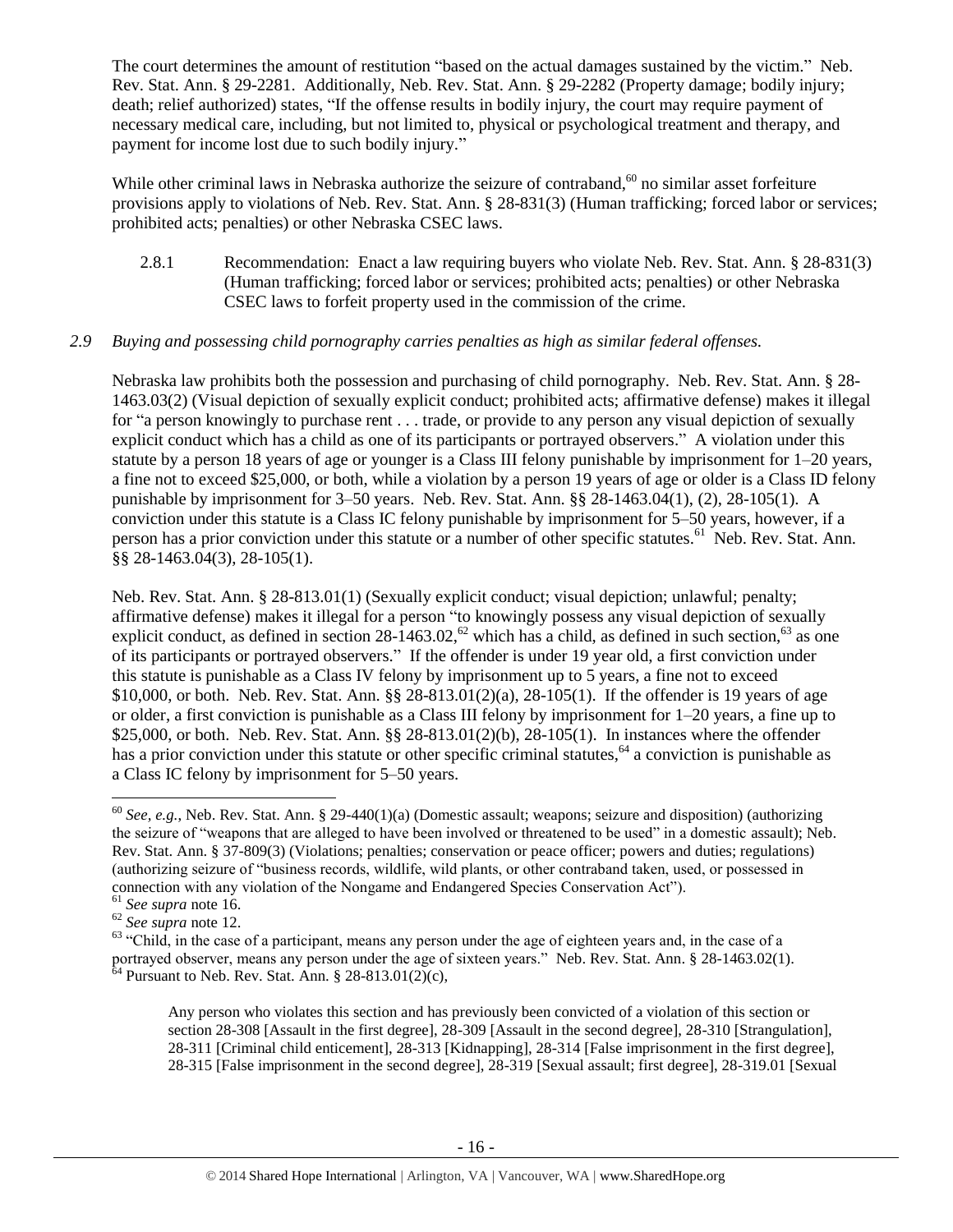The court determines the amount of restitution "based on the actual damages sustained by the victim." Neb. Rev. Stat. Ann. § 29-2281. Additionally, Neb. Rev. Stat. Ann. § 29-2282 (Property damage; bodily injury; death; relief authorized) states, "If the offense results in bodily injury, the court may require payment of necessary medical care, including, but not limited to, physical or psychological treatment and therapy, and payment for income lost due to such bodily injury."

While other criminal laws in Nebraska authorize the seizure of contraband,[60] no similar asset forfeiture provisions apply to violations of Neb. Rev. Stat. Ann. § 28-831(3) (Human trafficking; forced labor or services; prohibited acts; penalties) or other Nebraska CSEC laws.

2.8.1 Recommendation: Enact a law requiring buyers who violate Neb. Rev. Stat. Ann. § 28-831(3) (Human trafficking; forced labor or services; prohibited acts; penalties) or other Nebraska CSEC laws to forfeit property used in the commission of the crime.

*2.9 Buying and possessing child pornography carries penalties as high as similar federal offenses.*

Nebraska law prohibits both the possession and purchasing of child pornography. Neb. Rev. Stat. Ann. § 28-1463.03(2) (Visual depiction of sexually explicit conduct; prohibited acts; affirmative defense) makes it illegal for "a person knowingly to purchase rent . . . trade, or provide to any person any visual depiction of sexually explicit conduct which has a child as one of its participants or portrayed observers." A violation under this statute by a person 18 years of age or younger is a Class III felony punishable by imprisonment for 1–20 years, a fine not to exceed $25,000, or both, while a violation by a person 19 years of age or older is a Class ID felony punishable by imprisonment for 3–50 years. Neb. Rev. Stat. Ann. §§ 28-1463.04(1), (2), 28-105(1). A conviction under this statute is a Class IC felony punishable by imprisonment for 5–50 years, however, if a person has a prior conviction under this statute or a number of other specific statutes.[61] Neb. Rev. Stat. Ann. §§ 28-1463.04(3), 28-105(1).

Neb. Rev. Stat. Ann. § 28-813.01(1) (Sexually explicit conduct; visual depiction; unlawful; penalty; affirmative defense) makes it illegal for a person "to knowingly possess any visual depiction of sexually explicit conduct, as defined in section 28-1463.02,[62] which has a child, as defined in such section,[63] as one of its participants or portrayed observers." If the offender is under 19 year old, a first conviction under this statute is punishable as a Class IV felony by imprisonment up to 5 years, a fine not to exceed $10,000, or both. Neb. Rev. Stat. Ann. §§ 28-813.01(2)(a), 28-105(1). If the offender is 19 years of age or older, a first conviction is punishable as a Class III felony by imprisonment for 1–20 years, a fine up to $25,000, or both. Neb. Rev. Stat. Ann. §§ 28-813.01(2)(b), 28-105(1). In instances where the offender has a prior conviction under this statute or other specific criminal statutes,[64] a conviction is punishable as a Class IC felony by imprisonment for 5–50 years.

---

[60] *See, e.g.*, Neb. Rev. Stat. Ann. § 29-440(1)(a) (Domestic assault; weapons; seizure and disposition) (authorizing the seizure of "weapons that are alleged to have been involved or threatened to be used" in a domestic assault); Neb. Rev. Stat. Ann. § 37-809(3) (Violations; penalties; conservation or peace officer; powers and duties; regulations) (authorizing seizure of "business records, wildlife, wild plants, or other contraband taken, used, or possessed in connection with any violation of the Nongame and Endangered Species Conservation Act").

[61] *See supra* note 16.

[62] *See supra* note 12.

[63] "Child, in the case of a participant, means any person under the age of eighteen years and, in the case of a portrayed observer, means any person under the age of sixteen years." Neb. Rev. Stat. Ann. § 28-1463.02(1).

[64] Pursuant to Neb. Rev. Stat. Ann. § 28-813.01(2)(c),

> Any person who violates this section and has previously been convicted of a violation of this section or section 28-308 [Assault in the first degree], 28-309 [Assault in the second degree], 28-310 [Strangulation], 28-311 [Criminal child enticement], 28-313 [Kidnapping], 28-314 [False imprisonment in the first degree], 28-315 [False imprisonment in the second degree], 28-319 [Sexual assault; first degree], 28-319.01 [Sexual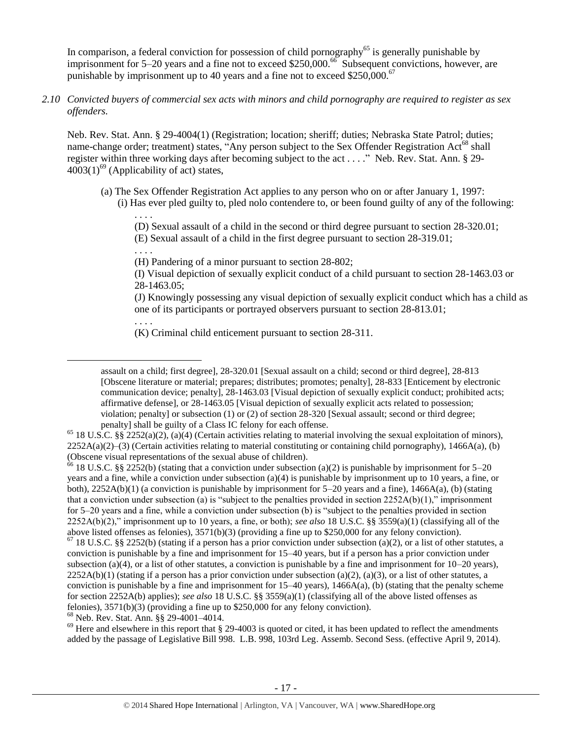In comparison, a federal conviction for possession of child pornography[65] is generally punishable by imprisonment for 5–20 years and a fine not to exceed $250,000.[66] Subsequent convictions, however, are punishable by imprisonment up to 40 years and a fine not to exceed $250,000.[67]

*2.10 Convicted buyers of commercial sex acts with minors and child pornography are required to register as sex offenders.*

Neb. Rev. Stat. Ann. § 29-4004(1) (Registration; location; sheriff; duties; Nebraska State Patrol; duties; name-change order; treatment) states, "Any person subject to the Sex Offender Registration Act[68] shall register within three working days after becoming subject to the act . . . ." Neb. Rev. Stat. Ann. § 29-4003(1)[69] (Applicability of act) states,

> (a) The Sex Offender Registration Act applies to any person who on or after January 1, 1997:
>
> (i) Has ever pled guilty to, pled nolo contendere to, or been found guilty of any of the following:
>
> . . . .
>
> (D) Sexual assault of a child in the second or third degree pursuant to section 28-320.01;
>
> (E) Sexual assault of a child in the first degree pursuant to section 28-319.01;
>
> . . . .
>
> (H) Pandering of a minor pursuant to section 28-802;
>
> (I) Visual depiction of sexually explicit conduct of a child pursuant to section 28-1463.03 or 28-1463.05;
>
> (J) Knowingly possessing any visual depiction of sexually explicit conduct which has a child as one of its participants or portrayed observers pursuant to section 28-813.01;
>
> . . . .
>
> (K) Criminal child enticement pursuant to section 28-311.

---

assault on a child; first degree], 28-320.01 [Sexual assault on a child; second or third degree], 28-813 [Obscene literature or material; prepares; distributes; promotes; penalty], 28-833 [Enticement by electronic communication device; penalty], 28-1463.03 [Visual depiction of sexually explicit conduct; prohibited acts; affirmative defense], or 28-1463.05 [Visual depiction of sexually explicit acts related to possession; violation; penalty] or subsection (1) or (2) of section 28-320 [Sexual assault; second or third degree; penalty] shall be guilty of a Class IC felony for each offense.

[65] 18 U.S.C. §§ 2252(a)(2), (a)(4) (Certain activities relating to material involving the sexual exploitation of minors), 2252A(a)(2)–(3) (Certain activities relating to material constituting or containing child pornography), 1466A(a), (b) (Obscene visual representations of the sexual abuse of children).

[66] 18 U.S.C. §§ 2252(b) (stating that a conviction under subsection (a)(2) is punishable by imprisonment for 5–20 years and a fine, while a conviction under subsection (a)(4) is punishable by imprisonment up to 10 years, a fine, or both), 2252A(b)(1) (a conviction is punishable by imprisonment for 5–20 years and a fine), 1466A(a), (b) (stating that a conviction under subsection (a) is "subject to the penalties provided in section 2252A(b)(1)," imprisonment for 5–20 years and a fine, while a conviction under subsection (b) is "subject to the penalties provided in section 2252A(b)(2)," imprisonment up to 10 years, a fine, or both); *see also* 18 U.S.C. §§ 3559(a)(1) (classifying all of the above listed offenses as felonies), 3571(b)(3) (providing a fine up to $250,000 for any felony conviction).

[67] 18 U.S.C. §§ 2252(b) (stating if a person has a prior conviction under subsection (a)(2), or a list of other statutes, a conviction is punishable by a fine and imprisonment for 15–40 years, but if a person has a prior conviction under subsection (a)(4), or a list of other statutes, a conviction is punishable by a fine and imprisonment for 10–20 years), 2252A(b)(1) (stating if a person has a prior conviction under subsection (a)(2), (a)(3), or a list of other statutes, a conviction is punishable by a fine and imprisonment for 15–40 years), 1466A(a), (b) (stating that the penalty scheme for section 2252A(b) applies); *see also* 18 U.S.C. §§ 3559(a)(1) (classifying all of the above listed offenses as felonies), 3571(b)(3) (providing a fine up to $250,000 for any felony conviction).

[68] Neb. Rev. Stat. Ann. §§ 29-4001–4014.

[69] Here and elsewhere in this report that § 29-4003 is quoted or cited, it has been updated to reflect the amendments added by the passage of Legislative Bill 998. L.B. 998, 103rd Leg. Assemb. Second Sess. (effective April 9, 2014).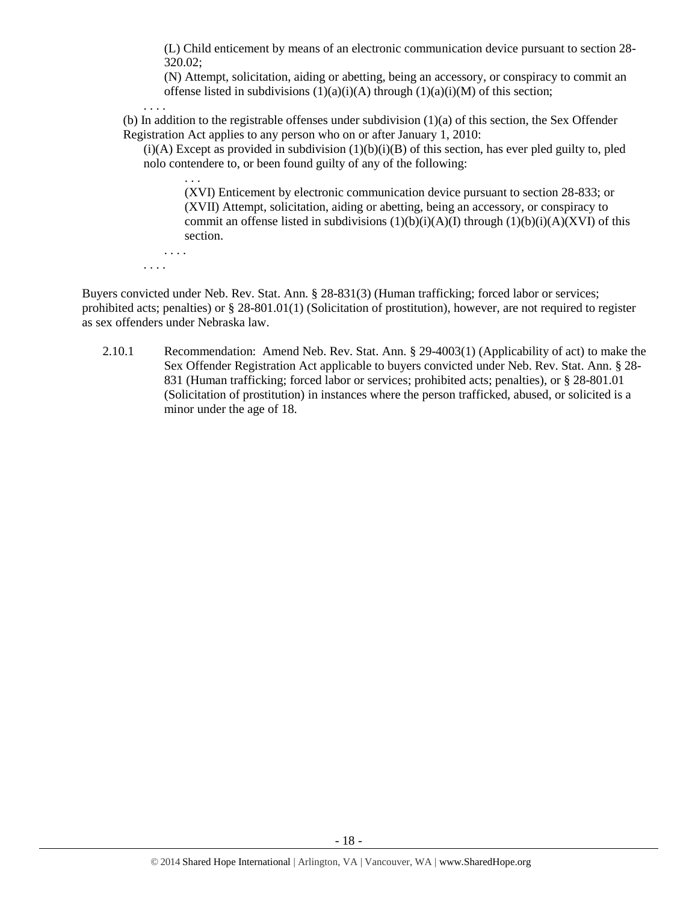(L) Child enticement by means of an electronic communication device pursuant to section 28-320.02;

(N) Attempt, solicitation, aiding or abetting, being an accessory, or conspiracy to commit an offense listed in subdivisions (1)(a)(i)(A) through (1)(a)(i)(M) of this section;

. . . .

(b) In addition to the registrable offenses under subdivision (1)(a) of this section, the Sex Offender Registration Act applies to any person who on or after January 1, 2010:

(i)(A) Except as provided in subdivision (1)(b)(i)(B) of this section, has ever pled guilty to, pled nolo contendere to, or been found guilty of any of the following:

. . .

(XVI) Enticement by electronic communication device pursuant to section 28-833; or

(XVII) Attempt, solicitation, aiding or abetting, being an accessory, or conspiracy to commit an offense listed in subdivisions (1)(b)(i)(A)(I) through (1)(b)(i)(A)(XVI) of this section.

. . . .

. . . .

Buyers convicted under Neb. Rev. Stat. Ann. § 28-831(3) (Human trafficking; forced labor or services; prohibited acts; penalties) or § 28-801.01(1) (Solicitation of prostitution), however, are not required to register as sex offenders under Nebraska law.

2.10.1 Recommendation: Amend Neb. Rev. Stat. Ann. § 29-4003(1) (Applicability of act) to make the Sex Offender Registration Act applicable to buyers convicted under Neb. Rev. Stat. Ann. § 28-831 (Human trafficking; forced labor or services; prohibited acts; penalties), or § 28-801.01 (Solicitation of prostitution) in instances where the person trafficked, abused, or solicited is a minor under the age of 18.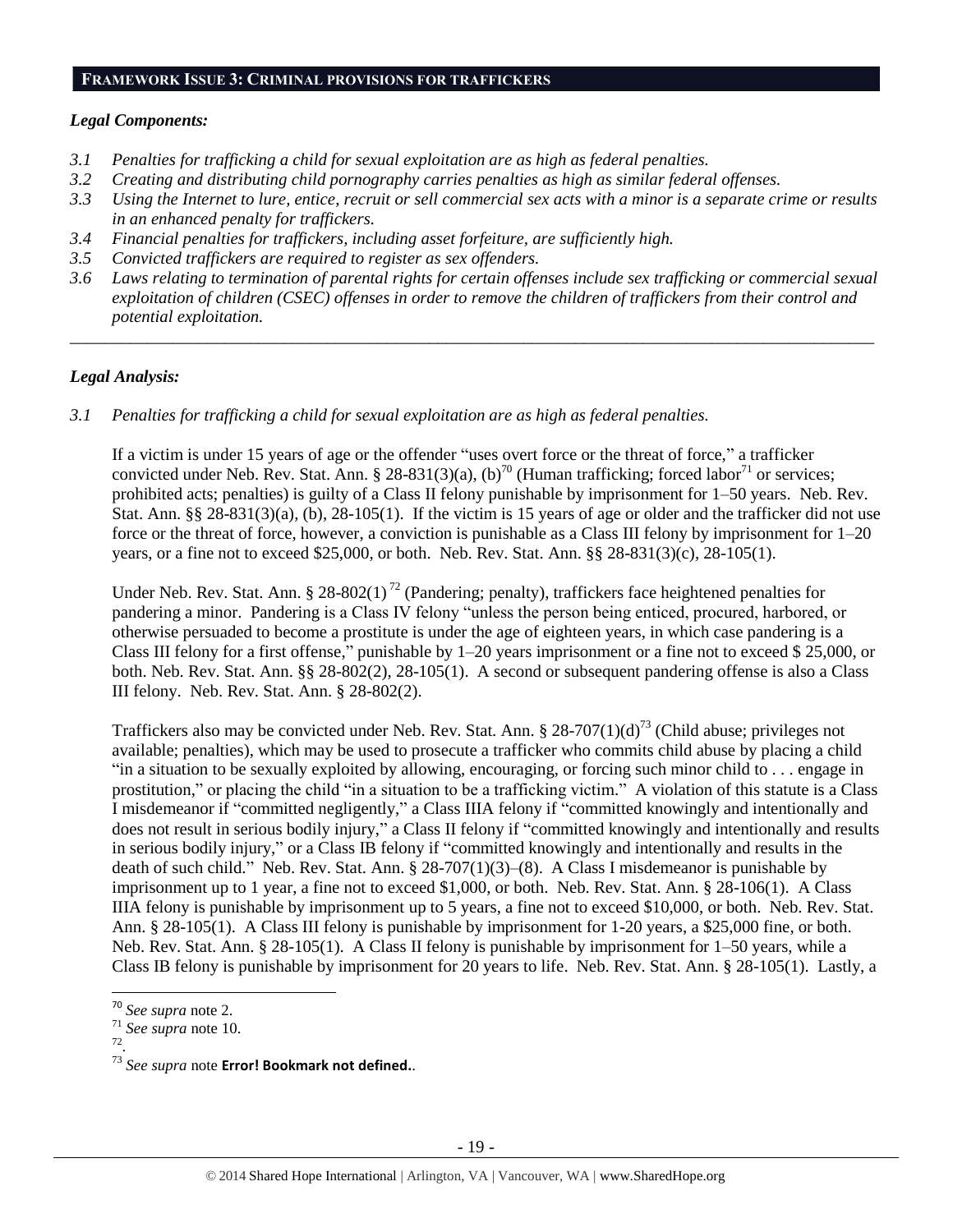## FRAMEWORK ISSUE 3: CRIMINAL PROVISIONS FOR TRAFFICKERS

### *Legal Components:*

- *3.1 Penalties for trafficking a child for sexual exploitation are as high as federal penalties.*
- *3.2 Creating and distributing child pornography carries penalties as high as similar federal offenses.*
- *3.3 Using the Internet to lure, entice, recruit or sell commercial sex acts with a minor is a separate crime or results in an enhanced penalty for traffickers.*
- *3.4 Financial penalties for traffickers, including asset forfeiture, are sufficiently high.*
- *3.5 Convicted traffickers are required to register as sex offenders.*
- *3.6 Laws relating to termination of parental rights for certain offenses include sex trafficking or commercial sexual exploitation of children (CSEC) offenses in order to remove the children of traffickers from their control and potential exploitation.*

---

### *Legal Analysis:*

*3.1 Penalties for trafficking a child for sexual exploitation are as high as federal penalties.*

If a victim is under 15 years of age or the offender "uses overt force or the threat of force," a trafficker convicted under Neb. Rev. Stat. Ann. § 28-831(3)(a), (b)[70] (Human trafficking; forced labor[71] or services; prohibited acts; penalties) is guilty of a Class II felony punishable by imprisonment for 1–50 years. Neb. Rev. Stat. Ann. §§ 28-831(3)(a), (b), 28-105(1). If the victim is 15 years of age or older and the trafficker did not use force or the threat of force, however, a conviction is punishable as a Class III felony by imprisonment for 1–20 years, or a fine not to exceed $25,000, or both. Neb. Rev. Stat. Ann. §§ 28-831(3)(c), 28-105(1).

Under Neb. Rev. Stat. Ann. § 28-802(1)[72] (Pandering; penalty), traffickers face heightened penalties for pandering a minor. Pandering is a Class IV felony "unless the person being enticed, procured, harbored, or otherwise persuaded to become a prostitute is under the age of eighteen years, in which case pandering is a Class III felony for a first offense," punishable by 1–20 years imprisonment or a fine not to exceed $ 25,000, or both. Neb. Rev. Stat. Ann. §§ 28-802(2), 28-105(1). A second or subsequent pandering offense is also a Class III felony. Neb. Rev. Stat. Ann. § 28-802(2).

Traffickers also may be convicted under Neb. Rev. Stat. Ann. § 28-707(1)(d)[73] (Child abuse; privileges not available; penalties), which may be used to prosecute a trafficker who commits child abuse by placing a child "in a situation to be sexually exploited by allowing, encouraging, or forcing such minor child to . . . engage in prostitution," or placing the child "in a situation to be a trafficking victim." A violation of this statute is a Class I misdemeanor if "committed negligently," a Class IIIA felony if "committed knowingly and intentionally and does not result in serious bodily injury," a Class II felony if "committed knowingly and intentionally and results in serious bodily injury," or a Class IB felony if "committed knowingly and intentionally and results in the death of such child." Neb. Rev. Stat. Ann. § 28-707(1)(3)–(8). A Class I misdemeanor is punishable by imprisonment up to 1 year, a fine not to exceed $1,000, or both. Neb. Rev. Stat. Ann. § 28-106(1). A Class IIIA felony is punishable by imprisonment up to 5 years, a fine not to exceed $10,000, or both. Neb. Rev. Stat. Ann. § 28-105(1). A Class III felony is punishable by imprisonment for 1-20 years, a $25,000 fine, or both. Neb. Rev. Stat. Ann. § 28-105(1). A Class II felony is punishable by imprisonment for 1–50 years, while a Class IB felony is punishable by imprisonment for 20 years to life. Neb. Rev. Stat. Ann. § 28-105(1). Lastly, a

---

[70] *See supra* note 2.

[71] *See supra* note 10.

[72] .

[73] *See supra* note **Error! Bookmark not defined.**.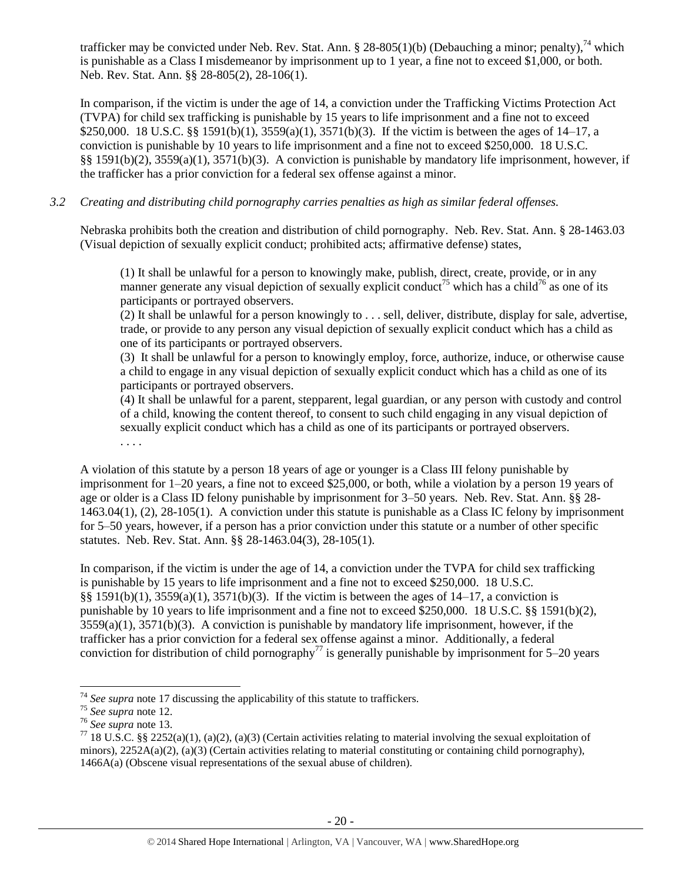trafficker may be convicted under Neb. Rev. Stat. Ann. § 28-805(1)(b) (Debauching a minor; penalty),[74] which is punishable as a Class I misdemeanor by imprisonment up to 1 year, a fine not to exceed $1,000, or both. Neb. Rev. Stat. Ann. §§ 28-805(2), 28-106(1).

In comparison, if the victim is under the age of 14, a conviction under the Trafficking Victims Protection Act (TVPA) for child sex trafficking is punishable by 15 years to life imprisonment and a fine not to exceed $250,000. 18 U.S.C. §§ 1591(b)(1), 3559(a)(1), 3571(b)(3). If the victim is between the ages of 14–17, a conviction is punishable by 10 years to life imprisonment and a fine not to exceed $250,000. 18 U.S.C. §§ 1591(b)(2), 3559(a)(1), 3571(b)(3). A conviction is punishable by mandatory life imprisonment, however, if the trafficker has a prior conviction for a federal sex offense against a minor.

*3.2 Creating and distributing child pornography carries penalties as high as similar federal offenses.*

Nebraska prohibits both the creation and distribution of child pornography. Neb. Rev. Stat. Ann. § 28-1463.03 (Visual depiction of sexually explicit conduct; prohibited acts; affirmative defense) states,

> (1) It shall be unlawful for a person to knowingly make, publish, direct, create, provide, or in any manner generate any visual depiction of sexually explicit conduct[75] which has a child[76] as one of its participants or portrayed observers.
>
> (2) It shall be unlawful for a person knowingly to . . . sell, deliver, distribute, display for sale, advertise, trade, or provide to any person any visual depiction of sexually explicit conduct which has a child as one of its participants or portrayed observers.
>
> (3) It shall be unlawful for a person to knowingly employ, force, authorize, induce, or otherwise cause a child to engage in any visual depiction of sexually explicit conduct which has a child as one of its participants or portrayed observers.
>
> (4) It shall be unlawful for a parent, stepparent, legal guardian, or any person with custody and control of a child, knowing the content thereof, to consent to such child engaging in any visual depiction of sexually explicit conduct which has a child as one of its participants or portrayed observers.
>
> . . . .

A violation of this statute by a person 18 years of age or younger is a Class III felony punishable by imprisonment for 1–20 years, a fine not to exceed $25,000, or both, while a violation by a person 19 years of age or older is a Class ID felony punishable by imprisonment for 3–50 years. Neb. Rev. Stat. Ann. §§ 28-1463.04(1), (2), 28-105(1). A conviction under this statute is punishable as a Class IC felony by imprisonment for 5–50 years, however, if a person has a prior conviction under this statute or a number of other specific statutes. Neb. Rev. Stat. Ann. §§ 28-1463.04(3), 28-105(1).

In comparison, if the victim is under the age of 14, a conviction under the TVPA for child sex trafficking is punishable by 15 years to life imprisonment and a fine not to exceed $250,000. 18 U.S.C. §§ 1591(b)(1), 3559(a)(1), 3571(b)(3). If the victim is between the ages of 14–17, a conviction is punishable by 10 years to life imprisonment and a fine not to exceed $250,000. 18 U.S.C. §§ 1591(b)(2), 3559(a)(1), 3571(b)(3). A conviction is punishable by mandatory life imprisonment, however, if the trafficker has a prior conviction for a federal sex offense against a minor. Additionally, a federal conviction for distribution of child pornography[77] is generally punishable by imprisonment for 5–20 years

---

[74] *See supra* note 17 discussing the applicability of this statute to traffickers.

[75] *See supra* note 12.

[76] *See supra* note 13.

[77] 18 U.S.C. §§ 2252(a)(1), (a)(2), (a)(3) (Certain activities relating to material involving the sexual exploitation of minors), 2252A(a)(2), (a)(3) (Certain activities relating to material constituting or containing child pornography), 1466A(a) (Obscene visual representations of the sexual abuse of children).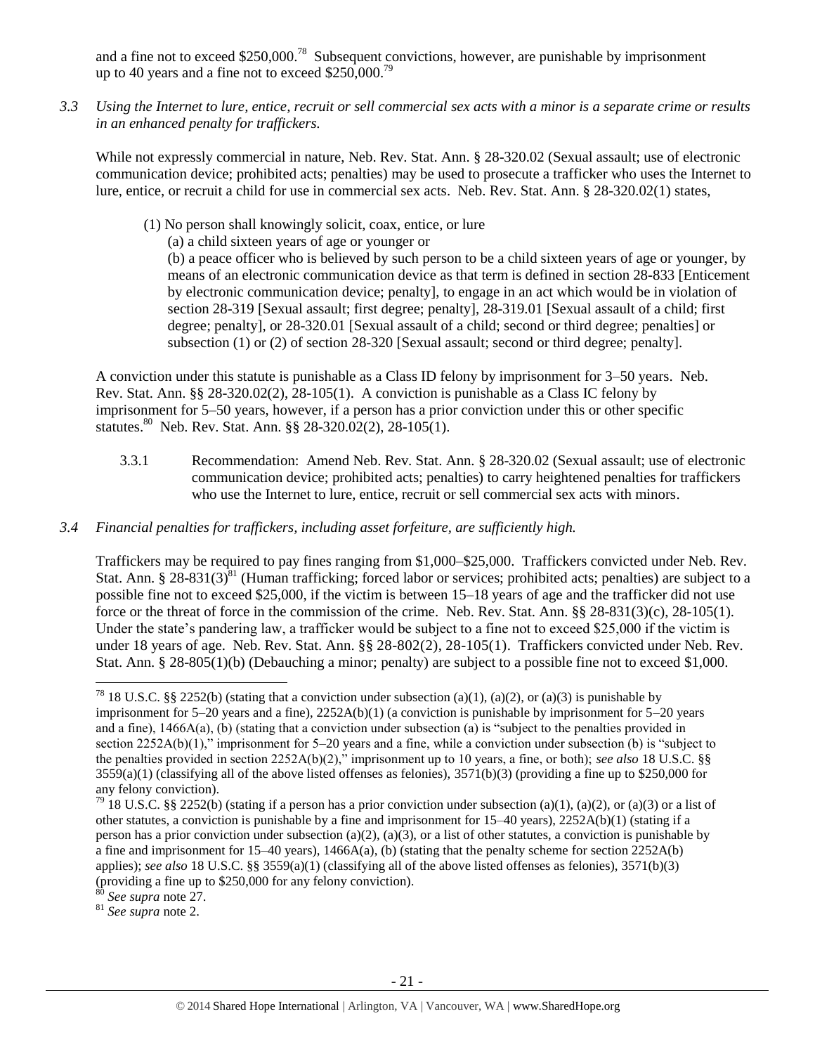and a fine not to exceed $250,000.[78] Subsequent convictions, however, are punishable by imprisonment up to 40 years and a fine not to exceed $250,000.[79]

*3.3 Using the Internet to lure, entice, recruit or sell commercial sex acts with a minor is a separate crime or results in an enhanced penalty for traffickers.*

While not expressly commercial in nature, Neb. Rev. Stat. Ann. § 28-320.02 (Sexual assault; use of electronic communication device; prohibited acts; penalties) may be used to prosecute a trafficker who uses the Internet to lure, entice, or recruit a child for use in commercial sex acts. Neb. Rev. Stat. Ann. § 28-320.02(1) states,

> (1) No person shall knowingly solicit, coax, entice, or lure
>
> (a) a child sixteen years of age or younger or
>
> (b) a peace officer who is believed by such person to be a child sixteen years of age or younger, by means of an electronic communication device as that term is defined in section 28-833 [Enticement by electronic communication device; penalty], to engage in an act which would be in violation of section 28-319 [Sexual assault; first degree; penalty], 28-319.01 [Sexual assault of a child; first degree; penalty], or 28-320.01 [Sexual assault of a child; second or third degree; penalties] or subsection (1) or (2) of section 28-320 [Sexual assault; second or third degree; penalty].

A conviction under this statute is punishable as a Class ID felony by imprisonment for 3–50 years. Neb. Rev. Stat. Ann. §§ 28-320.02(2), 28-105(1). A conviction is punishable as a Class IC felony by imprisonment for 5–50 years, however, if a person has a prior conviction under this or other specific statutes.[80] Neb. Rev. Stat. Ann. §§ 28-320.02(2), 28-105(1).

3.3.1 Recommendation: Amend Neb. Rev. Stat. Ann. § 28-320.02 (Sexual assault; use of electronic communication device; prohibited acts; penalties) to carry heightened penalties for traffickers who use the Internet to lure, entice, recruit or sell commercial sex acts with minors.

*3.4 Financial penalties for traffickers, including asset forfeiture, are sufficiently high.*

Traffickers may be required to pay fines ranging from $1,000–$25,000. Traffickers convicted under Neb. Rev. Stat. Ann. § 28-831(3)[81] (Human trafficking; forced labor or services; prohibited acts; penalties) are subject to a possible fine not to exceed $25,000, if the victim is between 15–18 years of age and the trafficker did not use force or the threat of force in the commission of the crime. Neb. Rev. Stat. Ann. §§ 28-831(3)(c), 28-105(1). Under the state's pandering law, a trafficker would be subject to a fine not to exceed $25,000 if the victim is under 18 years of age. Neb. Rev. Stat. Ann. §§ 28-802(2), 28-105(1). Traffickers convicted under Neb. Rev. Stat. Ann. § 28-805(1)(b) (Debauching a minor; penalty) are subject to a possible fine not to exceed $1,000.

---

[78] 18 U.S.C. §§ 2252(b) (stating that a conviction under subsection (a)(1), (a)(2), or (a)(3) is punishable by imprisonment for 5–20 years and a fine), 2252A(b)(1) (a conviction is punishable by imprisonment for 5–20 years and a fine), 1466A(a), (b) (stating that a conviction under subsection (a) is "subject to the penalties provided in section 2252A(b)(1)," imprisonment for 5–20 years and a fine, while a conviction under subsection (b) is "subject to the penalties provided in section 2252A(b)(2)," imprisonment up to 10 years, a fine, or both); *see also* 18 U.S.C. §§ 3559(a)(1) (classifying all of the above listed offenses as felonies), 3571(b)(3) (providing a fine up to $250,000 for any felony conviction).

[79] 18 U.S.C. §§ 2252(b) (stating if a person has a prior conviction under subsection (a)(1), (a)(2), or (a)(3) or a list of other statutes, a conviction is punishable by a fine and imprisonment for 15–40 years), 2252A(b)(1) (stating if a person has a prior conviction under subsection (a)(2), (a)(3), or a list of other statutes, a conviction is punishable by a fine and imprisonment for 15–40 years), 1466A(a), (b) (stating that the penalty scheme for section 2252A(b) applies); *see also* 18 U.S.C. §§ 3559(a)(1) (classifying all of the above listed offenses as felonies), 3571(b)(3) (providing a fine up to $250,000 for any felony conviction).

[80] *See supra* note 27.

[81] *See supra* note 2.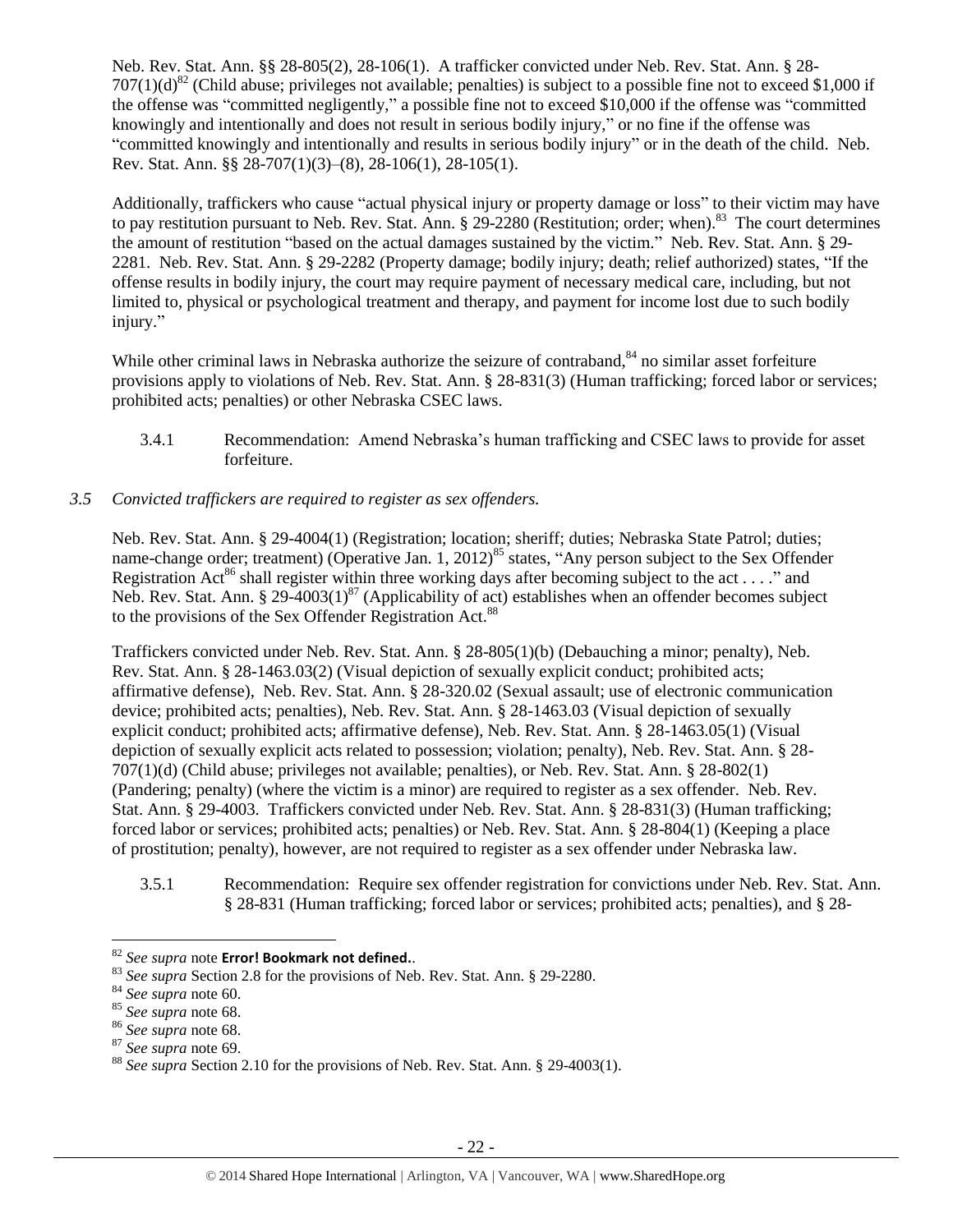Neb. Rev. Stat. Ann. §§ 28-805(2), 28-106(1). A trafficker convicted under Neb. Rev. Stat. Ann. § 28-707(1)(d)[82] (Child abuse; privileges not available; penalties) is subject to a possible fine not to exceed $1,000 if the offense was "committed negligently," a possible fine not to exceed $10,000 if the offense was "committed knowingly and intentionally and does not result in serious bodily injury," or no fine if the offense was "committed knowingly and intentionally and results in serious bodily injury" or in the death of the child. Neb. Rev. Stat. Ann. §§ 28-707(1)(3)–(8), 28-106(1), 28-105(1).

Additionally, traffickers who cause "actual physical injury or property damage or loss" to their victim may have to pay restitution pursuant to Neb. Rev. Stat. Ann. § 29-2280 (Restitution; order; when).[83] The court determines the amount of restitution "based on the actual damages sustained by the victim." Neb. Rev. Stat. Ann. § 29-2281. Neb. Rev. Stat. Ann. § 29-2282 (Property damage; bodily injury; death; relief authorized) states, "If the offense results in bodily injury, the court may require payment of necessary medical care, including, but not limited to, physical or psychological treatment and therapy, and payment for income lost due to such bodily injury."

While other criminal laws in Nebraska authorize the seizure of contraband,[84] no similar asset forfeiture provisions apply to violations of Neb. Rev. Stat. Ann. § 28-831(3) (Human trafficking; forced labor or services; prohibited acts; penalties) or other Nebraska CSEC laws.

3.4.1 Recommendation: Amend Nebraska's human trafficking and CSEC laws to provide for asset forfeiture.

*3.5 Convicted traffickers are required to register as sex offenders.*

Neb. Rev. Stat. Ann. § 29-4004(1) (Registration; location; sheriff; duties; Nebraska State Patrol; duties; name-change order; treatment) (Operative Jan. 1, 2012)[85] states, "Any person subject to the Sex Offender Registration Act[86] shall register within three working days after becoming subject to the act . . . ." and Neb. Rev. Stat. Ann. § 29-4003(1)[87] (Applicability of act) establishes when an offender becomes subject to the provisions of the Sex Offender Registration Act.[88]

Traffickers convicted under Neb. Rev. Stat. Ann. § 28-805(1)(b) (Debauching a minor; penalty), Neb. Rev. Stat. Ann. § 28-1463.03(2) (Visual depiction of sexually explicit conduct; prohibited acts; affirmative defense), Neb. Rev. Stat. Ann. § 28-320.02 (Sexual assault; use of electronic communication device; prohibited acts; penalties), Neb. Rev. Stat. Ann. § 28-1463.03 (Visual depiction of sexually explicit conduct; prohibited acts; affirmative defense), Neb. Rev. Stat. Ann. § 28-1463.05(1) (Visual depiction of sexually explicit acts related to possession; violation; penalty), Neb. Rev. Stat. Ann. § 28-707(1)(d) (Child abuse; privileges not available; penalties), or Neb. Rev. Stat. Ann. § 28-802(1) (Pandering; penalty) (where the victim is a minor) are required to register as a sex offender. Neb. Rev. Stat. Ann. § 29-4003. Traffickers convicted under Neb. Rev. Stat. Ann. § 28-831(3) (Human trafficking; forced labor or services; prohibited acts; penalties) or Neb. Rev. Stat. Ann. § 28-804(1) (Keeping a place of prostitution; penalty), however, are not required to register as a sex offender under Nebraska law.

3.5.1 Recommendation: Require sex offender registration for convictions under Neb. Rev. Stat. Ann. § 28-831 (Human trafficking; forced labor or services; prohibited acts; penalties), and § 28-

---

[82] *See supra* note **Error! Bookmark not defined.**.

[83] *See supra* Section 2.8 for the provisions of Neb. Rev. Stat. Ann. § 29-2280.

[84] *See supra* note 60.

[85] *See supra* note 68.

[86] *See supra* note 68.

[87] *See supra* note 69.

[88] *See supra* Section 2.10 for the provisions of Neb. Rev. Stat. Ann. § 29-4003(1).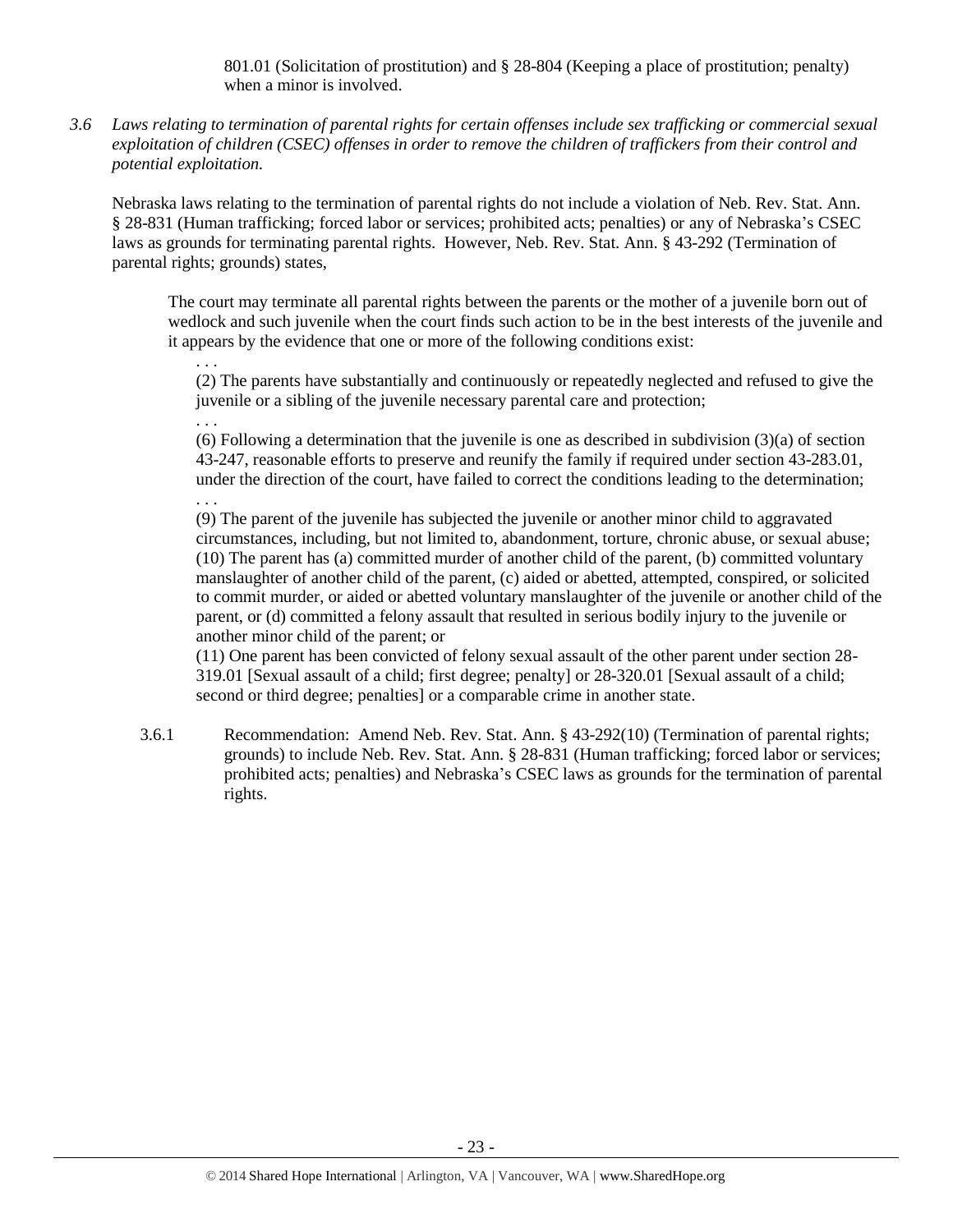801.01 (Solicitation of prostitution) and § 28-804 (Keeping a place of prostitution; penalty) when a minor is involved.

*3.6 Laws relating to termination of parental rights for certain offenses include sex trafficking or commercial sexual exploitation of children (CSEC) offenses in order to remove the children of traffickers from their control and potential exploitation.*

Nebraska laws relating to the termination of parental rights do not include a violation of Neb. Rev. Stat. Ann. § 28-831 (Human trafficking; forced labor or services; prohibited acts; penalties) or any of Nebraska's CSEC laws as grounds for terminating parental rights. However, Neb. Rev. Stat. Ann. § 43-292 (Termination of parental rights; grounds) states,

> The court may terminate all parental rights between the parents or the mother of a juvenile born out of wedlock and such juvenile when the court finds such action to be in the best interests of the juvenile and it appears by the evidence that one or more of the following conditions exist:
>
> . . .
>
> (2) The parents have substantially and continuously or repeatedly neglected and refused to give the juvenile or a sibling of the juvenile necessary parental care and protection;
>
> . . .
>
> (6) Following a determination that the juvenile is one as described in subdivision (3)(a) of section 43-247, reasonable efforts to preserve and reunify the family if required under section 43-283.01, under the direction of the court, have failed to correct the conditions leading to the determination;
>
> . . .
>
> (9) The parent of the juvenile has subjected the juvenile or another minor child to aggravated circumstances, including, but not limited to, abandonment, torture, chronic abuse, or sexual abuse;
> (10) The parent has (a) committed murder of another child of the parent, (b) committed voluntary manslaughter of another child of the parent, (c) aided or abetted, attempted, conspired, or solicited to commit murder, or aided or abetted voluntary manslaughter of the juvenile or another child of the parent, or (d) committed a felony assault that resulted in serious bodily injury to the juvenile or another minor child of the parent; or
> (11) One parent has been convicted of felony sexual assault of the other parent under section 28-319.01 [Sexual assault of a child; first degree; penalty] or 28-320.01 [Sexual assault of a child; second or third degree; penalties] or a comparable crime in another state.

3.6.1 Recommendation: Amend Neb. Rev. Stat. Ann. § 43-292(10) (Termination of parental rights; grounds) to include Neb. Rev. Stat. Ann. § 28-831 (Human trafficking; forced labor or services; prohibited acts; penalties) and Nebraska's CSEC laws as grounds for the termination of parental rights.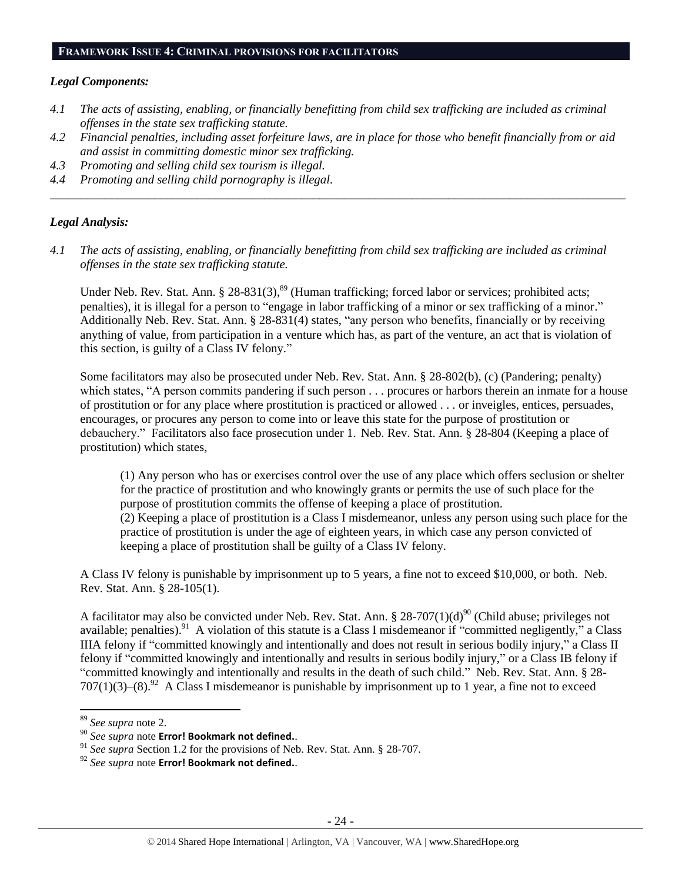## FRAMEWORK ISSUE 4: CRIMINAL PROVISIONS FOR FACILITATORS

### *Legal Components:*

*4.1 The acts of assisting, enabling, or financially benefitting from child sex trafficking are included as criminal offenses in the state sex trafficking statute.*

*4.2 Financial penalties, including asset forfeiture laws, are in place for those who benefit financially from or aid and assist in committing domestic minor sex trafficking.*

*4.3 Promoting and selling child sex tourism is illegal.*

*4.4 Promoting and selling child pornography is illegal.*

---

### *Legal Analysis:*

*4.1 The acts of assisting, enabling, or financially benefitting from child sex trafficking are included as criminal offenses in the state sex trafficking statute.*

Under Neb. Rev. Stat. Ann. § 28-831(3),[89] (Human trafficking; forced labor or services; prohibited acts; penalties), it is illegal for a person to "engage in labor trafficking of a minor or sex trafficking of a minor." Additionally Neb. Rev. Stat. Ann. § 28-831(4) states, "any person who benefits, financially or by receiving anything of value, from participation in a venture which has, as part of the venture, an act that is violation of this section, is guilty of a Class IV felony."

Some facilitators may also be prosecuted under Neb. Rev. Stat. Ann. § 28-802(b), (c) (Pandering; penalty) which states, "A person commits pandering if such person . . . procures or harbors therein an inmate for a house of prostitution or for any place where prostitution is practiced or allowed . . . or inveigles, entices, persuades, encourages, or procures any person to come into or leave this state for the purpose of prostitution or debauchery." Facilitators also face prosecution under 1. Neb. Rev. Stat. Ann. § 28-804 (Keeping a place of prostitution) which states,

> (1) Any person who has or exercises control over the use of any place which offers seclusion or shelter for the practice of prostitution and who knowingly grants or permits the use of such place for the purpose of prostitution commits the offense of keeping a place of prostitution.
> (2) Keeping a place of prostitution is a Class I misdemeanor, unless any person using such place for the practice of prostitution is under the age of eighteen years, in which case any person convicted of keeping a place of prostitution shall be guilty of a Class IV felony.

A Class IV felony is punishable by imprisonment up to 5 years, a fine not to exceed $10,000, or both. Neb. Rev. Stat. Ann. § 28-105(1).

A facilitator may also be convicted under Neb. Rev. Stat. Ann. § 28-707(1)(d)[90] (Child abuse; privileges not available; penalties).[91] A violation of this statute is a Class I misdemeanor if "committed negligently," a Class IIIA felony if "committed knowingly and intentionally and does not result in serious bodily injury," a Class II felony if "committed knowingly and intentionally and results in serious bodily injury," or a Class IB felony if "committed knowingly and intentionally and results in the death of such child." Neb. Rev. Stat. Ann. § 28-707(1)(3)–(8).[92] A Class I misdemeanor is punishable by imprisonment up to 1 year, a fine not to exceed

---

[89] *See supra* note 2.

[90] *See supra* note **Error! Bookmark not defined.**.

[91] *See supra* Section 1.2 for the provisions of Neb. Rev. Stat. Ann. § 28-707.

[92] *See supra* note **Error! Bookmark not defined.**.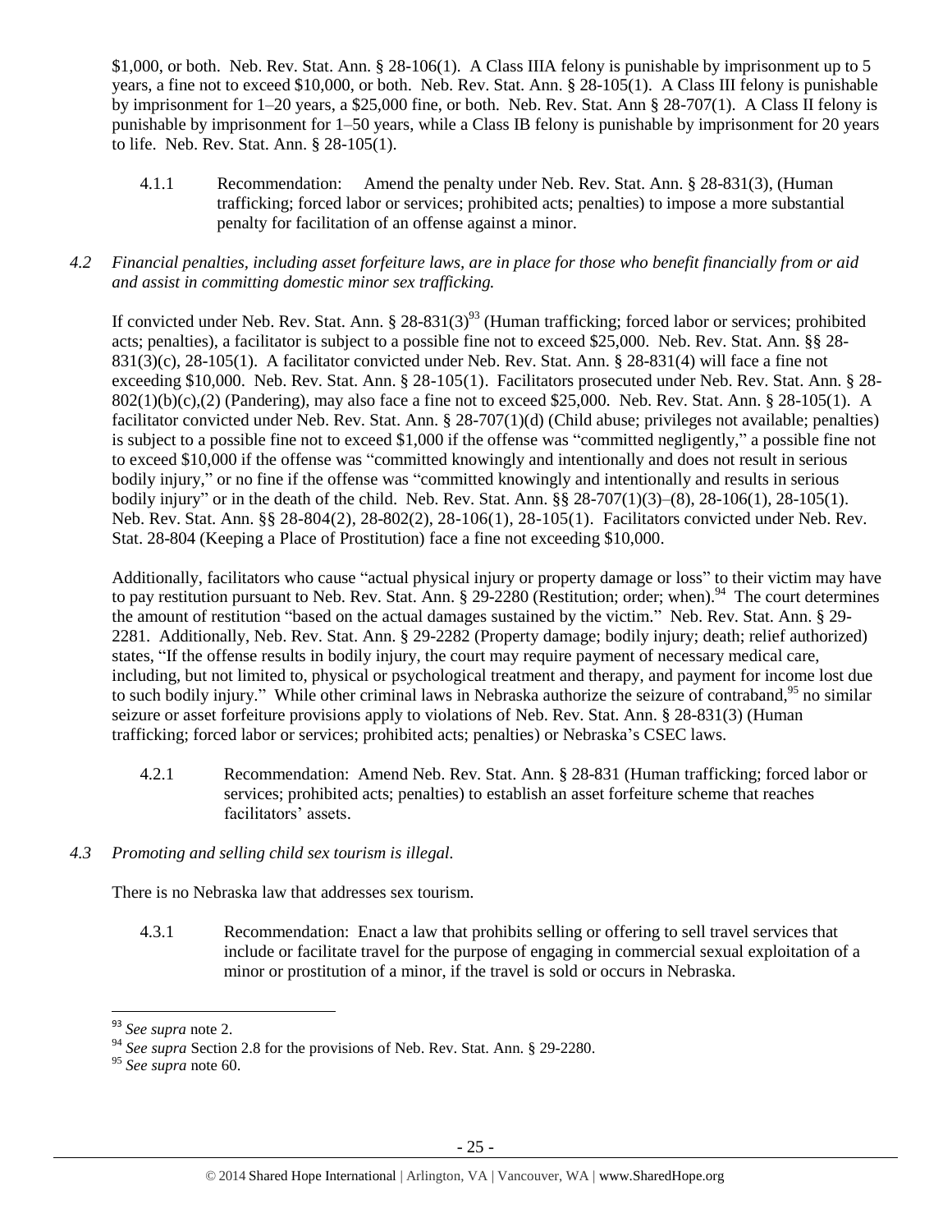$1,000, or both. Neb. Rev. Stat. Ann. § 28-106(1). A Class IIIA felony is punishable by imprisonment up to 5 years, a fine not to exceed $10,000, or both. Neb. Rev. Stat. Ann. § 28-105(1). A Class III felony is punishable by imprisonment for 1–20 years, a $25,000 fine, or both. Neb. Rev. Stat. Ann § 28-707(1). A Class II felony is punishable by imprisonment for 1–50 years, while a Class IB felony is punishable by imprisonment for 20 years to life. Neb. Rev. Stat. Ann. § 28-105(1).

4.1.1 Recommendation: Amend the penalty under Neb. Rev. Stat. Ann. § 28-831(3), (Human trafficking; forced labor or services; prohibited acts; penalties) to impose a more substantial penalty for facilitation of an offense against a minor.

*4.2 Financial penalties, including asset forfeiture laws, are in place for those who benefit financially from or aid and assist in committing domestic minor sex trafficking.*

If convicted under Neb. Rev. Stat. Ann. § 28-831(3)[93] (Human trafficking; forced labor or services; prohibited acts; penalties), a facilitator is subject to a possible fine not to exceed $25,000. Neb. Rev. Stat. Ann. §§ 28-831(3)(c), 28-105(1). A facilitator convicted under Neb. Rev. Stat. Ann. § 28-831(4) will face a fine not exceeding $10,000. Neb. Rev. Stat. Ann. § 28-105(1). Facilitators prosecuted under Neb. Rev. Stat. Ann. § 28-802(1)(b)(c),(2) (Pandering), may also face a fine not to exceed $25,000. Neb. Rev. Stat. Ann. § 28-105(1). A facilitator convicted under Neb. Rev. Stat. Ann. § 28-707(1)(d) (Child abuse; privileges not available; penalties) is subject to a possible fine not to exceed $1,000 if the offense was "committed negligently," a possible fine not to exceed $10,000 if the offense was "committed knowingly and intentionally and does not result in serious bodily injury," or no fine if the offense was "committed knowingly and intentionally and results in serious bodily injury" or in the death of the child. Neb. Rev. Stat. Ann. §§ 28-707(1)(3)–(8), 28-106(1), 28-105(1). Neb. Rev. Stat. Ann. §§ 28-804(2), 28-802(2), 28-106(1), 28-105(1). Facilitators convicted under Neb. Rev. Stat. 28-804 (Keeping a Place of Prostitution) face a fine not exceeding $10,000.

Additionally, facilitators who cause "actual physical injury or property damage or loss" to their victim may have to pay restitution pursuant to Neb. Rev. Stat. Ann. § 29-2280 (Restitution; order; when).[94] The court determines the amount of restitution "based on the actual damages sustained by the victim." Neb. Rev. Stat. Ann. § 29-2281. Additionally, Neb. Rev. Stat. Ann. § 29-2282 (Property damage; bodily injury; death; relief authorized) states, "If the offense results in bodily injury, the court may require payment of necessary medical care, including, but not limited to, physical or psychological treatment and therapy, and payment for income lost due to such bodily injury." While other criminal laws in Nebraska authorize the seizure of contraband,[95] no similar seizure or asset forfeiture provisions apply to violations of Neb. Rev. Stat. Ann. § 28-831(3) (Human trafficking; forced labor or services; prohibited acts; penalties) or Nebraska's CSEC laws.

4.2.1 Recommendation: Amend Neb. Rev. Stat. Ann. § 28-831 (Human trafficking; forced labor or services; prohibited acts; penalties) to establish an asset forfeiture scheme that reaches facilitators' assets.

*4.3 Promoting and selling child sex tourism is illegal.*

There is no Nebraska law that addresses sex tourism.

4.3.1 Recommendation: Enact a law that prohibits selling or offering to sell travel services that include or facilitate travel for the purpose of engaging in commercial sexual exploitation of a minor or prostitution of a minor, if the travel is sold or occurs in Nebraska.

---

[93] *See supra* note 2.

[94] *See supra* Section 2.8 for the provisions of Neb. Rev. Stat. Ann. § 29-2280.

[95] *See supra* note 60.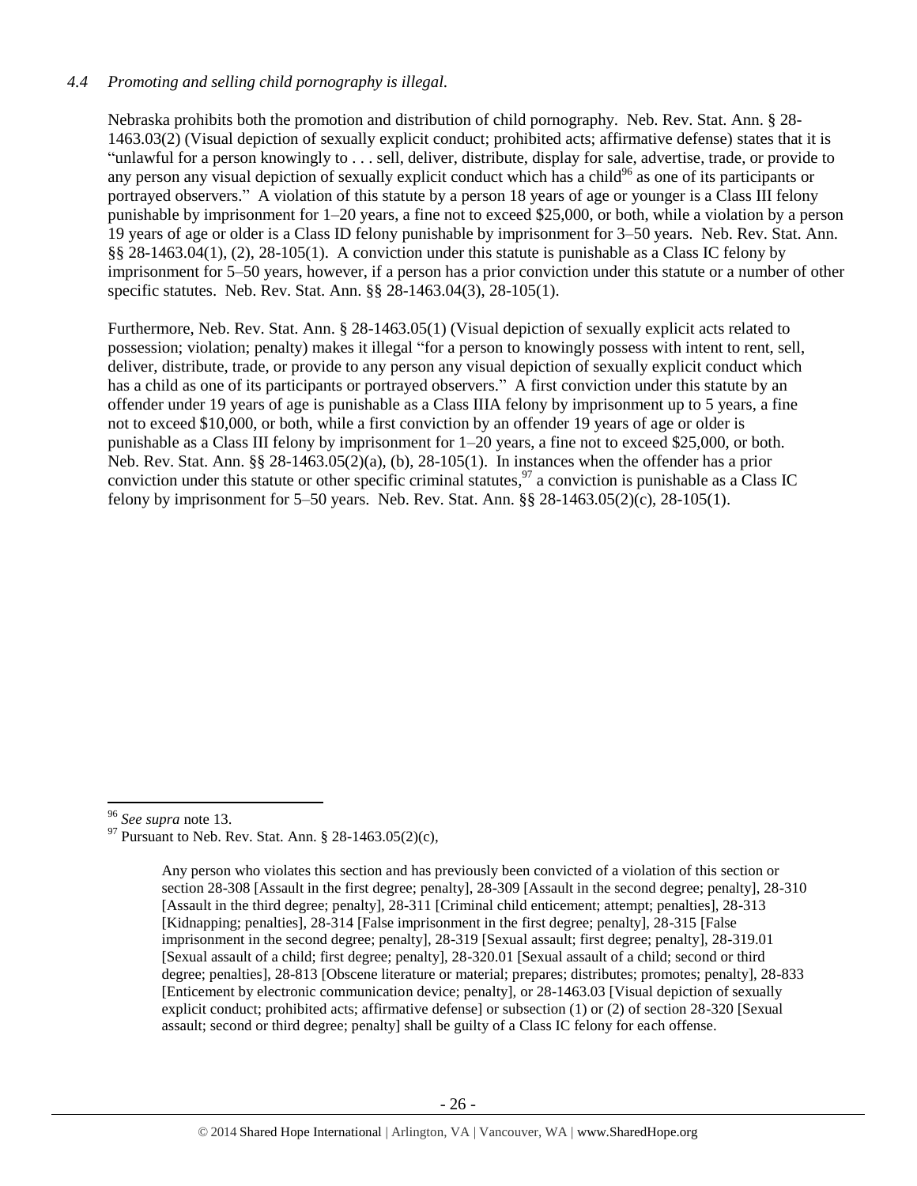### *4.4 Promoting and selling child pornography is illegal.*

Nebraska prohibits both the promotion and distribution of child pornography. Neb. Rev. Stat. Ann. § 28-1463.03(2) (Visual depiction of sexually explicit conduct; prohibited acts; affirmative defense) states that it is "unlawful for a person knowingly to . . . sell, deliver, distribute, display for sale, advertise, trade, or provide to any person any visual depiction of sexually explicit conduct which has a child[96] as one of its participants or portrayed observers." A violation of this statute by a person 18 years of age or younger is a Class III felony punishable by imprisonment for 1–20 years, a fine not to exceed $25,000, or both, while a violation by a person 19 years of age or older is a Class ID felony punishable by imprisonment for 3–50 years. Neb. Rev. Stat. Ann. §§ 28-1463.04(1), (2), 28-105(1). A conviction under this statute is punishable as a Class IC felony by imprisonment for 5–50 years, however, if a person has a prior conviction under this statute or a number of other specific statutes. Neb. Rev. Stat. Ann. §§ 28-1463.04(3), 28-105(1).

Furthermore, Neb. Rev. Stat. Ann. § 28-1463.05(1) (Visual depiction of sexually explicit acts related to possession; violation; penalty) makes it illegal "for a person to knowingly possess with intent to rent, sell, deliver, distribute, trade, or provide to any person any visual depiction of sexually explicit conduct which has a child as one of its participants or portrayed observers." A first conviction under this statute by an offender under 19 years of age is punishable as a Class IIIA felony by imprisonment up to 5 years, a fine not to exceed $10,000, or both, while a first conviction by an offender 19 years of age or older is punishable as a Class III felony by imprisonment for 1–20 years, a fine not to exceed $25,000, or both. Neb. Rev. Stat. Ann. §§ 28-1463.05(2)(a), (b), 28-105(1). In instances when the offender has a prior conviction under this statute or other specific criminal statutes,[97] a conviction is punishable as a Class IC felony by imprisonment for 5–50 years. Neb. Rev. Stat. Ann. §§ 28-1463.05(2)(c), 28-105(1).

---

[96] *See supra* note 13.

[97] Pursuant to Neb. Rev. Stat. Ann. § 28-1463.05(2)(c),

> Any person who violates this section and has previously been convicted of a violation of this section or section 28-308 [Assault in the first degree; penalty], 28-309 [Assault in the second degree; penalty], 28-310 [Assault in the third degree; penalty], 28-311 [Criminal child enticement; attempt; penalties], 28-313 [Kidnapping; penalties], 28-314 [False imprisonment in the first degree; penalty], 28-315 [False imprisonment in the second degree; penalty], 28-319 [Sexual assault; first degree; penalty], 28-319.01 [Sexual assault of a child; first degree; penalty], 28-320.01 [Sexual assault of a child; second or third degree; penalties], 28-813 [Obscene literature or material; prepares; distributes; promotes; penalty], 28-833 [Enticement by electronic communication device; penalty], or 28-1463.03 [Visual depiction of sexually explicit conduct; prohibited acts; affirmative defense] or subsection (1) or (2) of section 28-320 [Sexual assault; second or third degree; penalty] shall be guilty of a Class IC felony for each offense.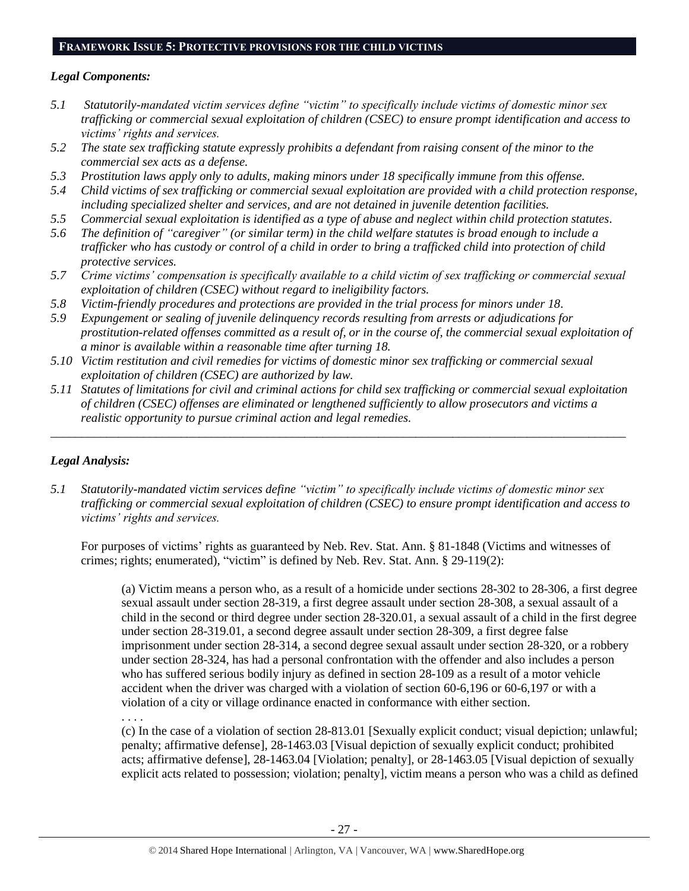## FRAMEWORK ISSUE 5: PROTECTIVE PROVISIONS FOR THE CHILD VICTIMS

### *Legal Components:*

*5.1 Statutorily-mandated victim services define "victim" to specifically include victims of domestic minor sex trafficking or commercial sexual exploitation of children (CSEC) to ensure prompt identification and access to victims' rights and services.*

*5.2 The state sex trafficking statute expressly prohibits a defendant from raising consent of the minor to the commercial sex acts as a defense.*

*5.3 Prostitution laws apply only to adults, making minors under 18 specifically immune from this offense.*

*5.4 Child victims of sex trafficking or commercial sexual exploitation are provided with a child protection response, including specialized shelter and services, and are not detained in juvenile detention facilities.*

*5.5 Commercial sexual exploitation is identified as a type of abuse and neglect within child protection statutes.*

*5.6 The definition of "caregiver" (or similar term) in the child welfare statutes is broad enough to include a trafficker who has custody or control of a child in order to bring a trafficked child into protection of child protective services.*

*5.7 Crime victims' compensation is specifically available to a child victim of sex trafficking or commercial sexual exploitation of children (CSEC) without regard to ineligibility factors.*

*5.8 Victim-friendly procedures and protections are provided in the trial process for minors under 18.*

*5.9 Expungement or sealing of juvenile delinquency records resulting from arrests or adjudications for prostitution-related offenses committed as a result of, or in the course of, the commercial sexual exploitation of a minor is available within a reasonable time after turning 18.*

*5.10 Victim restitution and civil remedies for victims of domestic minor sex trafficking or commercial sexual exploitation of children (CSEC) are authorized by law.*

*5.11 Statutes of limitations for civil and criminal actions for child sex trafficking or commercial sexual exploitation of children (CSEC) offenses are eliminated or lengthened sufficiently to allow prosecutors and victims a realistic opportunity to pursue criminal action and legal remedies.*

---

### *Legal Analysis:*

*5.1 Statutorily-mandated victim services define "victim" to specifically include victims of domestic minor sex trafficking or commercial sexual exploitation of children (CSEC) to ensure prompt identification and access to victims' rights and services.*

For purposes of victims' rights as guaranteed by Neb. Rev. Stat. Ann. § 81-1848 (Victims and witnesses of crimes; rights; enumerated), "victim" is defined by Neb. Rev. Stat. Ann. § 29-119(2):

> (a) Victim means a person who, as a result of a homicide under sections 28-302 to 28-306, a first degree sexual assault under section 28-319, a first degree assault under section 28-308, a sexual assault of a child in the second or third degree under section 28-320.01, a sexual assault of a child in the first degree under section 28-319.01, a second degree assault under section 28-309, a first degree false imprisonment under section 28-314, a second degree sexual assault under section 28-320, or a robbery under section 28-324, has had a personal confrontation with the offender and also includes a person who has suffered serious bodily injury as defined in section 28-109 as a result of a motor vehicle accident when the driver was charged with a violation of section 60-6,196 or 60-6,197 or with a violation of a city or village ordinance enacted in conformance with either section.
>
> . . . .
>
> (c) In the case of a violation of section 28-813.01 [Sexually explicit conduct; visual depiction; unlawful; penalty; affirmative defense], 28-1463.03 [Visual depiction of sexually explicit conduct; prohibited acts; affirmative defense], 28-1463.04 [Violation; penalty], or 28-1463.05 [Visual depiction of sexually explicit acts related to possession; violation; penalty], victim means a person who was a child as defined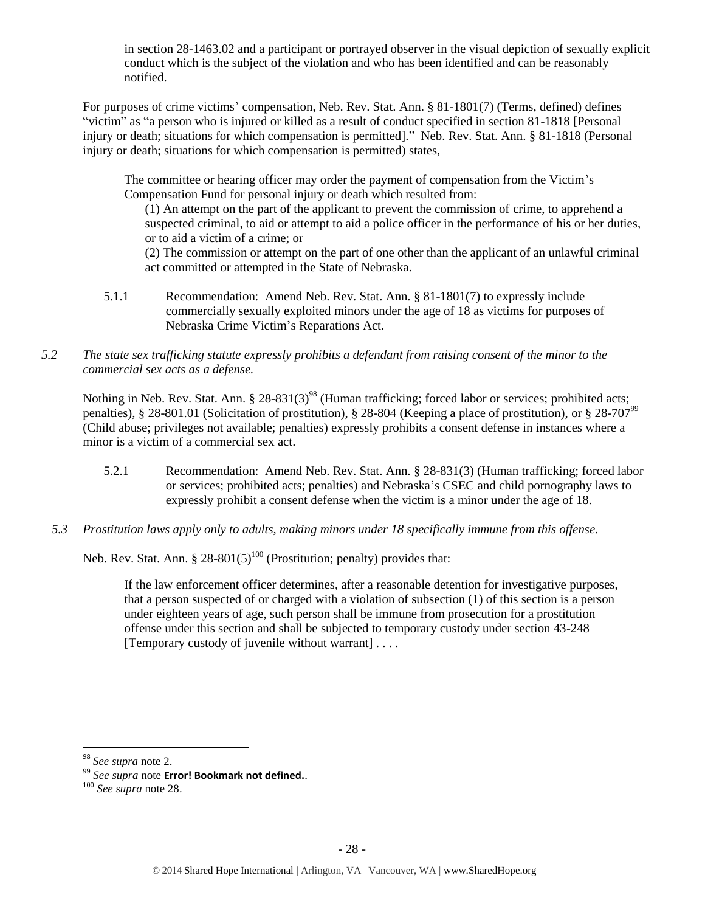in section 28-1463.02 and a participant or portrayed observer in the visual depiction of sexually explicit conduct which is the subject of the violation and who has been identified and can be reasonably notified.

For purposes of crime victims' compensation, Neb. Rev. Stat. Ann. § 81-1801(7) (Terms, defined) defines "victim" as "a person who is injured or killed as a result of conduct specified in section 81-1818 [Personal injury or death; situations for which compensation is permitted]." Neb. Rev. Stat. Ann. § 81-1818 (Personal injury or death; situations for which compensation is permitted) states,

> The committee or hearing officer may order the payment of compensation from the Victim's Compensation Fund for personal injury or death which resulted from:
>
> (1) An attempt on the part of the applicant to prevent the commission of crime, to apprehend a suspected criminal, to aid or attempt to aid a police officer in the performance of his or her duties, or to aid a victim of a crime; or
>
> (2) The commission or attempt on the part of one other than the applicant of an unlawful criminal act committed or attempted in the State of Nebraska.

5.1.1 Recommendation: Amend Neb. Rev. Stat. Ann. § 81-1801(7) to expressly include commercially sexually exploited minors under the age of 18 as victims for purposes of Nebraska Crime Victim's Reparations Act.

*5.2 The state sex trafficking statute expressly prohibits a defendant from raising consent of the minor to the commercial sex acts as a defense.*

Nothing in Neb. Rev. Stat. Ann. § 28-831(3)[98] (Human trafficking; forced labor or services; prohibited acts; penalties), § 28-801.01 (Solicitation of prostitution), § 28-804 (Keeping a place of prostitution), or § 28-707[99] (Child abuse; privileges not available; penalties) expressly prohibits a consent defense in instances where a minor is a victim of a commercial sex act.

5.2.1 Recommendation: Amend Neb. Rev. Stat. Ann. § 28-831(3) (Human trafficking; forced labor or services; prohibited acts; penalties) and Nebraska's CSEC and child pornography laws to expressly prohibit a consent defense when the victim is a minor under the age of 18.

*5.3 Prostitution laws apply only to adults, making minors under 18 specifically immune from this offense.*

Neb. Rev. Stat. Ann. § 28-801(5)[100] (Prostitution; penalty) provides that:

> If the law enforcement officer determines, after a reasonable detention for investigative purposes, that a person suspected of or charged with a violation of subsection (1) of this section is a person under eighteen years of age, such person shall be immune from prosecution for a prostitution offense under this section and shall be subjected to temporary custody under section 43-248 [Temporary custody of juvenile without warrant] . . . .

---

[98] *See supra* note 2.

[99] *See supra* note **Error! Bookmark not defined.**.

[100] *See supra* note 28.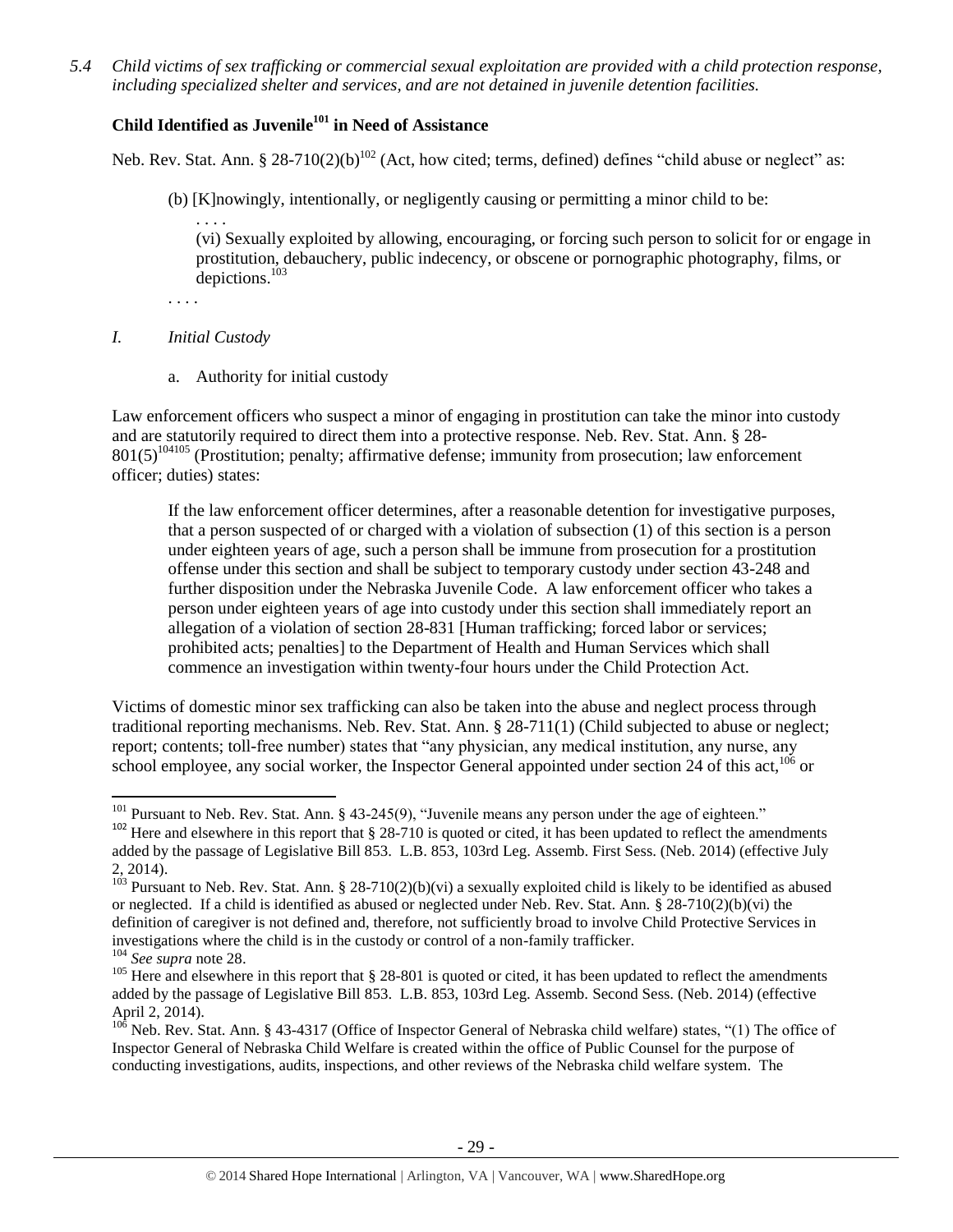*5.4 Child victims of sex trafficking or commercial sexual exploitation are provided with a child protection response, including specialized shelter and services, and are not detained in juvenile detention facilities.*

**Child Identified as Juvenile[101] in Need of Assistance**

Neb. Rev. Stat. Ann. § 28-710(2)(b)[102] (Act, how cited; terms, defined) defines "child abuse or neglect" as:

> (b) [K]nowingly, intentionally, or negligently causing or permitting a minor child to be:
>
> . . . .
>
> (vi) Sexually exploited by allowing, encouraging, or forcing such person to solicit for or engage in prostitution, debauchery, public indecency, or obscene or pornographic photography, films, or depictions.[103]
>
> . . . .

*I. Initial Custody*

a. Authority for initial custody

Law enforcement officers who suspect a minor of engaging in prostitution can take the minor into custody and are statutorily required to direct them into a protective response. Neb. Rev. Stat. Ann. § 28-801(5)[104][105] (Prostitution; penalty; affirmative defense; immunity from prosecution; law enforcement officer; duties) states:

> If the law enforcement officer determines, after a reasonable detention for investigative purposes, that a person suspected of or charged with a violation of subsection (1) of this section is a person under eighteen years of age, such a person shall be immune from prosecution for a prostitution offense under this section and shall be subject to temporary custody under section 43-248 and further disposition under the Nebraska Juvenile Code. A law enforcement officer who takes a person under eighteen years of age into custody under this section shall immediately report an allegation of a violation of section 28-831 [Human trafficking; forced labor or services; prohibited acts; penalties] to the Department of Health and Human Services which shall commence an investigation within twenty-four hours under the Child Protection Act.

Victims of domestic minor sex trafficking can also be taken into the abuse and neglect process through traditional reporting mechanisms. Neb. Rev. Stat. Ann. § 28-711(1) (Child subjected to abuse or neglect; report; contents; toll-free number) states that "any physician, any medical institution, any nurse, any school employee, any social worker, the Inspector General appointed under section 24 of this act,[106] or

---

[101] Pursuant to Neb. Rev. Stat. Ann. § 43-245(9), "Juvenile means any person under the age of eighteen."

[102] Here and elsewhere in this report that § 28-710 is quoted or cited, it has been updated to reflect the amendments added by the passage of Legislative Bill 853. L.B. 853, 103rd Leg. Assemb. First Sess. (Neb. 2014) (effective July 2, 2014).

[103] Pursuant to Neb. Rev. Stat. Ann. § 28-710(2)(b)(vi) a sexually exploited child is likely to be identified as abused or neglected. If a child is identified as abused or neglected under Neb. Rev. Stat. Ann. § 28-710(2)(b)(vi) the definition of caregiver is not defined and, therefore, not sufficiently broad to involve Child Protective Services in investigations where the child is in the custody or control of a non-family trafficker.

[104] *See supra* note 28.

[105] Here and elsewhere in this report that § 28-801 is quoted or cited, it has been updated to reflect the amendments added by the passage of Legislative Bill 853. L.B. 853, 103rd Leg. Assemb. Second Sess. (Neb. 2014) (effective April 2, 2014).

[106] Neb. Rev. Stat. Ann. § 43-4317 (Office of Inspector General of Nebraska child welfare) states, "(1) The office of Inspector General of Nebraska Child Welfare is created within the office of Public Counsel for the purpose of conducting investigations, audits, inspections, and other reviews of the Nebraska child welfare system. The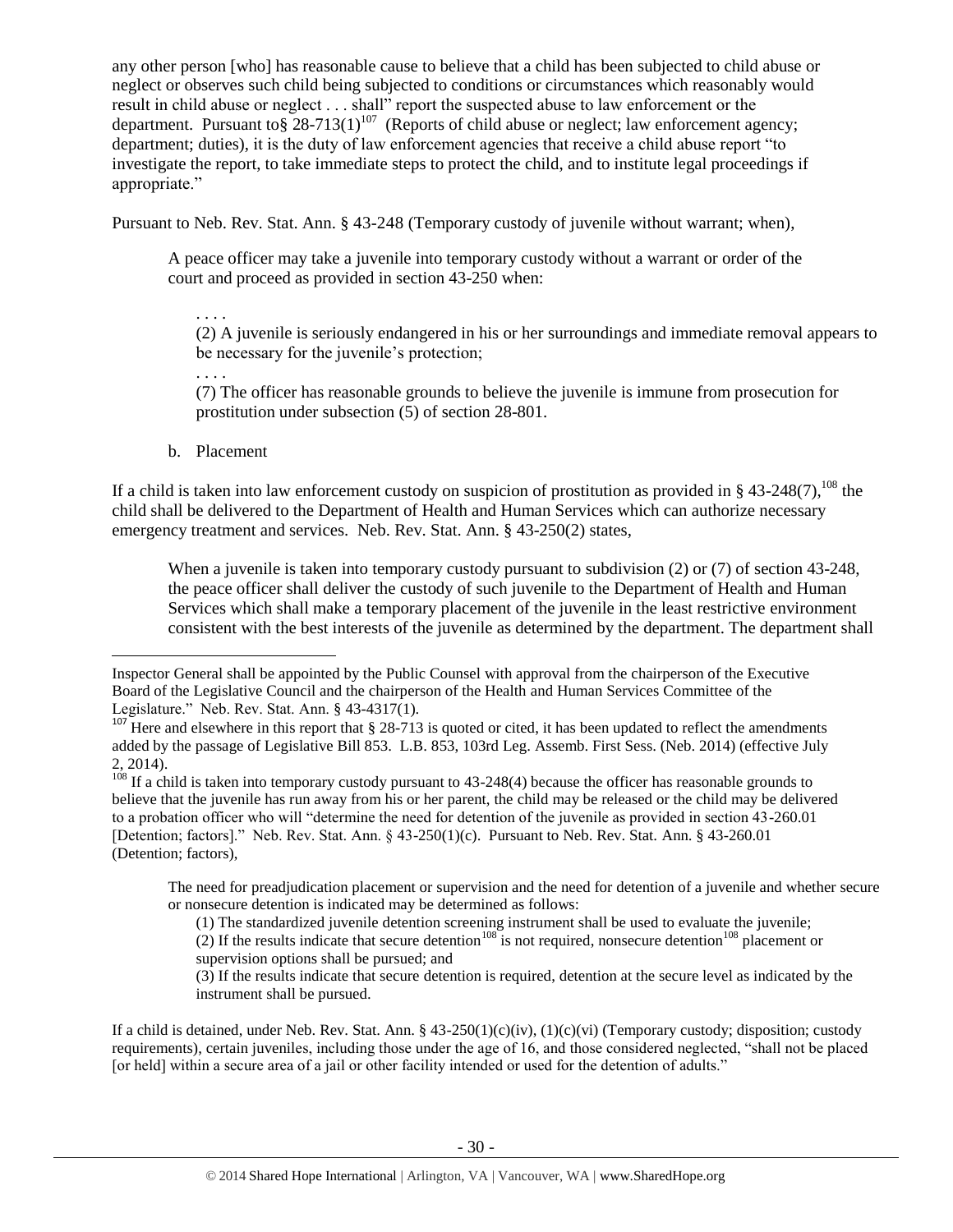any other person [who] has reasonable cause to believe that a child has been subjected to child abuse or neglect or observes such child being subjected to conditions or circumstances which reasonably would result in child abuse or neglect . . . shall" report the suspected abuse to law enforcement or the department. Pursuant to§ 28-713(1)[107] (Reports of child abuse or neglect; law enforcement agency; department; duties), it is the duty of law enforcement agencies that receive a child abuse report "to investigate the report, to take immediate steps to protect the child, and to institute legal proceedings if appropriate."

Pursuant to Neb. Rev. Stat. Ann. § 43-248 (Temporary custody of juvenile without warrant; when),

> A peace officer may take a juvenile into temporary custody without a warrant or order of the court and proceed as provided in section 43-250 when:
>
> > . . . .
> >
> > (2) A juvenile is seriously endangered in his or her surroundings and immediate removal appears to be necessary for the juvenile's protection;
> >
> > . . . .
> >
> > (7) The officer has reasonable grounds to believe the juvenile is immune from prosecution for prostitution under subsection (5) of section 28-801.

b. Placement

If a child is taken into law enforcement custody on suspicion of prostitution as provided in § 43-248(7),[108] the child shall be delivered to the Department of Health and Human Services which can authorize necessary emergency treatment and services. Neb. Rev. Stat. Ann. § 43-250(2) states,

> When a juvenile is taken into temporary custody pursuant to subdivision (2) or (7) of section 43-248, the peace officer shall deliver the custody of such juvenile to the Department of Health and Human Services which shall make a temporary placement of the juvenile in the least restrictive environment consistent with the best interests of the juvenile as determined by the department. The department shall

---

Inspector General shall be appointed by the Public Counsel with approval from the chairperson of the Executive Board of the Legislative Council and the chairperson of the Health and Human Services Committee of the Legislature." Neb. Rev. Stat. Ann. § 43-4317(1).

[107] Here and elsewhere in this report that § 28-713 is quoted or cited, it has been updated to reflect the amendments added by the passage of Legislative Bill 853. L.B. 853, 103rd Leg. Assemb. First Sess. (Neb. 2014) (effective July 2, 2014).

[108] If a child is taken into temporary custody pursuant to 43-248(4) because the officer has reasonable grounds to believe that the juvenile has run away from his or her parent, the child may be released or the child may be delivered to a probation officer who will "determine the need for detention of the juvenile as provided in section 43-260.01 [Detention; factors]." Neb. Rev. Stat. Ann. § 43-250(1)(c). Pursuant to Neb. Rev. Stat. Ann. § 43-260.01 (Detention; factors),

> The need for preadjudication placement or supervision and the need for detention of a juvenile and whether secure or nonsecure detention is indicated may be determined as follows:
>
> (1) The standardized juvenile detention screening instrument shall be used to evaluate the juvenile;
>
> (2) If the results indicate that secure detention[108] is not required, nonsecure detention[108] placement or supervision options shall be pursued; and
>
> (3) If the results indicate that secure detention is required, detention at the secure level as indicated by the instrument shall be pursued.

If a child is detained, under Neb. Rev. Stat. Ann. § 43-250(1)(c)(iv), (1)(c)(vi) (Temporary custody; disposition; custody requirements), certain juveniles, including those under the age of 16, and those considered neglected, "shall not be placed [or held] within a secure area of a jail or other facility intended or used for the detention of adults."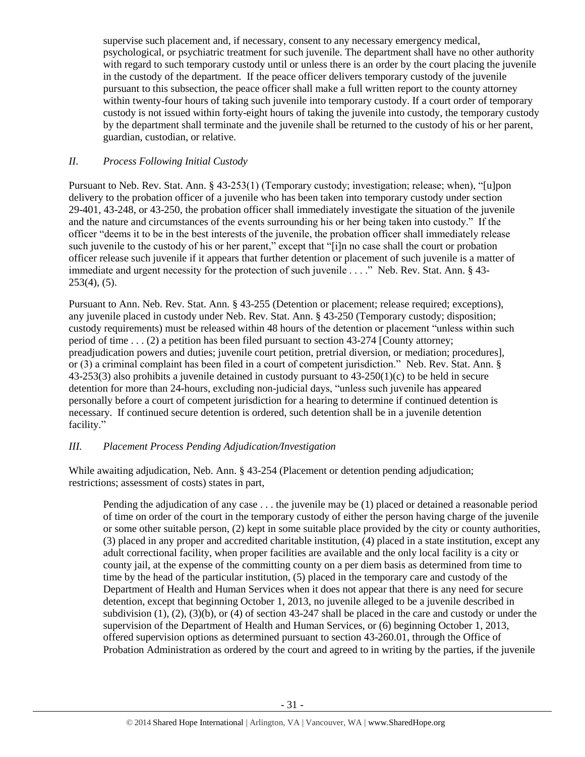supervise such placement and, if necessary, consent to any necessary emergency medical, psychological, or psychiatric treatment for such juvenile. The department shall have no other authority with regard to such temporary custody until or unless there is an order by the court placing the juvenile in the custody of the department. If the peace officer delivers temporary custody of the juvenile pursuant to this subsection, the peace officer shall make a full written report to the county attorney within twenty-four hours of taking such juvenile into temporary custody. If a court order of temporary custody is not issued within forty-eight hours of taking the juvenile into custody, the temporary custody by the department shall terminate and the juvenile shall be returned to the custody of his or her parent, guardian, custodian, or relative.

### *II. Process Following Initial Custody*

Pursuant to Neb. Rev. Stat. Ann. § 43-253(1) (Temporary custody; investigation; release; when), "[u]pon delivery to the probation officer of a juvenile who has been taken into temporary custody under section 29-401, 43-248, or 43-250, the probation officer shall immediately investigate the situation of the juvenile and the nature and circumstances of the events surrounding his or her being taken into custody." If the officer "deems it to be in the best interests of the juvenile, the probation officer shall immediately release such juvenile to the custody of his or her parent," except that "[i]n no case shall the court or probation officer release such juvenile if it appears that further detention or placement of such juvenile is a matter of immediate and urgent necessity for the protection of such juvenile . . . ." Neb. Rev. Stat. Ann. § 43-253(4), (5).

Pursuant to Ann. Neb. Rev. Stat. Ann. § 43-255 (Detention or placement; release required; exceptions), any juvenile placed in custody under Neb. Rev. Stat. Ann. § 43-250 (Temporary custody; disposition; custody requirements) must be released within 48 hours of the detention or placement "unless within such period of time . . . (2) a petition has been filed pursuant to section 43-274 [County attorney; preadjudication powers and duties; juvenile court petition, pretrial diversion, or mediation; procedures], or (3) a criminal complaint has been filed in a court of competent jurisdiction." Neb. Rev. Stat. Ann. § 43-253(3) also prohibits a juvenile detained in custody pursuant to 43-250(1)(c) to be held in secure detention for more than 24-hours, excluding non-judicial days, "unless such juvenile has appeared personally before a court of competent jurisdiction for a hearing to determine if continued detention is necessary. If continued secure detention is ordered, such detention shall be in a juvenile detention facility."

### *III. Placement Process Pending Adjudication/Investigation*

While awaiting adjudication, Neb. Ann. § 43-254 (Placement or detention pending adjudication; restrictions; assessment of costs) states in part,

> Pending the adjudication of any case . . . the juvenile may be (1) placed or detained a reasonable period of time on order of the court in the temporary custody of either the person having charge of the juvenile or some other suitable person, (2) kept in some suitable place provided by the city or county authorities, (3) placed in any proper and accredited charitable institution, (4) placed in a state institution, except any adult correctional facility, when proper facilities are available and the only local facility is a city or county jail, at the expense of the committing county on a per diem basis as determined from time to time by the head of the particular institution, (5) placed in the temporary care and custody of the Department of Health and Human Services when it does not appear that there is any need for secure detention, except that beginning October 1, 2013, no juvenile alleged to be a juvenile described in subdivision (1), (2), (3)(b), or (4) of section 43-247 shall be placed in the care and custody or under the supervision of the Department of Health and Human Services, or (6) beginning October 1, 2013, offered supervision options as determined pursuant to section 43-260.01, through the Office of Probation Administration as ordered by the court and agreed to in writing by the parties, if the juvenile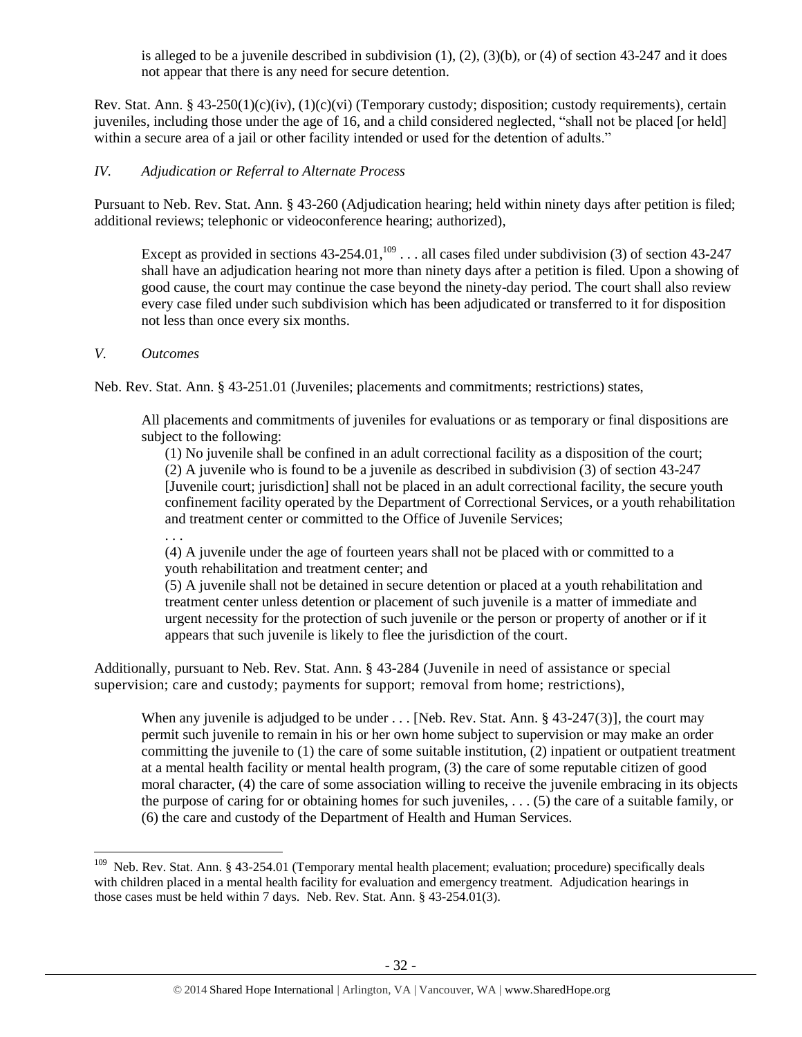> is alleged to be a juvenile described in subdivision (1), (2), (3)(b), or (4) of section 43-247 and it does not appear that there is any need for secure detention.

Rev. Stat. Ann. § 43-250(1)(c)(iv), (1)(c)(vi) (Temporary custody; disposition; custody requirements), certain juveniles, including those under the age of 16, and a child considered neglected, "shall not be placed [or held] within a secure area of a jail or other facility intended or used for the detention of adults."

*IV. Adjudication or Referral to Alternate Process*

Pursuant to Neb. Rev. Stat. Ann. § 43-260 (Adjudication hearing; held within ninety days after petition is filed; additional reviews; telephonic or videoconference hearing; authorized),

> Except as provided in sections 43-254.01,[109] . . . all cases filed under subdivision (3) of section 43-247 shall have an adjudication hearing not more than ninety days after a petition is filed. Upon a showing of good cause, the court may continue the case beyond the ninety-day period. The court shall also review every case filed under such subdivision which has been adjudicated or transferred to it for disposition not less than once every six months.

*V. Outcomes*

Neb. Rev. Stat. Ann. § 43-251.01 (Juveniles; placements and commitments; restrictions) states,

> All placements and commitments of juveniles for evaluations or as temporary or final dispositions are subject to the following:
>
> (1) No juvenile shall be confined in an adult correctional facility as a disposition of the court;
>
> (2) A juvenile who is found to be a juvenile as described in subdivision (3) of section 43-247 [Juvenile court; jurisdiction] shall not be placed in an adult correctional facility, the secure youth confinement facility operated by the Department of Correctional Services, or a youth rehabilitation and treatment center or committed to the Office of Juvenile Services;
>
> . . .
>
> (4) A juvenile under the age of fourteen years shall not be placed with or committed to a youth rehabilitation and treatment center; and
>
> (5) A juvenile shall not be detained in secure detention or placed at a youth rehabilitation and treatment center unless detention or placement of such juvenile is a matter of immediate and urgent necessity for the protection of such juvenile or the person or property of another or if it appears that such juvenile is likely to flee the jurisdiction of the court.

Additionally, pursuant to Neb. Rev. Stat. Ann. § 43-284 (Juvenile in need of assistance or special supervision; care and custody; payments for support; removal from home; restrictions),

> When any juvenile is adjudged to be under . . . [Neb. Rev. Stat. Ann. § 43-247(3)], the court may permit such juvenile to remain in his or her own home subject to supervision or may make an order committing the juvenile to (1) the care of some suitable institution, (2) inpatient or outpatient treatment at a mental health facility or mental health program, (3) the care of some reputable citizen of good moral character, (4) the care of some association willing to receive the juvenile embracing in its objects the purpose of caring for or obtaining homes for such juveniles, . . . (5) the care of a suitable family, or (6) the care and custody of the Department of Health and Human Services.

---

[109] Neb. Rev. Stat. Ann. § 43-254.01 (Temporary mental health placement; evaluation; procedure) specifically deals with children placed in a mental health facility for evaluation and emergency treatment. Adjudication hearings in those cases must be held within 7 days. Neb. Rev. Stat. Ann. § 43-254.01(3).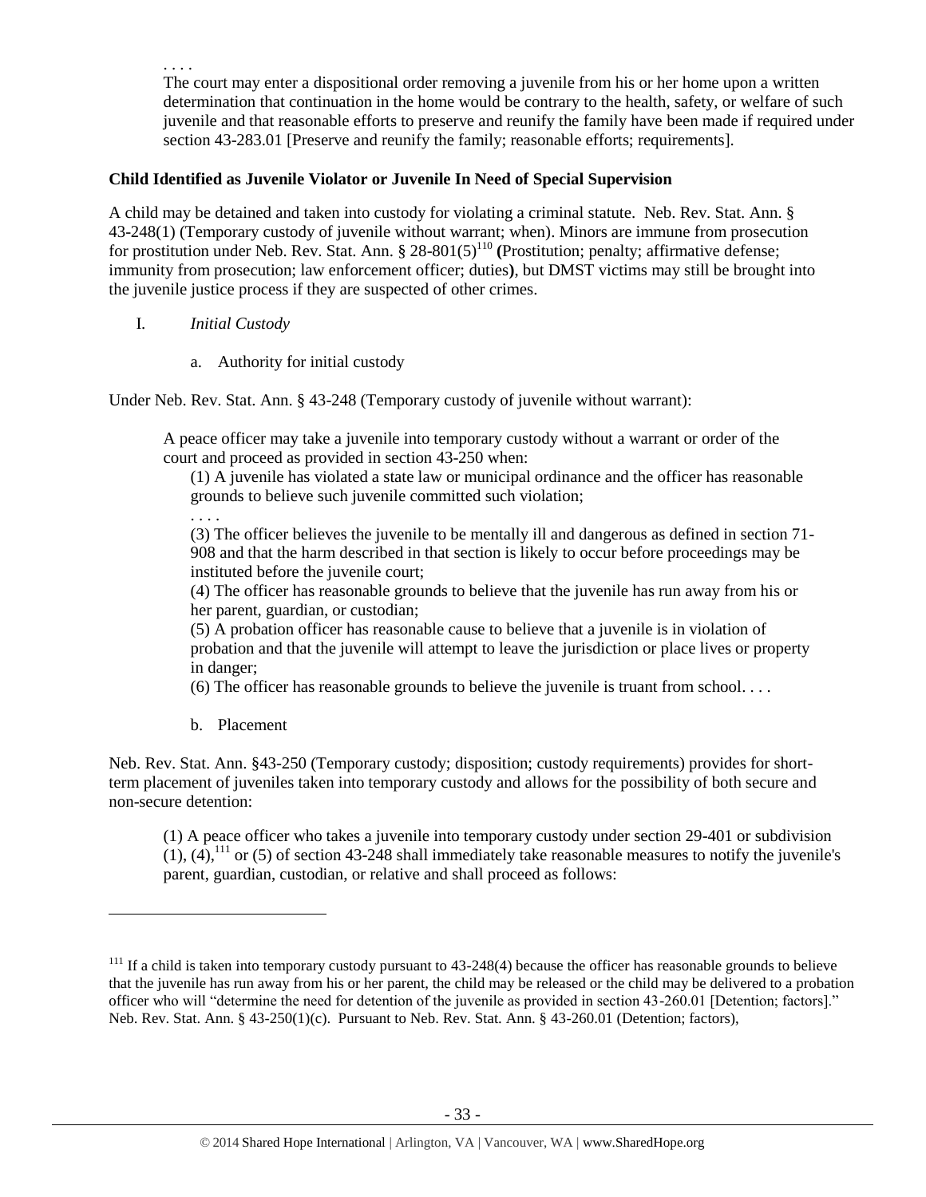. . . .

> The court may enter a dispositional order removing a juvenile from his or her home upon a written determination that continuation in the home would be contrary to the health, safety, or welfare of such juvenile and that reasonable efforts to preserve and reunify the family have been made if required under section 43-283.01 [Preserve and reunify the family; reasonable efforts; requirements].

**Child Identified as Juvenile Violator or Juvenile In Need of Special Supervision**

A child may be detained and taken into custody for violating a criminal statute. Neb. Rev. Stat. Ann. § 43-248(1) (Temporary custody of juvenile without warrant; when). Minors are immune from prosecution for prostitution under Neb. Rev. Stat. Ann. § 28-801(5)[110] **(**Prostitution; penalty; affirmative defense; immunity from prosecution; law enforcement officer; duties**)**, but DMST victims may still be brought into the juvenile justice process if they are suspected of other crimes.

I. *Initial Custody*

   a. Authority for initial custody

Under Neb. Rev. Stat. Ann. § 43-248 (Temporary custody of juvenile without warrant):

> A peace officer may take a juvenile into temporary custody without a warrant or order of the court and proceed as provided in section 43-250 when:
>
> (1) A juvenile has violated a state law or municipal ordinance and the officer has reasonable grounds to believe such juvenile committed such violation;
>
> . . . .
>
> (3) The officer believes the juvenile to be mentally ill and dangerous as defined in section 71-908 and that the harm described in that section is likely to occur before proceedings may be instituted before the juvenile court;
>
> (4) The officer has reasonable grounds to believe that the juvenile has run away from his or her parent, guardian, or custodian;
>
> (5) A probation officer has reasonable cause to believe that a juvenile is in violation of probation and that the juvenile will attempt to leave the jurisdiction or place lives or property in danger;
>
> (6) The officer has reasonable grounds to believe the juvenile is truant from school. . . .

   b. Placement

Neb. Rev. Stat. Ann. §43-250 (Temporary custody; disposition; custody requirements) provides for short-term placement of juveniles taken into temporary custody and allows for the possibility of both secure and non-secure detention:

> (1) A peace officer who takes a juvenile into temporary custody under section 29-401 or subdivision (1), (4),[111] or (5) of section 43-248 shall immediately take reasonable measures to notify the juvenile's parent, guardian, custodian, or relative and shall proceed as follows:

---

[111] If a child is taken into temporary custody pursuant to 43-248(4) because the officer has reasonable grounds to believe that the juvenile has run away from his or her parent, the child may be released or the child may be delivered to a probation officer who will "determine the need for detention of the juvenile as provided in section 43-260.01 [Detention; factors]." Neb. Rev. Stat. Ann. § 43-250(1)(c). Pursuant to Neb. Rev. Stat. Ann. § 43-260.01 (Detention; factors),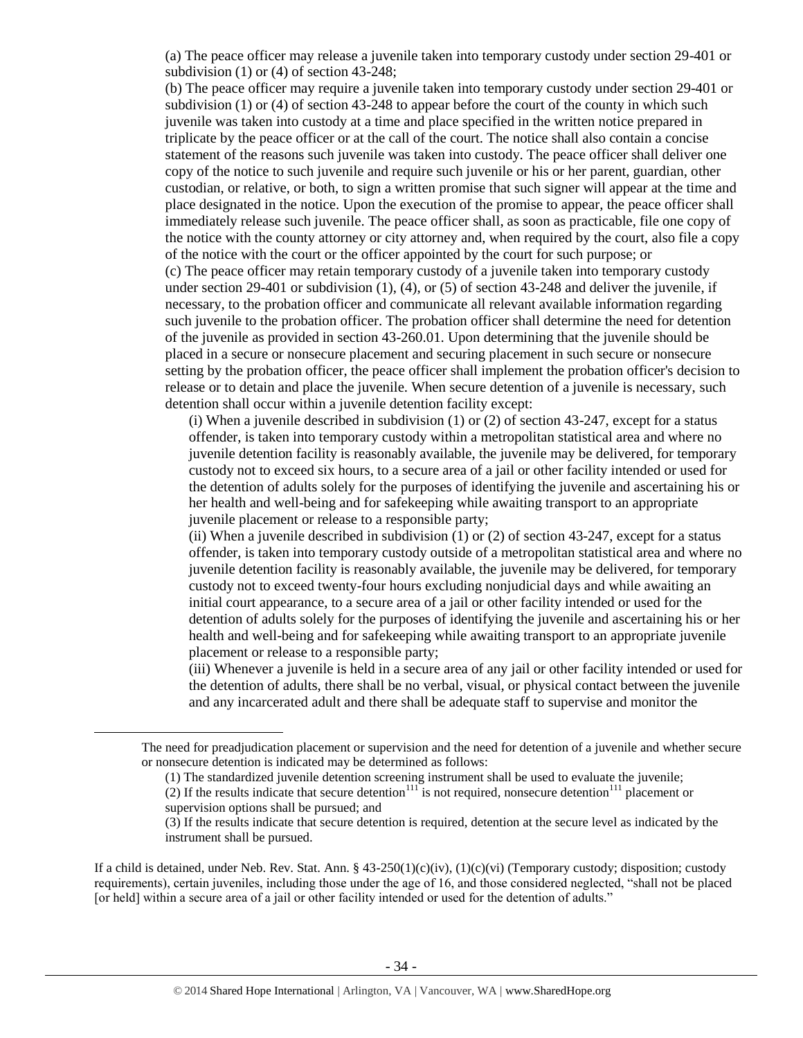(a) The peace officer may release a juvenile taken into temporary custody under section 29-401 or subdivision (1) or (4) of section 43-248;

(b) The peace officer may require a juvenile taken into temporary custody under section 29-401 or subdivision (1) or (4) of section 43-248 to appear before the court of the county in which such juvenile was taken into custody at a time and place specified in the written notice prepared in triplicate by the peace officer or at the call of the court. The notice shall also contain a concise statement of the reasons such juvenile was taken into custody. The peace officer shall deliver one copy of the notice to such juvenile and require such juvenile or his or her parent, guardian, other custodian, or relative, or both, to sign a written promise that such signer will appear at the time and place designated in the notice. Upon the execution of the promise to appear, the peace officer shall immediately release such juvenile. The peace officer shall, as soon as practicable, file one copy of the notice with the county attorney or city attorney and, when required by the court, also file a copy of the notice with the court or the officer appointed by the court for such purpose; or

(c) The peace officer may retain temporary custody of a juvenile taken into temporary custody under section 29-401 or subdivision (1), (4), or (5) of section 43-248 and deliver the juvenile, if necessary, to the probation officer and communicate all relevant available information regarding such juvenile to the probation officer. The probation officer shall determine the need for detention of the juvenile as provided in section 43-260.01. Upon determining that the juvenile should be placed in a secure or nonsecure placement and securing placement in such secure or nonsecure setting by the probation officer, the peace officer shall implement the probation officer's decision to release or to detain and place the juvenile. When secure detention of a juvenile is necessary, such detention shall occur within a juvenile detention facility except:

(i) When a juvenile described in subdivision (1) or (2) of section 43-247, except for a status offender, is taken into temporary custody within a metropolitan statistical area and where no juvenile detention facility is reasonably available, the juvenile may be delivered, for temporary custody not to exceed six hours, to a secure area of a jail or other facility intended or used for the detention of adults solely for the purposes of identifying the juvenile and ascertaining his or her health and well-being and for safekeeping while awaiting transport to an appropriate juvenile placement or release to a responsible party;

(ii) When a juvenile described in subdivision (1) or (2) of section 43-247, except for a status offender, is taken into temporary custody outside of a metropolitan statistical area and where no juvenile detention facility is reasonably available, the juvenile may be delivered, for temporary custody not to exceed twenty-four hours excluding nonjudicial days and while awaiting an initial court appearance, to a secure area of a jail or other facility intended or used for the detention of adults solely for the purposes of identifying the juvenile and ascertaining his or her health and well-being and for safekeeping while awaiting transport to an appropriate juvenile placement or release to a responsible party;

(iii) Whenever a juvenile is held in a secure area of any jail or other facility intended or used for the detention of adults, there shall be no verbal, visual, or physical contact between the juvenile and any incarcerated adult and there shall be adequate staff to supervise and monitor the

---

The need for preadjudication placement or supervision and the need for detention of a juvenile and whether secure or nonsecure detention is indicated may be determined as follows:

(1) The standardized juvenile detention screening instrument shall be used to evaluate the juvenile;

(2) If the results indicate that secure detention[111] is not required, nonsecure detention[111] placement or supervision options shall be pursued; and

(3) If the results indicate that secure detention is required, detention at the secure level as indicated by the instrument shall be pursued.

If a child is detained, under Neb. Rev. Stat. Ann. § 43-250(1)(c)(iv), (1)(c)(vi) (Temporary custody; disposition; custody requirements), certain juveniles, including those under the age of 16, and those considered neglected, "shall not be placed [or held] within a secure area of a jail or other facility intended or used for the detention of adults."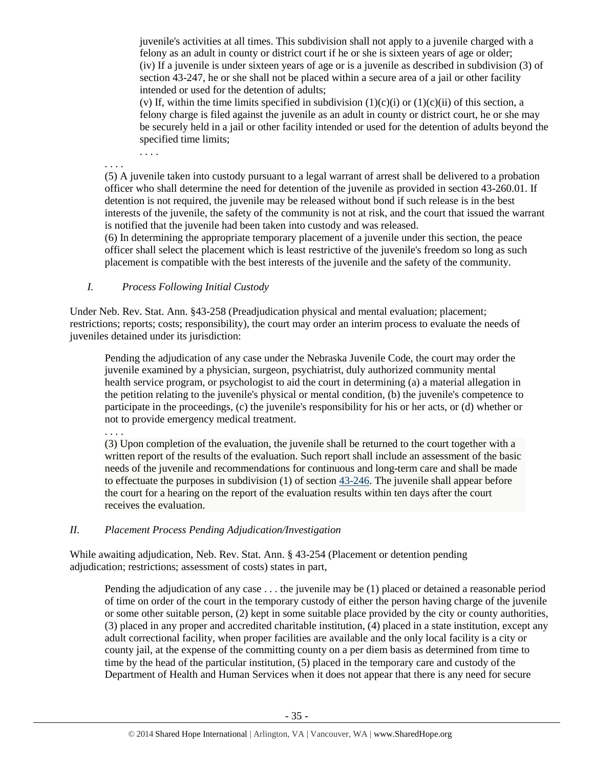> juvenile's activities at all times. This subdivision shall not apply to a juvenile charged with a felony as an adult in county or district court if he or she is sixteen years of age or older;
> (iv) If a juvenile is under sixteen years of age or is a juvenile as described in subdivision (3) of section 43-247, he or she shall not be placed within a secure area of a jail or other facility intended or used for the detention of adults;
> (v) If, within the time limits specified in subdivision (1)(c)(i) or (1)(c)(ii) of this section, a felony charge is filed against the juvenile as an adult in county or district court, he or she may be securely held in a jail or other facility intended or used for the detention of adults beyond the specified time limits;
> . . . .
>
> . . . .
> (5) A juvenile taken into custody pursuant to a legal warrant of arrest shall be delivered to a probation officer who shall determine the need for detention of the juvenile as provided in section 43-260.01. If detention is not required, the juvenile may be released without bond if such release is in the best interests of the juvenile, the safety of the community is not at risk, and the court that issued the warrant is notified that the juvenile had been taken into custody and was released.
> (6) In determining the appropriate temporary placement of a juvenile under this section, the peace officer shall select the placement which is least restrictive of the juvenile's freedom so long as such placement is compatible with the best interests of the juvenile and the safety of the community.

*I. Process Following Initial Custody*

Under Neb. Rev. Stat. Ann. §43-258 (Preadjudication physical and mental evaluation; placement; restrictions; reports; costs; responsibility), the court may order an interim process to evaluate the needs of juveniles detained under its jurisdiction:

> Pending the adjudication of any case under the Nebraska Juvenile Code, the court may order the juvenile examined by a physician, surgeon, psychiatrist, duly authorized community mental health service program, or psychologist to aid the court in determining (a) a material allegation in the petition relating to the juvenile's physical or mental condition, (b) the juvenile's competence to participate in the proceedings, (c) the juvenile's responsibility for his or her acts, or (d) whether or not to provide emergency medical treatment.
> . . . .
> (3) Upon completion of the evaluation, the juvenile shall be returned to the court together with a written report of the results of the evaluation. Such report shall include an assessment of the basic needs of the juvenile and recommendations for continuous and long-term care and shall be made to effectuate the purposes in subdivision (1) of section 43-246. The juvenile shall appear before the court for a hearing on the report of the evaluation results within ten days after the court receives the evaluation.

*II. Placement Process Pending Adjudication/Investigation*

While awaiting adjudication, Neb. Rev. Stat. Ann. § 43-254 (Placement or detention pending adjudication; restrictions; assessment of costs) states in part,

> Pending the adjudication of any case . . . the juvenile may be (1) placed or detained a reasonable period of time on order of the court in the temporary custody of either the person having charge of the juvenile or some other suitable person, (2) kept in some suitable place provided by the city or county authorities, (3) placed in any proper and accredited charitable institution, (4) placed in a state institution, except any adult correctional facility, when proper facilities are available and the only local facility is a city or county jail, at the expense of the committing county on a per diem basis as determined from time to time by the head of the particular institution, (5) placed in the temporary care and custody of the Department of Health and Human Services when it does not appear that there is any need for secure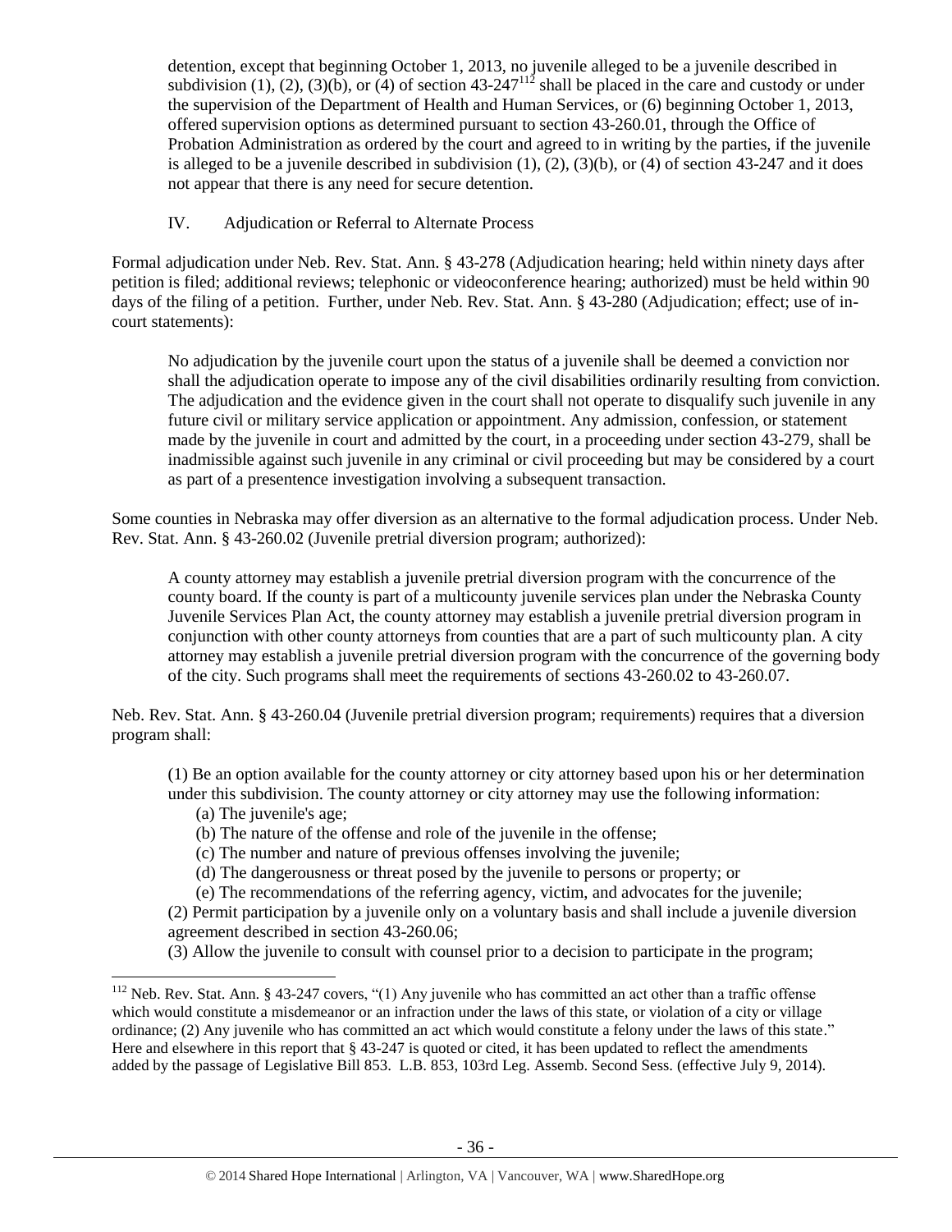detention, except that beginning October 1, 2013, no juvenile alleged to be a juvenile described in subdivision (1), (2), (3)(b), or (4) of section 43-247[112] shall be placed in the care and custody or under the supervision of the Department of Health and Human Services, or (6) beginning October 1, 2013, offered supervision options as determined pursuant to section 43-260.01, through the Office of Probation Administration as ordered by the court and agreed to in writing by the parties, if the juvenile is alleged to be a juvenile described in subdivision (1), (2), (3)(b), or (4) of section 43-247 and it does not appear that there is any need for secure detention.

IV. Adjudication or Referral to Alternate Process

Formal adjudication under Neb. Rev. Stat. Ann. § 43-278 (Adjudication hearing; held within ninety days after petition is filed; additional reviews; telephonic or videoconference hearing; authorized) must be held within 90 days of the filing of a petition. Further, under Neb. Rev. Stat. Ann. § 43-280 (Adjudication; effect; use of in-court statements):

> No adjudication by the juvenile court upon the status of a juvenile shall be deemed a conviction nor shall the adjudication operate to impose any of the civil disabilities ordinarily resulting from conviction. The adjudication and the evidence given in the court shall not operate to disqualify such juvenile in any future civil or military service application or appointment. Any admission, confession, or statement made by the juvenile in court and admitted by the court, in a proceeding under section 43-279, shall be inadmissible against such juvenile in any criminal or civil proceeding but may be considered by a court as part of a presentence investigation involving a subsequent transaction.

Some counties in Nebraska may offer diversion as an alternative to the formal adjudication process. Under Neb. Rev. Stat. Ann. § 43-260.02 (Juvenile pretrial diversion program; authorized):

> A county attorney may establish a juvenile pretrial diversion program with the concurrence of the county board. If the county is part of a multicounty juvenile services plan under the Nebraska County Juvenile Services Plan Act, the county attorney may establish a juvenile pretrial diversion program in conjunction with other county attorneys from counties that are a part of such multicounty plan. A city attorney may establish a juvenile pretrial diversion program with the concurrence of the governing body of the city. Such programs shall meet the requirements of sections 43-260.02 to 43-260.07.

Neb. Rev. Stat. Ann. § 43-260.04 (Juvenile pretrial diversion program; requirements) requires that a diversion program shall:

> (1) Be an option available for the county attorney or city attorney based upon his or her determination under this subdivision. The county attorney or city attorney may use the following information:
> (a) The juvenile's age;
> (b) The nature of the offense and role of the juvenile in the offense;
> (c) The number and nature of previous offenses involving the juvenile;
> (d) The dangerousness or threat posed by the juvenile to persons or property; or
> (e) The recommendations of the referring agency, victim, and advocates for the juvenile;
> (2) Permit participation by a juvenile only on a voluntary basis and shall include a juvenile diversion agreement described in section 43-260.06;
> (3) Allow the juvenile to consult with counsel prior to a decision to participate in the program;

---

[112] Neb. Rev. Stat. Ann. § 43-247 covers, "(1) Any juvenile who has committed an act other than a traffic offense which would constitute a misdemeanor or an infraction under the laws of this state, or violation of a city or village ordinance; (2) Any juvenile who has committed an act which would constitute a felony under the laws of this state." Here and elsewhere in this report that § 43-247 is quoted or cited, it has been updated to reflect the amendments added by the passage of Legislative Bill 853. L.B. 853, 103rd Leg. Assemb. Second Sess. (effective July 9, 2014).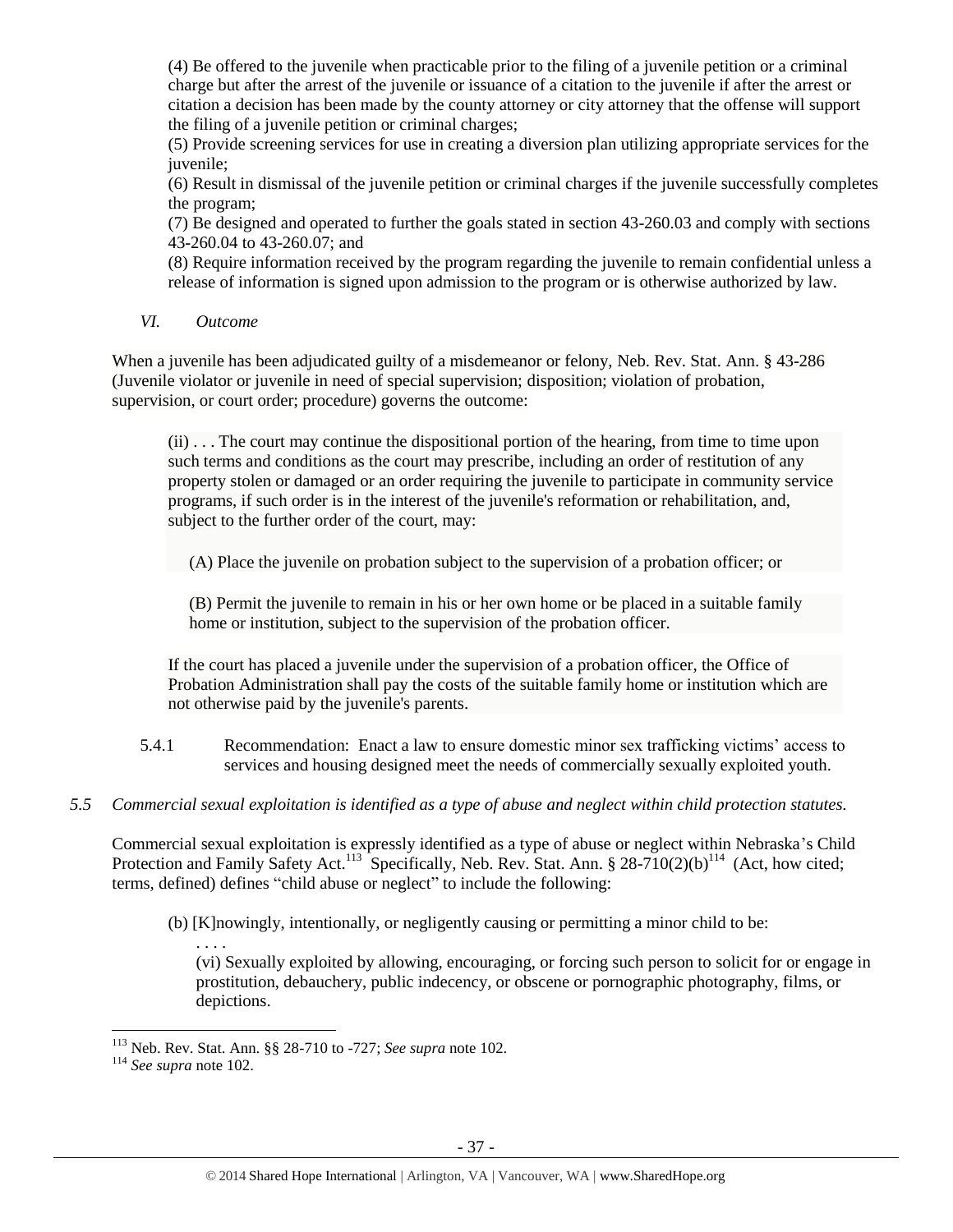(4) Be offered to the juvenile when practicable prior to the filing of a juvenile petition or a criminal charge but after the arrest of the juvenile or issuance of a citation to the juvenile if after the arrest or citation a decision has been made by the county attorney or city attorney that the offense will support the filing of a juvenile petition or criminal charges;
(5) Provide screening services for use in creating a diversion plan utilizing appropriate services for the juvenile;
(6) Result in dismissal of the juvenile petition or criminal charges if the juvenile successfully completes the program;
(7) Be designed and operated to further the goals stated in section 43-260.03 and comply with sections 43-260.04 to 43-260.07; and
(8) Require information received by the program regarding the juvenile to remain confidential unless a release of information is signed upon admission to the program or is otherwise authorized by law.

*VI. Outcome*

When a juvenile has been adjudicated guilty of a misdemeanor or felony, Neb. Rev. Stat. Ann. § 43-286 (Juvenile violator or juvenile in need of special supervision; disposition; violation of probation, supervision, or court order; procedure) governs the outcome:

> (ii) . . . The court may continue the dispositional portion of the hearing, from time to time upon such terms and conditions as the court may prescribe, including an order of restitution of any property stolen or damaged or an order requiring the juvenile to participate in community service programs, if such order is in the interest of the juvenile's reformation or rehabilitation, and, subject to the further order of the court, may:
>
> (A) Place the juvenile on probation subject to the supervision of a probation officer; or
>
> (B) Permit the juvenile to remain in his or her own home or be placed in a suitable family home or institution, subject to the supervision of the probation officer.
>
> If the court has placed a juvenile under the supervision of a probation officer, the Office of Probation Administration shall pay the costs of the suitable family home or institution which are not otherwise paid by the juvenile's parents.

5.4.1 Recommendation: Enact a law to ensure domestic minor sex trafficking victims' access to services and housing designed meet the needs of commercially sexually exploited youth.

*5.5 Commercial sexual exploitation is identified as a type of abuse and neglect within child protection statutes.*

Commercial sexual exploitation is expressly identified as a type of abuse or neglect within Nebraska's Child Protection and Family Safety Act.[113] Specifically, Neb. Rev. Stat. Ann. § 28-710(2)(b)[114] (Act, how cited; terms, defined) defines "child abuse or neglect" to include the following:

> (b) [K]nowingly, intentionally, or negligently causing or permitting a minor child to be:
> . . . .
> (vi) Sexually exploited by allowing, encouraging, or forcing such person to solicit for or engage in prostitution, debauchery, public indecency, or obscene or pornographic photography, films, or depictions.

---

[113] Neb. Rev. Stat. Ann. §§ 28-710 to -727; *See supra* note 102.
[114] *See supra* note 102.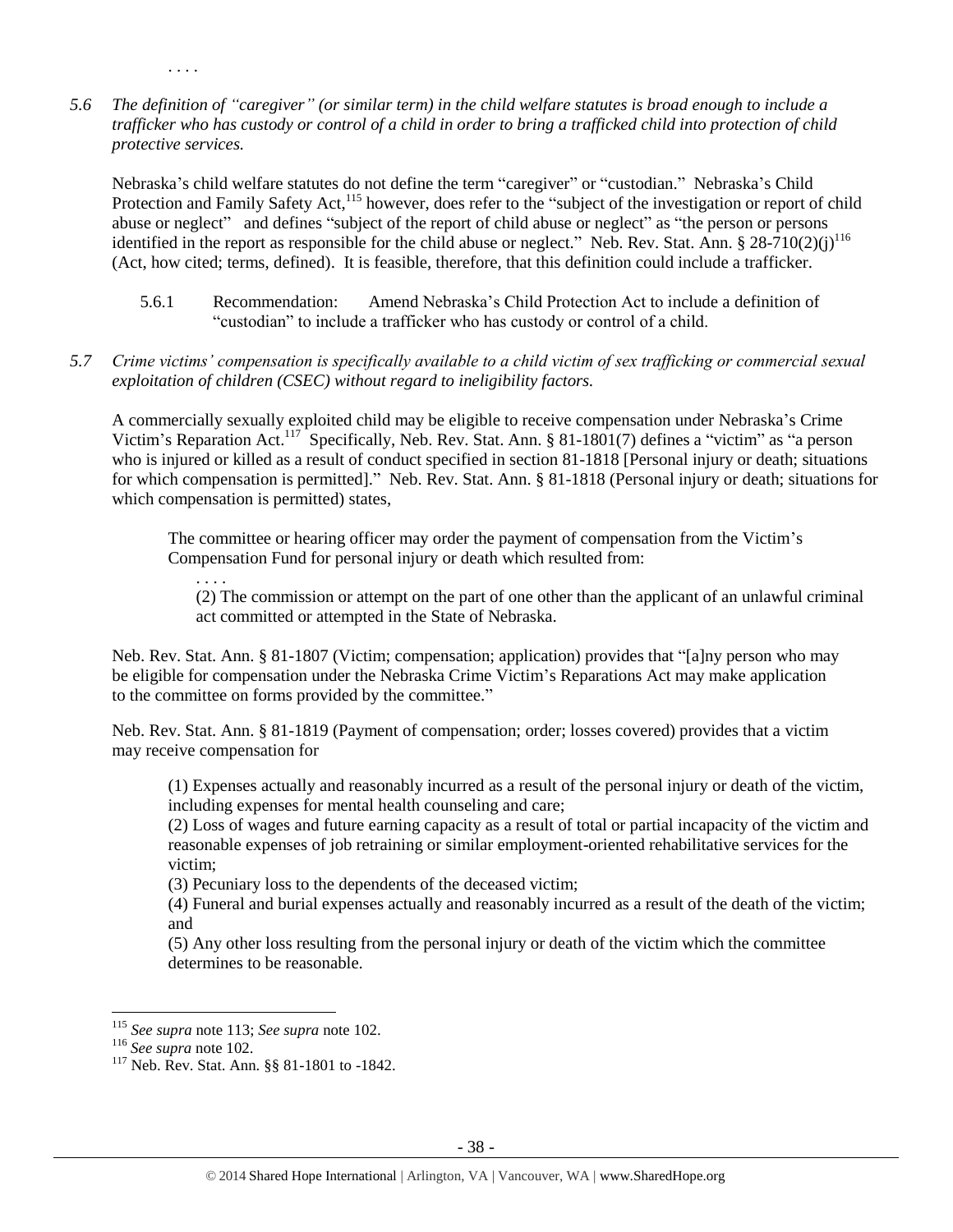. . . .

*5.6 The definition of "caregiver" (or similar term) in the child welfare statutes is broad enough to include a trafficker who has custody or control of a child in order to bring a trafficked child into protection of child protective services.*

Nebraska's child welfare statutes do not define the term "caregiver" or "custodian." Nebraska's Child Protection and Family Safety Act,[115] however, does refer to the "subject of the investigation or report of child abuse or neglect" and defines "subject of the report of child abuse or neglect" as "the person or persons identified in the report as responsible for the child abuse or neglect." Neb. Rev. Stat. Ann. § 28-710(2)(j)[116] (Act, how cited; terms, defined). It is feasible, therefore, that this definition could include a trafficker.

5.6.1 Recommendation: Amend Nebraska's Child Protection Act to include a definition of "custodian" to include a trafficker who has custody or control of a child.

*5.7 Crime victims' compensation is specifically available to a child victim of sex trafficking or commercial sexual exploitation of children (CSEC) without regard to ineligibility factors.*

A commercially sexually exploited child may be eligible to receive compensation under Nebraska's Crime Victim's Reparation Act.[117] Specifically, Neb. Rev. Stat. Ann. § 81-1801(7) defines a "victim" as "a person who is injured or killed as a result of conduct specified in section 81-1818 [Personal injury or death; situations for which compensation is permitted]." Neb. Rev. Stat. Ann. § 81-1818 (Personal injury or death; situations for which compensation is permitted) states,

> The committee or hearing officer may order the payment of compensation from the Victim's Compensation Fund for personal injury or death which resulted from:
>
> . . . .
>
> (2) The commission or attempt on the part of one other than the applicant of an unlawful criminal act committed or attempted in the State of Nebraska.

Neb. Rev. Stat. Ann. § 81-1807 (Victim; compensation; application) provides that "[a]ny person who may be eligible for compensation under the Nebraska Crime Victim's Reparations Act may make application to the committee on forms provided by the committee."

Neb. Rev. Stat. Ann. § 81-1819 (Payment of compensation; order; losses covered) provides that a victim may receive compensation for

> (1) Expenses actually and reasonably incurred as a result of the personal injury or death of the victim, including expenses for mental health counseling and care;
>
> (2) Loss of wages and future earning capacity as a result of total or partial incapacity of the victim and reasonable expenses of job retraining or similar employment-oriented rehabilitative services for the victim;
>
> (3) Pecuniary loss to the dependents of the deceased victim;
>
> (4) Funeral and burial expenses actually and reasonably incurred as a result of the death of the victim; and
>
> (5) Any other loss resulting from the personal injury or death of the victim which the committee determines to be reasonable.

---

[115] *See supra* note 113; *See supra* note 102.

[116] *See supra* note 102.

[117] Neb. Rev. Stat. Ann. §§ 81-1801 to -1842.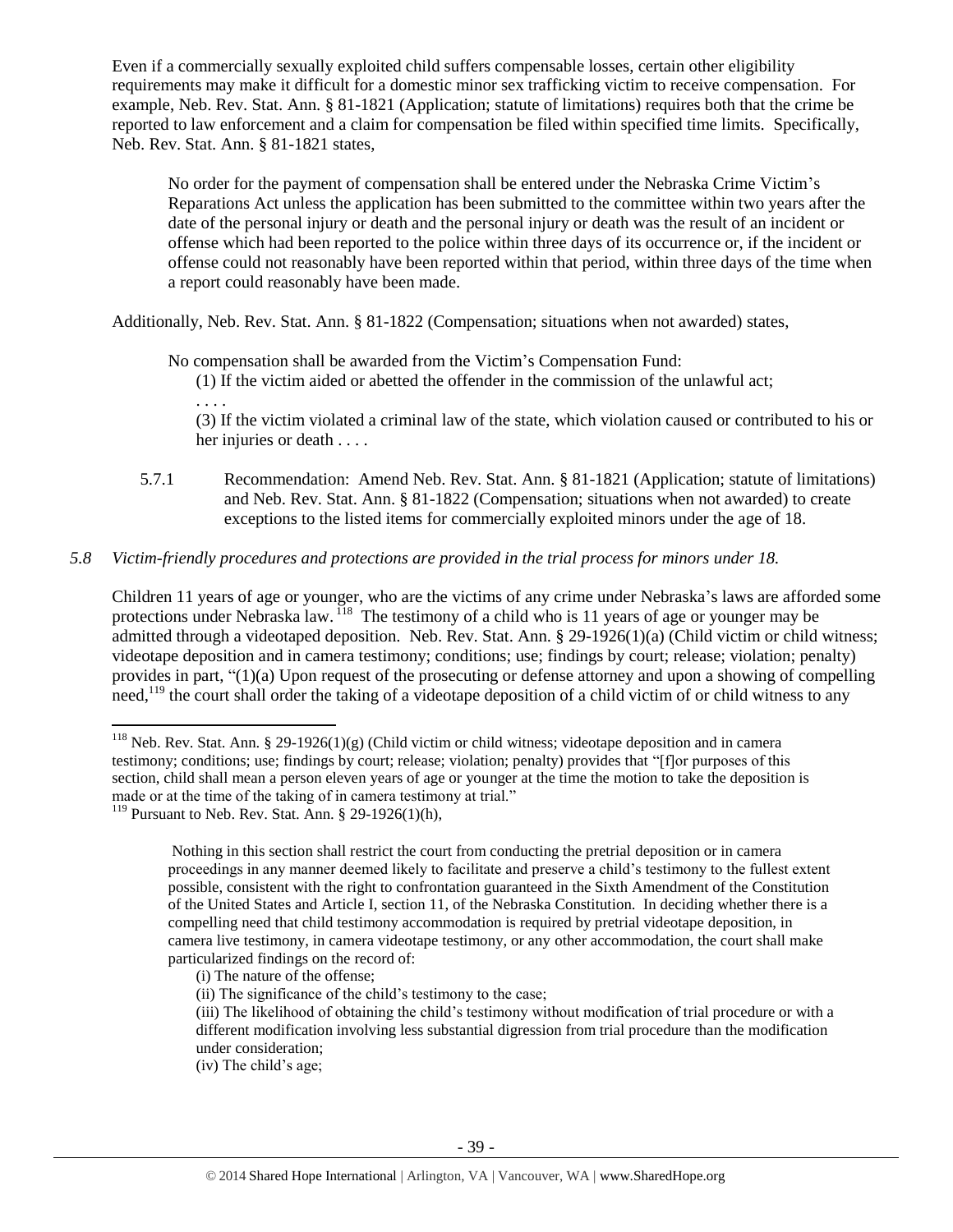Even if a commercially sexually exploited child suffers compensable losses, certain other eligibility requirements may make it difficult for a domestic minor sex trafficking victim to receive compensation. For example, Neb. Rev. Stat. Ann. § 81-1821 (Application; statute of limitations) requires both that the crime be reported to law enforcement and a claim for compensation be filed within specified time limits. Specifically, Neb. Rev. Stat. Ann. § 81-1821 states,

> No order for the payment of compensation shall be entered under the Nebraska Crime Victim's Reparations Act unless the application has been submitted to the committee within two years after the date of the personal injury or death and the personal injury or death was the result of an incident or offense which had been reported to the police within three days of its occurrence or, if the incident or offense could not reasonably have been reported within that period, within three days of the time when a report could reasonably have been made.

Additionally, Neb. Rev. Stat. Ann. § 81-1822 (Compensation; situations when not awarded) states,

> No compensation shall be awarded from the Victim's Compensation Fund:
>
> (1) If the victim aided or abetted the offender in the commission of the unlawful act;
>
> . . . .
>
> (3) If the victim violated a criminal law of the state, which violation caused or contributed to his or her injuries or death . . . .

5.7.1 Recommendation: Amend Neb. Rev. Stat. Ann. § 81-1821 (Application; statute of limitations) and Neb. Rev. Stat. Ann. § 81-1822 (Compensation; situations when not awarded) to create exceptions to the listed items for commercially exploited minors under the age of 18.

*5.8 Victim-friendly procedures and protections are provided in the trial process for minors under 18.*

Children 11 years of age or younger, who are the victims of any crime under Nebraska's laws are afforded some protections under Nebraska law.[118] The testimony of a child who is 11 years of age or younger may be admitted through a videotaped deposition. Neb. Rev. Stat. Ann. § 29-1926(1)(a) (Child victim or child witness; videotape deposition and in camera testimony; conditions; use; findings by court; release; violation; penalty) provides in part, "(1)(a) Upon request of the prosecuting or defense attorney and upon a showing of compelling need,[119] the court shall order the taking of a videotape deposition of a child victim of or child witness to any

---

[118] Neb. Rev. Stat. Ann. § 29-1926(1)(g) (Child victim or child witness; videotape deposition and in camera testimony; conditions; use; findings by court; release; violation; penalty) provides that "[f]or purposes of this section, child shall mean a person eleven years of age or younger at the time the motion to take the deposition is made or at the time of the taking of in camera testimony at trial."

[119] Pursuant to Neb. Rev. Stat. Ann. § 29-1926(1)(h),

> Nothing in this section shall restrict the court from conducting the pretrial deposition or in camera proceedings in any manner deemed likely to facilitate and preserve a child's testimony to the fullest extent possible, consistent with the right to confrontation guaranteed in the Sixth Amendment of the Constitution of the United States and Article I, section 11, of the Nebraska Constitution. In deciding whether there is a compelling need that child testimony accommodation is required by pretrial videotape deposition, in camera live testimony, in camera videotape testimony, or any other accommodation, the court shall make particularized findings on the record of:
>
> (i) The nature of the offense;
>
> (ii) The significance of the child's testimony to the case;
>
> (iii) The likelihood of obtaining the child's testimony without modification of trial procedure or with a different modification involving less substantial digression from trial procedure than the modification under consideration;
>
> (iv) The child's age;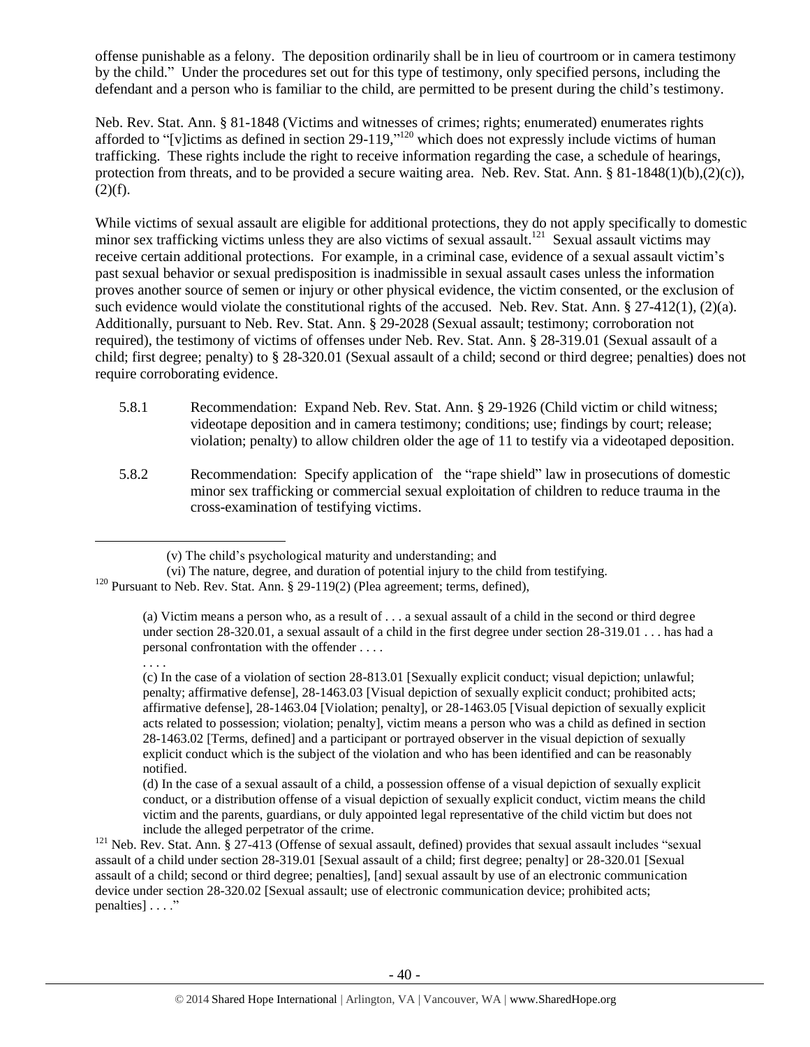offense punishable as a felony. The deposition ordinarily shall be in lieu of courtroom or in camera testimony by the child." Under the procedures set out for this type of testimony, only specified persons, including the defendant and a person who is familiar to the child, are permitted to be present during the child's testimony.

Neb. Rev. Stat. Ann. § 81-1848 (Victims and witnesses of crimes; rights; enumerated) enumerates rights afforded to "[v]ictims as defined in section 29-119,"[120] which does not expressly include victims of human trafficking. These rights include the right to receive information regarding the case, a schedule of hearings, protection from threats, and to be provided a secure waiting area. Neb. Rev. Stat. Ann. § 81-1848(1)(b),(2)(c)), (2)(f).

While victims of sexual assault are eligible for additional protections, they do not apply specifically to domestic minor sex trafficking victims unless they are also victims of sexual assault.[121] Sexual assault victims may receive certain additional protections. For example, in a criminal case, evidence of a sexual assault victim's past sexual behavior or sexual predisposition is inadmissible in sexual assault cases unless the information proves another source of semen or injury or other physical evidence, the victim consented, or the exclusion of such evidence would violate the constitutional rights of the accused. Neb. Rev. Stat. Ann. § 27-412(1), (2)(a). Additionally, pursuant to Neb. Rev. Stat. Ann. § 29-2028 (Sexual assault; testimony; corroboration not required), the testimony of victims of offenses under Neb. Rev. Stat. Ann. § 28-319.01 (Sexual assault of a child; first degree; penalty) to § 28-320.01 (Sexual assault of a child; second or third degree; penalties) does not require corroborating evidence.

5.8.1 Recommendation: Expand Neb. Rev. Stat. Ann. § 29-1926 (Child victim or child witness; videotape deposition and in camera testimony; conditions; use; findings by court; release; violation; penalty) to allow children older the age of 11 to testify via a videotaped deposition.

5.8.2 Recommendation: Specify application of the "rape shield" law in prosecutions of domestic minor sex trafficking or commercial sexual exploitation of children to reduce trauma in the cross-examination of testifying victims.

---

(v) The child's psychological maturity and understanding; and

(vi) The nature, degree, and duration of potential injury to the child from testifying.

[120] Pursuant to Neb. Rev. Stat. Ann. § 29-119(2) (Plea agreement; terms, defined),

> (a) Victim means a person who, as a result of . . . a sexual assault of a child in the second or third degree under section 28-320.01, a sexual assault of a child in the first degree under section 28-319.01 . . . has had a personal confrontation with the offender . . . .
>
> . . . .
>
> (c) In the case of a violation of section 28-813.01 [Sexually explicit conduct; visual depiction; unlawful; penalty; affirmative defense], 28-1463.03 [Visual depiction of sexually explicit conduct; prohibited acts; affirmative defense], 28-1463.04 [Violation; penalty], or 28-1463.05 [Visual depiction of sexually explicit acts related to possession; violation; penalty], victim means a person who was a child as defined in section 28-1463.02 [Terms, defined] and a participant or portrayed observer in the visual depiction of sexually explicit conduct which is the subject of the violation and who has been identified and can be reasonably notified.
>
> (d) In the case of a sexual assault of a child, a possession offense of a visual depiction of sexually explicit conduct, or a distribution offense of a visual depiction of sexually explicit conduct, victim means the child victim and the parents, guardians, or duly appointed legal representative of the child victim but does not include the alleged perpetrator of the crime.

[121] Neb. Rev. Stat. Ann. § 27-413 (Offense of sexual assault, defined) provides that sexual assault includes "sexual assault of a child under section 28-319.01 [Sexual assault of a child; first degree; penalty] or 28-320.01 [Sexual assault of a child; second or third degree; penalties], [and] sexual assault by use of an electronic communication device under section 28-320.02 [Sexual assault; use of electronic communication device; prohibited acts; penalties] . . . ."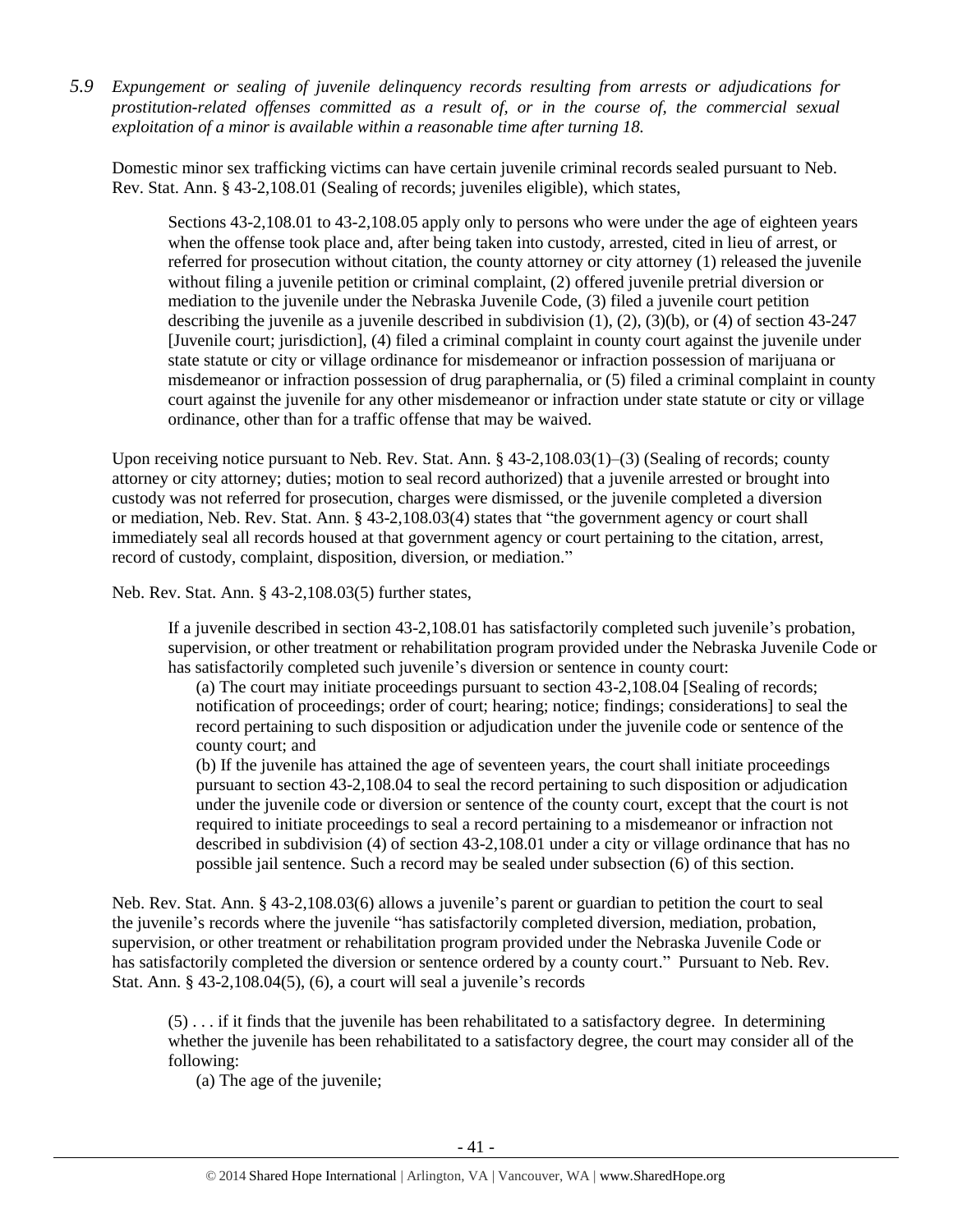*5.9 Expungement or sealing of juvenile delinquency records resulting from arrests or adjudications for prostitution-related offenses committed as a result of, or in the course of, the commercial sexual exploitation of a minor is available within a reasonable time after turning 18.*

Domestic minor sex trafficking victims can have certain juvenile criminal records sealed pursuant to Neb. Rev. Stat. Ann. § 43-2,108.01 (Sealing of records; juveniles eligible), which states,

> Sections 43-2,108.01 to 43-2,108.05 apply only to persons who were under the age of eighteen years when the offense took place and, after being taken into custody, arrested, cited in lieu of arrest, or referred for prosecution without citation, the county attorney or city attorney (1) released the juvenile without filing a juvenile petition or criminal complaint, (2) offered juvenile pretrial diversion or mediation to the juvenile under the Nebraska Juvenile Code, (3) filed a juvenile court petition describing the juvenile as a juvenile described in subdivision (1), (2), (3)(b), or (4) of section 43-247 [Juvenile court; jurisdiction], (4) filed a criminal complaint in county court against the juvenile under state statute or city or village ordinance for misdemeanor or infraction possession of marijuana or misdemeanor or infraction possession of drug paraphernalia, or (5) filed a criminal complaint in county court against the juvenile for any other misdemeanor or infraction under state statute or city or village ordinance, other than for a traffic offense that may be waived.

Upon receiving notice pursuant to Neb. Rev. Stat. Ann. § 43-2,108.03(1)–(3) (Sealing of records; county attorney or city attorney; duties; motion to seal record authorized) that a juvenile arrested or brought into custody was not referred for prosecution, charges were dismissed, or the juvenile completed a diversion or mediation, Neb. Rev. Stat. Ann. § 43-2,108.03(4) states that "the government agency or court shall immediately seal all records housed at that government agency or court pertaining to the citation, arrest, record of custody, complaint, disposition, diversion, or mediation."

Neb. Rev. Stat. Ann. § 43-2,108.03(5) further states,

> If a juvenile described in section 43-2,108.01 has satisfactorily completed such juvenile's probation, supervision, or other treatment or rehabilitation program provided under the Nebraska Juvenile Code or has satisfactorily completed such juvenile's diversion or sentence in county court:
>
> (a) The court may initiate proceedings pursuant to section 43-2,108.04 [Sealing of records; notification of proceedings; order of court; hearing; notice; findings; considerations] to seal the record pertaining to such disposition or adjudication under the juvenile code or sentence of the county court; and
>
> (b) If the juvenile has attained the age of seventeen years, the court shall initiate proceedings pursuant to section 43-2,108.04 to seal the record pertaining to such disposition or adjudication under the juvenile code or diversion or sentence of the county court, except that the court is not required to initiate proceedings to seal a record pertaining to a misdemeanor or infraction not described in subdivision (4) of section 43-2,108.01 under a city or village ordinance that has no possible jail sentence. Such a record may be sealed under subsection (6) of this section.

Neb. Rev. Stat. Ann. § 43-2,108.03(6) allows a juvenile's parent or guardian to petition the court to seal the juvenile's records where the juvenile "has satisfactorily completed diversion, mediation, probation, supervision, or other treatment or rehabilitation program provided under the Nebraska Juvenile Code or has satisfactorily completed the diversion or sentence ordered by a county court." Pursuant to Neb. Rev. Stat. Ann. § 43-2,108.04(5), (6), a court will seal a juvenile's records

> (5) . . . if it finds that the juvenile has been rehabilitated to a satisfactory degree. In determining whether the juvenile has been rehabilitated to a satisfactory degree, the court may consider all of the following:
>
> (a) The age of the juvenile;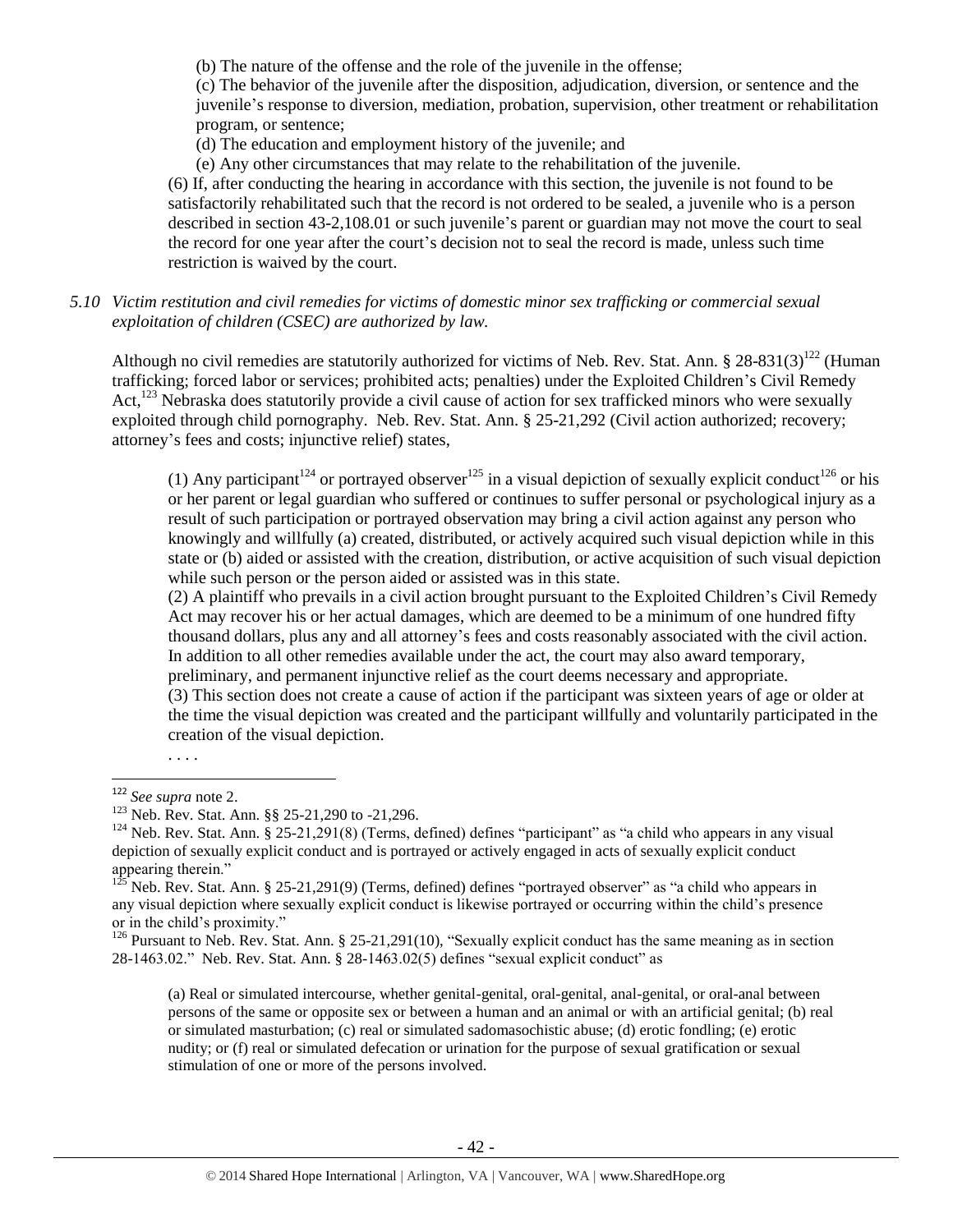(b) The nature of the offense and the role of the juvenile in the offense;

(c) The behavior of the juvenile after the disposition, adjudication, diversion, or sentence and the juvenile's response to diversion, mediation, probation, supervision, other treatment or rehabilitation program, or sentence;

(d) The education and employment history of the juvenile; and

(e) Any other circumstances that may relate to the rehabilitation of the juvenile.

(6) If, after conducting the hearing in accordance with this section, the juvenile is not found to be satisfactorily rehabilitated such that the record is not ordered to be sealed, a juvenile who is a person described in section 43-2,108.01 or such juvenile's parent or guardian may not move the court to seal the record for one year after the court's decision not to seal the record is made, unless such time restriction is waived by the court.

*5.10 Victim restitution and civil remedies for victims of domestic minor sex trafficking or commercial sexual exploitation of children (CSEC) are authorized by law.*

Although no civil remedies are statutorily authorized for victims of Neb. Rev. Stat. Ann. § 28-831(3)[122] (Human trafficking; forced labor or services; prohibited acts; penalties) under the Exploited Children's Civil Remedy Act,[123] Nebraska does statutorily provide a civil cause of action for sex trafficked minors who were sexually exploited through child pornography. Neb. Rev. Stat. Ann. § 25-21,292 (Civil action authorized; recovery; attorney's fees and costs; injunctive relief) states,

> (1) Any participant[124] or portrayed observer[125] in a visual depiction of sexually explicit conduct[126] or his or her parent or legal guardian who suffered or continues to suffer personal or psychological injury as a result of such participation or portrayed observation may bring a civil action against any person who knowingly and willfully (a) created, distributed, or actively acquired such visual depiction while in this state or (b) aided or assisted with the creation, distribution, or active acquisition of such visual depiction while such person or the person aided or assisted was in this state.
>
> (2) A plaintiff who prevails in a civil action brought pursuant to the Exploited Children's Civil Remedy Act may recover his or her actual damages, which are deemed to be a minimum of one hundred fifty thousand dollars, plus any and all attorney's fees and costs reasonably associated with the civil action. In addition to all other remedies available under the act, the court may also award temporary, preliminary, and permanent injunctive relief as the court deems necessary and appropriate.
>
> (3) This section does not create a cause of action if the participant was sixteen years of age or older at the time the visual depiction was created and the participant willfully and voluntarily participated in the creation of the visual depiction.
>
> . . . .

---

[122] *See supra* note 2.

[123] Neb. Rev. Stat. Ann. §§ 25-21,290 to -21,296.

[124] Neb. Rev. Stat. Ann. § 25-21,291(8) (Terms, defined) defines "participant" as "a child who appears in any visual depiction of sexually explicit conduct and is portrayed or actively engaged in acts of sexually explicit conduct appearing therein."

[125] Neb. Rev. Stat. Ann. § 25-21,291(9) (Terms, defined) defines "portrayed observer" as "a child who appears in any visual depiction where sexually explicit conduct is likewise portrayed or occurring within the child's presence or in the child's proximity."

[126] Pursuant to Neb. Rev. Stat. Ann. § 25-21,291(10), "Sexually explicit conduct has the same meaning as in section 28-1463.02." Neb. Rev. Stat. Ann. § 28-1463.02(5) defines "sexual explicit conduct" as

> (a) Real or simulated intercourse, whether genital-genital, oral-genital, anal-genital, or oral-anal between persons of the same or opposite sex or between a human and an animal or with an artificial genital; (b) real or simulated masturbation; (c) real or simulated sadomasochistic abuse; (d) erotic fondling; (e) erotic nudity; or (f) real or simulated defecation or urination for the purpose of sexual gratification or sexual stimulation of one or more of the persons involved.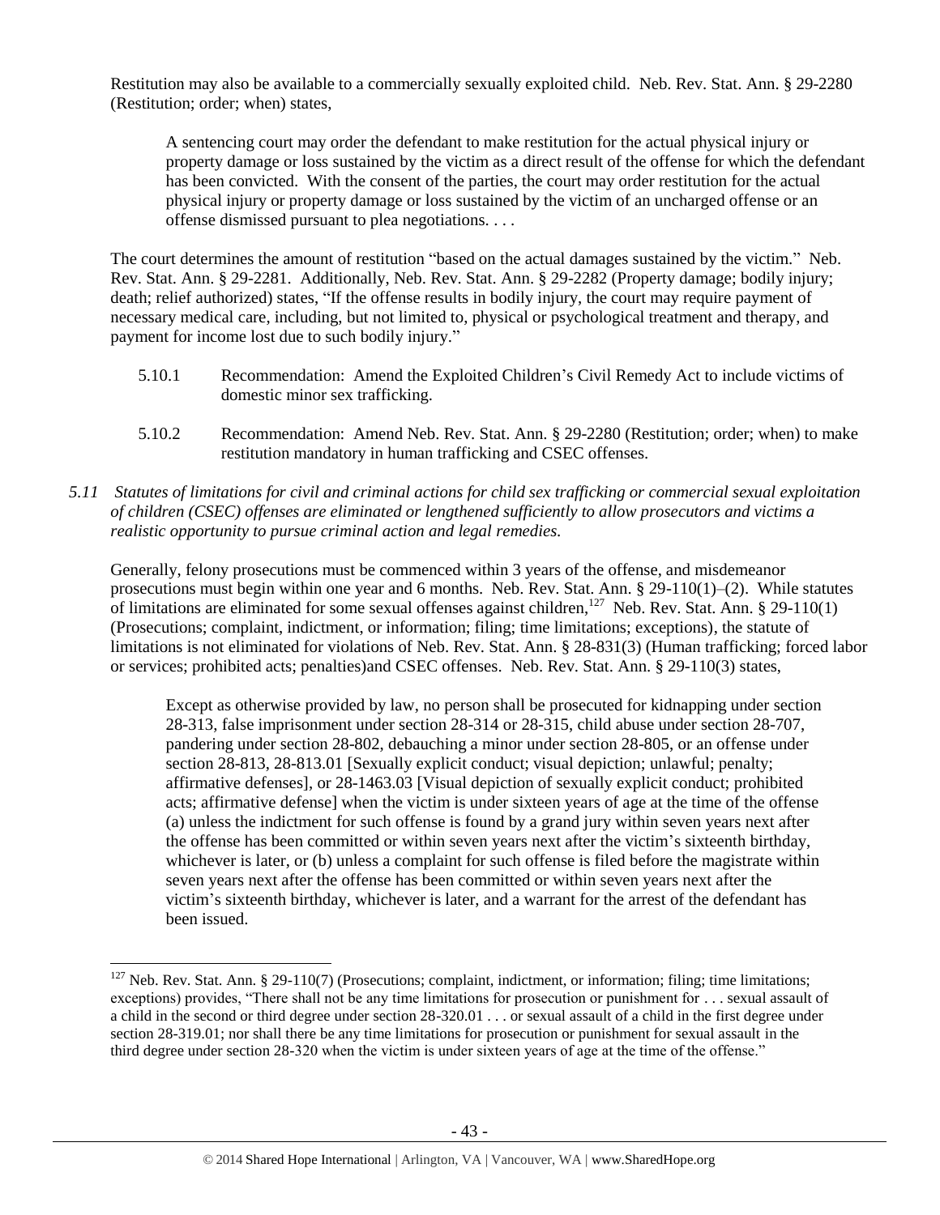Restitution may also be available to a commercially sexually exploited child. Neb. Rev. Stat. Ann. § 29-2280 (Restitution; order; when) states,

> A sentencing court may order the defendant to make restitution for the actual physical injury or property damage or loss sustained by the victim as a direct result of the offense for which the defendant has been convicted. With the consent of the parties, the court may order restitution for the actual physical injury or property damage or loss sustained by the victim of an uncharged offense or an offense dismissed pursuant to plea negotiations. . . .

The court determines the amount of restitution "based on the actual damages sustained by the victim." Neb. Rev. Stat. Ann. § 29-2281. Additionally, Neb. Rev. Stat. Ann. § 29-2282 (Property damage; bodily injury; death; relief authorized) states, "If the offense results in bodily injury, the court may require payment of necessary medical care, including, but not limited to, physical or psychological treatment and therapy, and payment for income lost due to such bodily injury."

5.10.1 Recommendation: Amend the Exploited Children's Civil Remedy Act to include victims of domestic minor sex trafficking.

5.10.2 Recommendation: Amend Neb. Rev. Stat. Ann. § 29-2280 (Restitution; order; when) to make restitution mandatory in human trafficking and CSEC offenses.

*5.11 Statutes of limitations for civil and criminal actions for child sex trafficking or commercial sexual exploitation of children (CSEC) offenses are eliminated or lengthened sufficiently to allow prosecutors and victims a realistic opportunity to pursue criminal action and legal remedies.*

Generally, felony prosecutions must be commenced within 3 years of the offense, and misdemeanor prosecutions must begin within one year and 6 months. Neb. Rev. Stat. Ann. § 29-110(1)–(2). While statutes of limitations are eliminated for some sexual offenses against children,[127] Neb. Rev. Stat. Ann. § 29-110(1) (Prosecutions; complaint, indictment, or information; filing; time limitations; exceptions), the statute of limitations is not eliminated for violations of Neb. Rev. Stat. Ann. § 28-831(3) (Human trafficking; forced labor or services; prohibited acts; penalties)and CSEC offenses. Neb. Rev. Stat. Ann. § 29-110(3) states,

> Except as otherwise provided by law, no person shall be prosecuted for kidnapping under section 28-313, false imprisonment under section 28-314 or 28-315, child abuse under section 28-707, pandering under section 28-802, debauching a minor under section 28-805, or an offense under section 28-813, 28-813.01 [Sexually explicit conduct; visual depiction; unlawful; penalty; affirmative defenses], or 28-1463.03 [Visual depiction of sexually explicit conduct; prohibited acts; affirmative defense] when the victim is under sixteen years of age at the time of the offense (a) unless the indictment for such offense is found by a grand jury within seven years next after the offense has been committed or within seven years next after the victim's sixteenth birthday, whichever is later, or (b) unless a complaint for such offense is filed before the magistrate within seven years next after the offense has been committed or within seven years next after the victim's sixteenth birthday, whichever is later, and a warrant for the arrest of the defendant has been issued.

---

[127] Neb. Rev. Stat. Ann. § 29-110(7) (Prosecutions; complaint, indictment, or information; filing; time limitations; exceptions) provides, "There shall not be any time limitations for prosecution or punishment for . . . sexual assault of a child in the second or third degree under section 28-320.01 . . . or sexual assault of a child in the first degree under section 28-319.01; nor shall there be any time limitations for prosecution or punishment for sexual assault in the third degree under section 28-320 when the victim is under sixteen years of age at the time of the offense."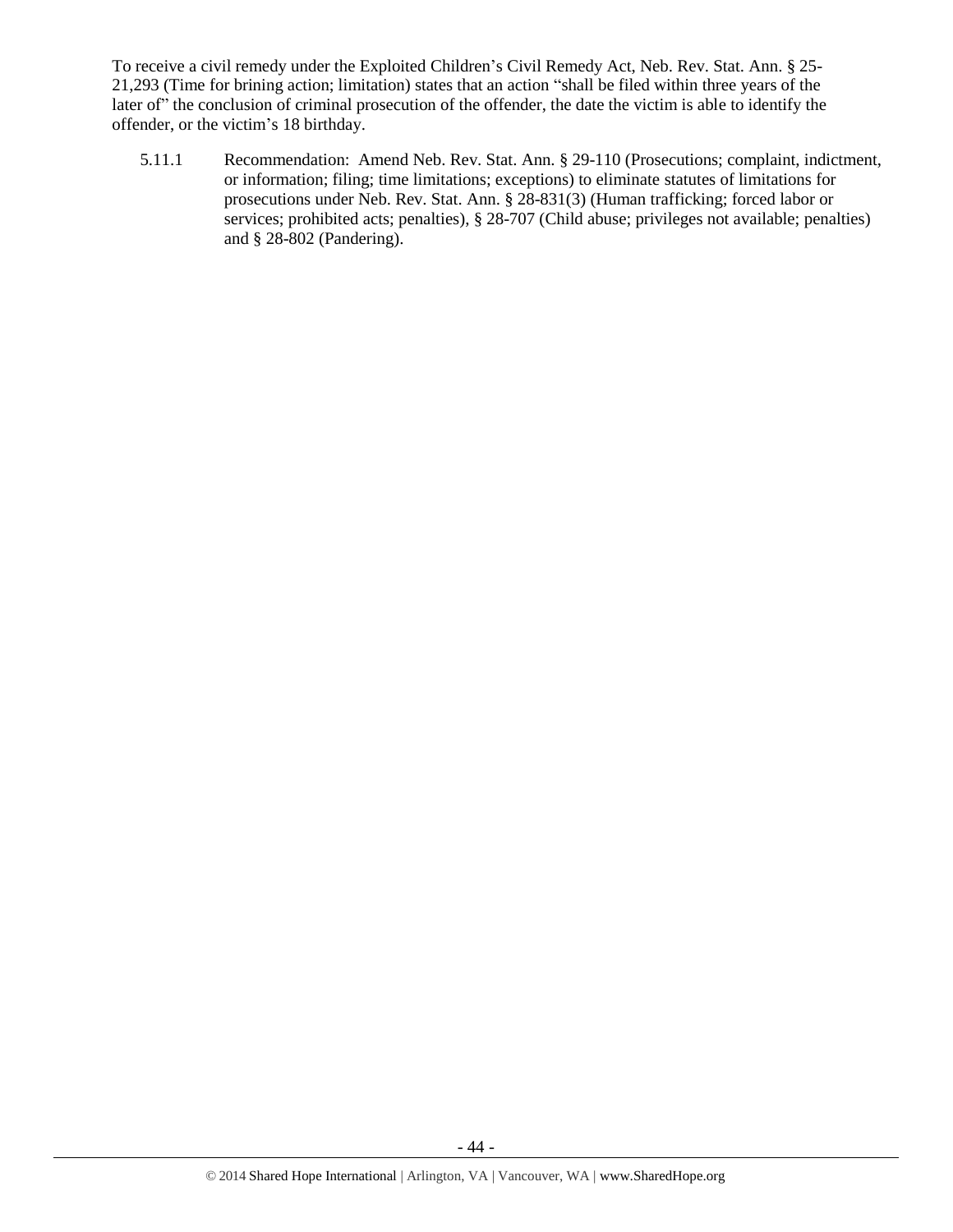To receive a civil remedy under the Exploited Children's Civil Remedy Act, Neb. Rev. Stat. Ann. § 25-21,293 (Time for brining action; limitation) states that an action "shall be filed within three years of the later of" the conclusion of criminal prosecution of the offender, the date the victim is able to identify the offender, or the victim's 18 birthday.

5.11.1 Recommendation: Amend Neb. Rev. Stat. Ann. § 29-110 (Prosecutions; complaint, indictment, or information; filing; time limitations; exceptions) to eliminate statutes of limitations for prosecutions under Neb. Rev. Stat. Ann. § 28-831(3) (Human trafficking; forced labor or services; prohibited acts; penalties), § 28-707 (Child abuse; privileges not available; penalties) and § 28-802 (Pandering).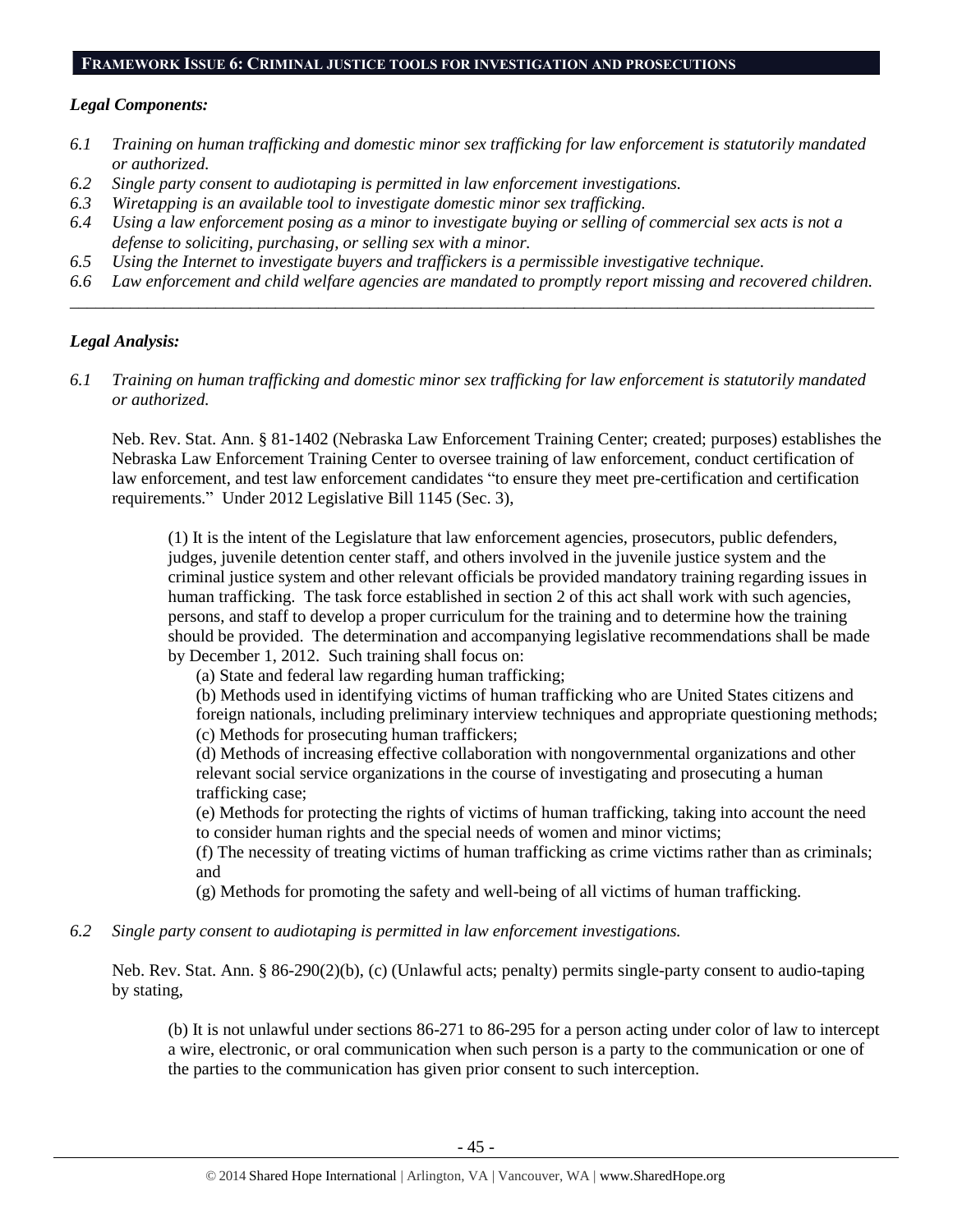## FRAMEWORK ISSUE 6: CRIMINAL JUSTICE TOOLS FOR INVESTIGATION AND PROSECUTIONS

### *Legal Components:*

*6.1 Training on human trafficking and domestic minor sex trafficking for law enforcement is statutorily mandated or authorized.*
*6.2 Single party consent to audiotaping is permitted in law enforcement investigations.*
*6.3 Wiretapping is an available tool to investigate domestic minor sex trafficking.*
*6.4 Using a law enforcement posing as a minor to investigate buying or selling of commercial sex acts is not a defense to soliciting, purchasing, or selling sex with a minor.*
*6.5 Using the Internet to investigate buyers and traffickers is a permissible investigative technique.*
*6.6 Law enforcement and child welfare agencies are mandated to promptly report missing and recovered children.*

---

### *Legal Analysis:*

*6.1 Training on human trafficking and domestic minor sex trafficking for law enforcement is statutorily mandated or authorized.*

Neb. Rev. Stat. Ann. § 81-1402 (Nebraska Law Enforcement Training Center; created; purposes) establishes the Nebraska Law Enforcement Training Center to oversee training of law enforcement, conduct certification of law enforcement, and test law enforcement candidates "to ensure they meet pre-certification and certification requirements." Under 2012 Legislative Bill 1145 (Sec. 3),

> (1) It is the intent of the Legislature that law enforcement agencies, prosecutors, public defenders, judges, juvenile detention center staff, and others involved in the juvenile justice system and the criminal justice system and other relevant officials be provided mandatory training regarding issues in human trafficking. The task force established in section 2 of this act shall work with such agencies, persons, and staff to develop a proper curriculum for the training and to determine how the training should be provided. The determination and accompanying legislative recommendations shall be made by December 1, 2012. Such training shall focus on:
>
> (a) State and federal law regarding human trafficking;
>
> (b) Methods used in identifying victims of human trafficking who are United States citizens and foreign nationals, including preliminary interview techniques and appropriate questioning methods;
>
> (c) Methods for prosecuting human traffickers;
>
> (d) Methods of increasing effective collaboration with nongovernmental organizations and other relevant social service organizations in the course of investigating and prosecuting a human trafficking case;
>
> (e) Methods for protecting the rights of victims of human trafficking, taking into account the need to consider human rights and the special needs of women and minor victims;
>
> (f) The necessity of treating victims of human trafficking as crime victims rather than as criminals; and
>
> (g) Methods for promoting the safety and well-being of all victims of human trafficking.

*6.2 Single party consent to audiotaping is permitted in law enforcement investigations.*

Neb. Rev. Stat. Ann. § 86-290(2)(b), (c) (Unlawful acts; penalty) permits single-party consent to audio-taping by stating,

> (b) It is not unlawful under sections 86-271 to 86-295 for a person acting under color of law to intercept a wire, electronic, or oral communication when such person is a party to the communication or one of the parties to the communication has given prior consent to such interception.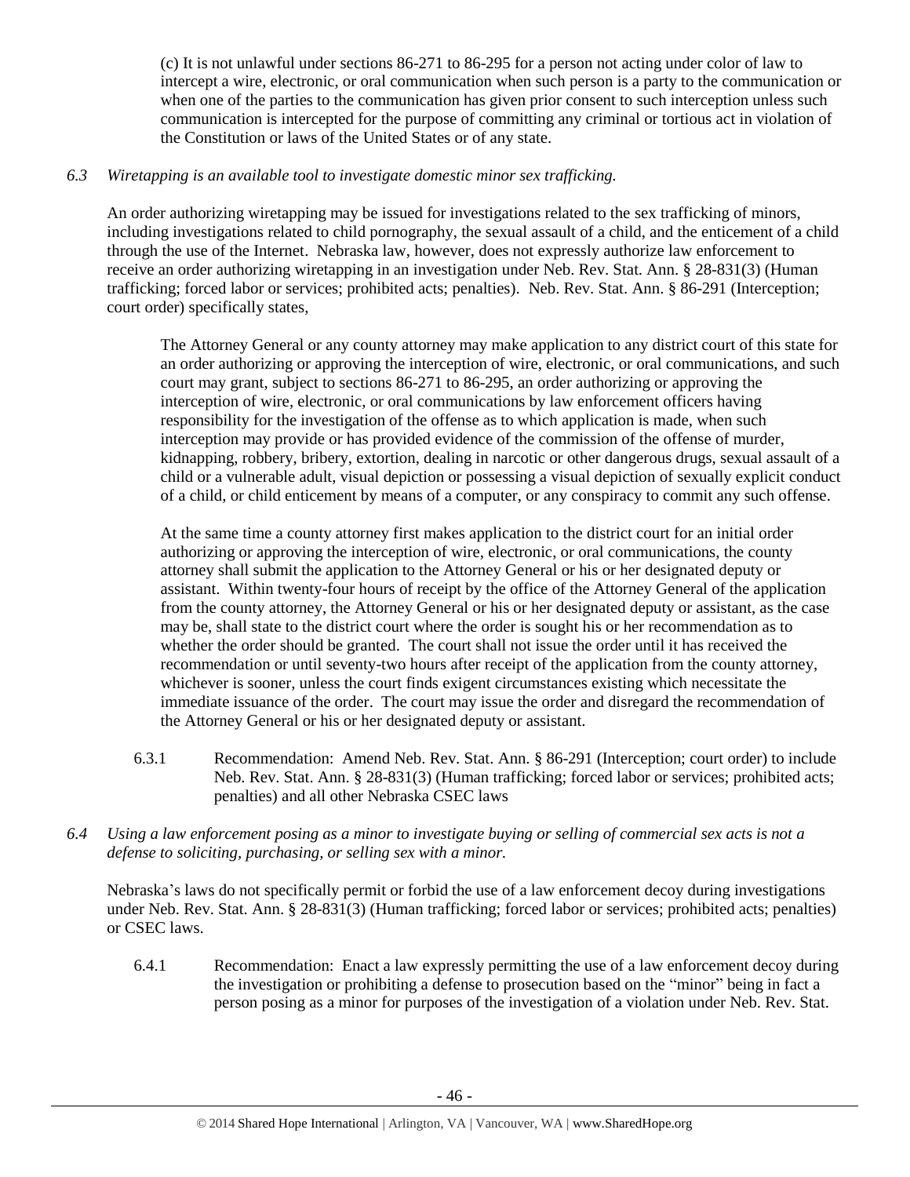(c) It is not unlawful under sections 86-271 to 86-295 for a person not acting under color of law to intercept a wire, electronic, or oral communication when such person is a party to the communication or when one of the parties to the communication has given prior consent to such interception unless such communication is intercepted for the purpose of committing any criminal or tortious act in violation of the Constitution or laws of the United States or of any state.

*6.3 Wiretapping is an available tool to investigate domestic minor sex trafficking.*

An order authorizing wiretapping may be issued for investigations related to the sex trafficking of minors, including investigations related to child pornography, the sexual assault of a child, and the enticement of a child through the use of the Internet. Nebraska law, however, does not expressly authorize law enforcement to receive an order authorizing wiretapping in an investigation under Neb. Rev. Stat. Ann. § 28-831(3) (Human trafficking; forced labor or services; prohibited acts; penalties). Neb. Rev. Stat. Ann. § 86-291 (Interception; court order) specifically states,

> The Attorney General or any county attorney may make application to any district court of this state for an order authorizing or approving the interception of wire, electronic, or oral communications, and such court may grant, subject to sections 86-271 to 86-295, an order authorizing or approving the interception of wire, electronic, or oral communications by law enforcement officers having responsibility for the investigation of the offense as to which application is made, when such interception may provide or has provided evidence of the commission of the offense of murder, kidnapping, robbery, bribery, extortion, dealing in narcotic or other dangerous drugs, sexual assault of a child or a vulnerable adult, visual depiction or possessing a visual depiction of sexually explicit conduct of a child, or child enticement by means of a computer, or any conspiracy to commit any such offense.
>
> At the same time a county attorney first makes application to the district court for an initial order authorizing or approving the interception of wire, electronic, or oral communications, the county attorney shall submit the application to the Attorney General or his or her designated deputy or assistant. Within twenty-four hours of receipt by the office of the Attorney General of the application from the county attorney, the Attorney General or his or her designated deputy or assistant, as the case may be, shall state to the district court where the order is sought his or her recommendation as to whether the order should be granted. The court shall not issue the order until it has received the recommendation or until seventy-two hours after receipt of the application from the county attorney, whichever is sooner, unless the court finds exigent circumstances existing which necessitate the immediate issuance of the order. The court may issue the order and disregard the recommendation of the Attorney General or his or her designated deputy or assistant.

6.3.1 Recommendation: Amend Neb. Rev. Stat. Ann. § 86-291 (Interception; court order) to include Neb. Rev. Stat. Ann. § 28-831(3) (Human trafficking; forced labor or services; prohibited acts; penalties) and all other Nebraska CSEC laws

*6.4 Using a law enforcement posing as a minor to investigate buying or selling of commercial sex acts is not a defense to soliciting, purchasing, or selling sex with a minor.*

Nebraska's laws do not specifically permit or forbid the use of a law enforcement decoy during investigations under Neb. Rev. Stat. Ann. § 28-831(3) (Human trafficking; forced labor or services; prohibited acts; penalties) or CSEC laws.

6.4.1 Recommendation: Enact a law expressly permitting the use of a law enforcement decoy during the investigation or prohibiting a defense to prosecution based on the "minor" being in fact a person posing as a minor for purposes of the investigation of a violation under Neb. Rev. Stat.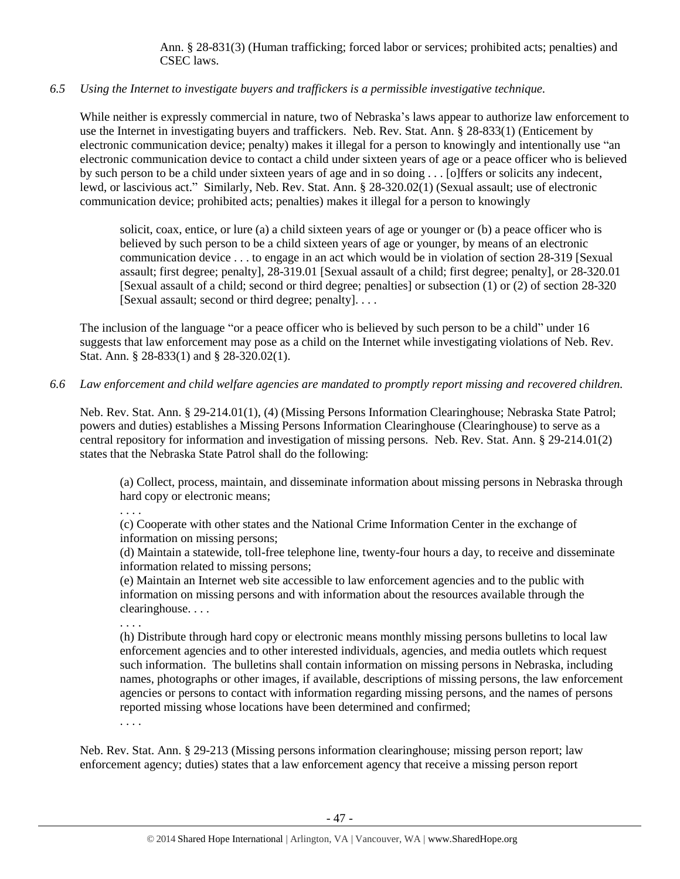Ann. § 28-831(3) (Human trafficking; forced labor or services; prohibited acts; penalties) and CSEC laws.

*6.5 Using the Internet to investigate buyers and traffickers is a permissible investigative technique.*

While neither is expressly commercial in nature, two of Nebraska's laws appear to authorize law enforcement to use the Internet in investigating buyers and traffickers. Neb. Rev. Stat. Ann. § 28-833(1) (Enticement by electronic communication device; penalty) makes it illegal for a person to knowingly and intentionally use "an electronic communication device to contact a child under sixteen years of age or a peace officer who is believed by such person to be a child under sixteen years of age and in so doing . . . [o]ffers or solicits any indecent, lewd, or lascivious act." Similarly, Neb. Rev. Stat. Ann. § 28-320.02(1) (Sexual assault; use of electronic communication device; prohibited acts; penalties) makes it illegal for a person to knowingly

> solicit, coax, entice, or lure (a) a child sixteen years of age or younger or (b) a peace officer who is believed by such person to be a child sixteen years of age or younger, by means of an electronic communication device . . . to engage in an act which would be in violation of section 28-319 [Sexual assault; first degree; penalty], 28-319.01 [Sexual assault of a child; first degree; penalty], or 28-320.01 [Sexual assault of a child; second or third degree; penalties] or subsection (1) or (2) of section 28-320 [Sexual assault; second or third degree; penalty]. . . .

The inclusion of the language "or a peace officer who is believed by such person to be a child" under 16 suggests that law enforcement may pose as a child on the Internet while investigating violations of Neb. Rev. Stat. Ann. § 28-833(1) and § 28-320.02(1).

*6.6 Law enforcement and child welfare agencies are mandated to promptly report missing and recovered children.*

Neb. Rev. Stat. Ann. § 29-214.01(1), (4) (Missing Persons Information Clearinghouse; Nebraska State Patrol; powers and duties) establishes a Missing Persons Information Clearinghouse (Clearinghouse) to serve as a central repository for information and investigation of missing persons. Neb. Rev. Stat. Ann. § 29-214.01(2) states that the Nebraska State Patrol shall do the following:

> (a) Collect, process, maintain, and disseminate information about missing persons in Nebraska through hard copy or electronic means;
>
> . . . .
>
> (c) Cooperate with other states and the National Crime Information Center in the exchange of information on missing persons;
>
> (d) Maintain a statewide, toll-free telephone line, twenty-four hours a day, to receive and disseminate information related to missing persons;
>
> (e) Maintain an Internet web site accessible to law enforcement agencies and to the public with information on missing persons and with information about the resources available through the clearinghouse. . . .
>
> . . . .
>
> (h) Distribute through hard copy or electronic means monthly missing persons bulletins to local law enforcement agencies and to other interested individuals, agencies, and media outlets which request such information. The bulletins shall contain information on missing persons in Nebraska, including names, photographs or other images, if available, descriptions of missing persons, the law enforcement agencies or persons to contact with information regarding missing persons, and the names of persons reported missing whose locations have been determined and confirmed;
>
> . . . .

Neb. Rev. Stat. Ann. § 29-213 (Missing persons information clearinghouse; missing person report; law enforcement agency; duties) states that a law enforcement agency that receive a missing person report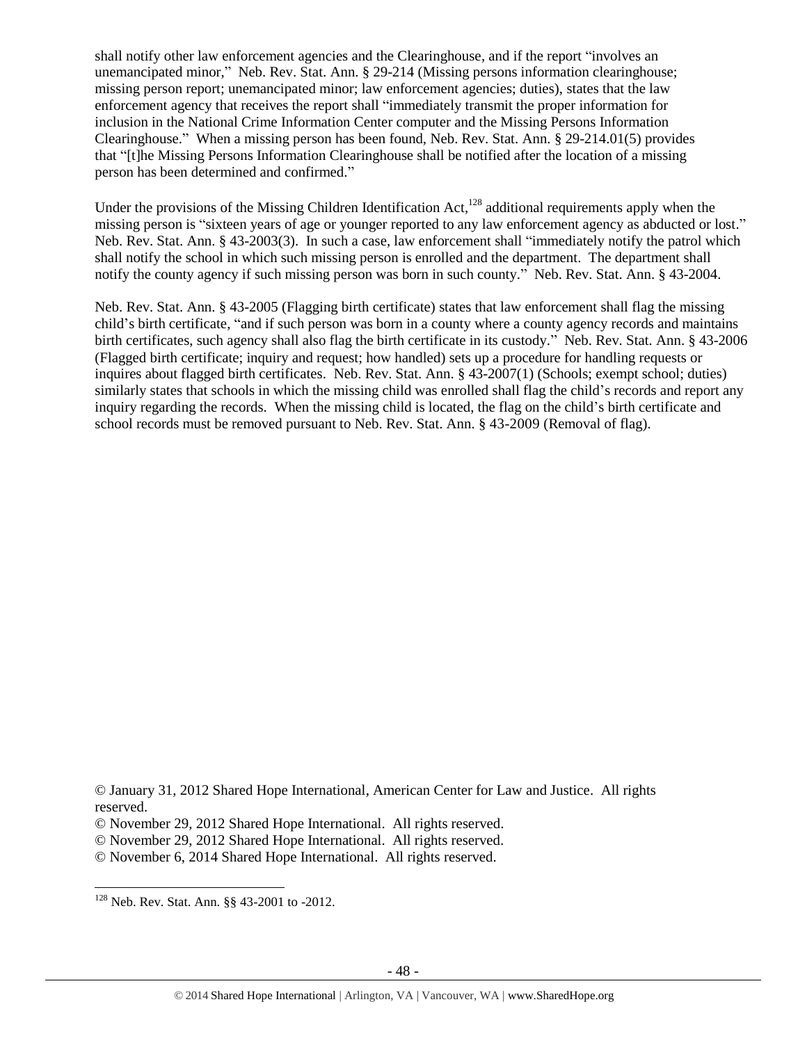shall notify other law enforcement agencies and the Clearinghouse, and if the report "involves an unemancipated minor," Neb. Rev. Stat. Ann. § 29-214 (Missing persons information clearinghouse; missing person report; unemancipated minor; law enforcement agencies; duties), states that the law enforcement agency that receives the report shall "immediately transmit the proper information for inclusion in the National Center Information Center computer and the Missing Persons Information Clearinghouse." When a missing person has been found, Neb. Rev. Stat. Ann. § 29-214.01(5) provides that "[t]he Missing Persons Information Clearinghouse shall be notified after the location of a missing person has been determined and confirmed."

Under the provisions of the Missing Children Identification Act,[128] additional requirements apply when the missing person is "sixteen years of age or younger reported to any law enforcement agency as abducted or lost." Neb. Rev. Stat. Ann. § 43-2003(3). In such a case, law enforcement shall "immediately notify the patrol which shall notify the school in which such missing person is enrolled and the department. The department shall notify the county agency if such missing person was born in such county." Neb. Rev. Stat. Ann. § 43-2004.

Neb. Rev. Stat. Ann. § 43-2005 (Flagging birth certificate) states that law enforcement shall flag the missing child's birth certificate, "and if such person was born in a county where a county agency records and maintains birth certificates, such agency shall also flag the birth certificate in its custody." Neb. Rev. Stat. Ann. § 43-2006 (Flagged birth certificate; inquiry and request; how handled) sets up a procedure for handling requests or inquires about flagged birth certificates. Neb. Rev. Stat. Ann. § 43-2007(1) (Schools; exempt school; duties) similarly states that schools in which the missing child was enrolled shall flag the child's records and report any inquiry regarding the records. When the missing child is located, the flag on the child's birth certificate and school records must be removed pursuant to Neb. Rev. Stat. Ann. § 43-2009 (Removal of flag).

© January 31, 2012 Shared Hope International, American Center for Law and Justice. All rights reserved.

© November 29, 2012 Shared Hope International. All rights reserved.

© November 29, 2012 Shared Hope International. All rights reserved.

© November 6, 2014 Shared Hope International. All rights reserved.

[128] Neb. Rev. Stat. Ann. §§ 43-2001 to -2012.